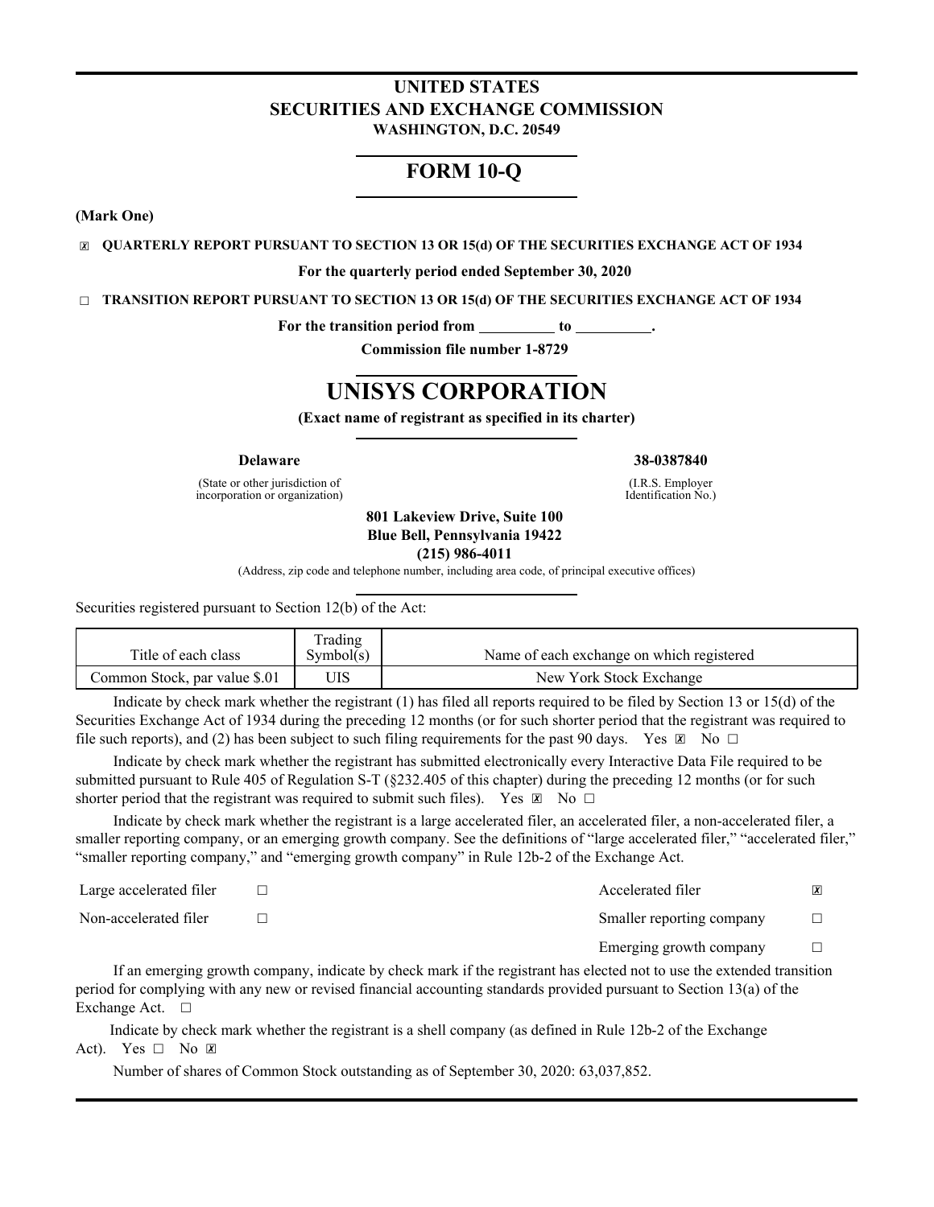# UNITED STATES
# SECURITIES AND EXCHANGE COMMISSION
**WASHINGTON, D.C. 20549**

# FORM 10-Q

**(Mark One)**

☒ **QUARTERLY REPORT PURSUANT TO SECTION 13 OR 15(d) OF THE SECURITIES EXCHANGE ACT OF 1934**

**For the quarterly period ended September 30, 2020**

☐ **TRANSITION REPORT PURSUANT TO SECTION 13 OR 15(d) OF THE SECURITIES EXCHANGE ACT OF 1934**

**For the transition period from __________ to __________.**

**Commission file number 1-8729**

# UNISYS CORPORATION

**(Exact name of registrant as specified in its charter)**

| **Delaware** | **38-0387840** |
|---|---|
| (State or other jurisdiction of incorporation or organization) | (I.R.S. Employer Identification No.) |

**801 Lakeview Drive, Suite 100**
**Blue Bell, Pennsylvania 19422**
**(215) 986-4011**

(Address, zip code and telephone number, including area code, of principal executive offices)

Securities registered pursuant to Section 12(b) of the Act:

| Title of each class | Trading Symbol(s) | Name of each exchange on which registered |
|---|---|---|
| Common Stock, par value $.01 | UIS | New York Stock Exchange |

Indicate by check mark whether the registrant (1) has filed all reports required to be filed by Section 13 or 15(d) of the Securities Exchange Act of 1934 during the preceding 12 months (or for such shorter period that the registrant was required to file such reports), and (2) has been subject to such filing requirements for the past 90 days. Yes ☒ No ☐

Indicate by check mark whether the registrant has submitted electronically every Interactive Data File required to be submitted pursuant to Rule 405 of Regulation S-T (§232.405 of this chapter) during the preceding 12 months (or for such shorter period that the registrant was required to submit such files). Yes ☒ No ☐

Indicate by check mark whether the registrant is a large accelerated filer, an accelerated filer, a non-accelerated filer, a smaller reporting company, or an emerging growth company. See the definitions of "large accelerated filer," "accelerated filer," "smaller reporting company," and "emerging growth company" in Rule 12b-2 of the Exchange Act.

| | | | |
|---|---|---|---|
| Large accelerated filer | ☐ | Accelerated filer | ☒ |
| Non-accelerated filer | ☐ | Smaller reporting company | ☐ |
| | | Emerging growth company | ☐ |

If an emerging growth company, indicate by check mark if the registrant has elected not to use the extended transition period for complying with any new or revised financial accounting standards provided pursuant to Section 13(a) of the Exchange Act. ☐

Indicate by check mark whether the registrant is a shell company (as defined in Rule 12b-2 of the Exchange Act). Yes ☐ No ☒

Number of shares of Common Stock outstanding as of September 30, 2020: 63,037,852.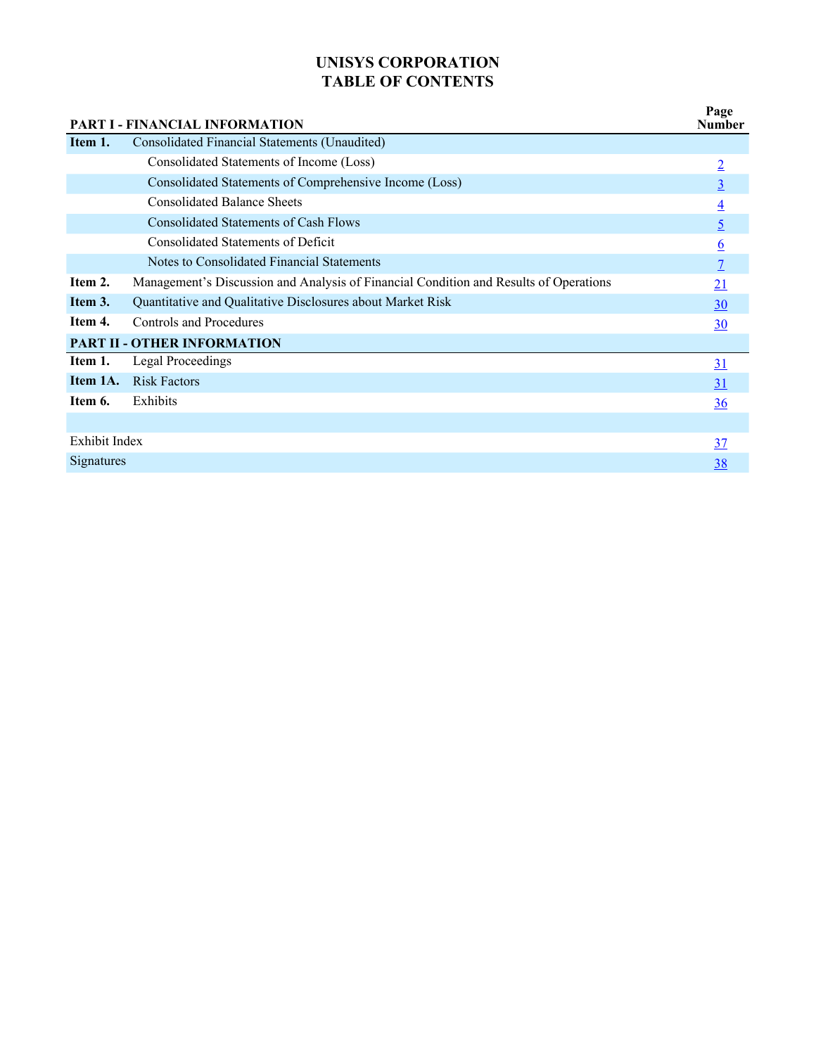# UNISYS CORPORATION
## TABLE OF CONTENTS

| PART I - FINANCIAL INFORMATION | | Page Number |
|---|---|---|
| **Item 1.** | Consolidated Financial Statements (Unaudited) | |
| | Consolidated Statements of Income (Loss) | 2 |
| | Consolidated Statements of Comprehensive Income (Loss) | 3 |
| | Consolidated Balance Sheets | 4 |
| | Consolidated Statements of Cash Flows | 5 |
| | Consolidated Statements of Deficit | 6 |
| | Notes to Consolidated Financial Statements | 7 |
| **Item 2.** | Management's Discussion and Analysis of Financial Condition and Results of Operations | 21 |
| **Item 3.** | Quantitative and Qualitative Disclosures about Market Risk | 30 |
| **Item 4.** | Controls and Procedures | 30 |
| **PART II - OTHER INFORMATION** | | |
| **Item 1.** | Legal Proceedings | 31 |
| **Item 1A.** | Risk Factors | 31 |
| **Item 6.** | Exhibits | 36 |
| | | |
| Exhibit Index | | 37 |
| Signatures | | 38 |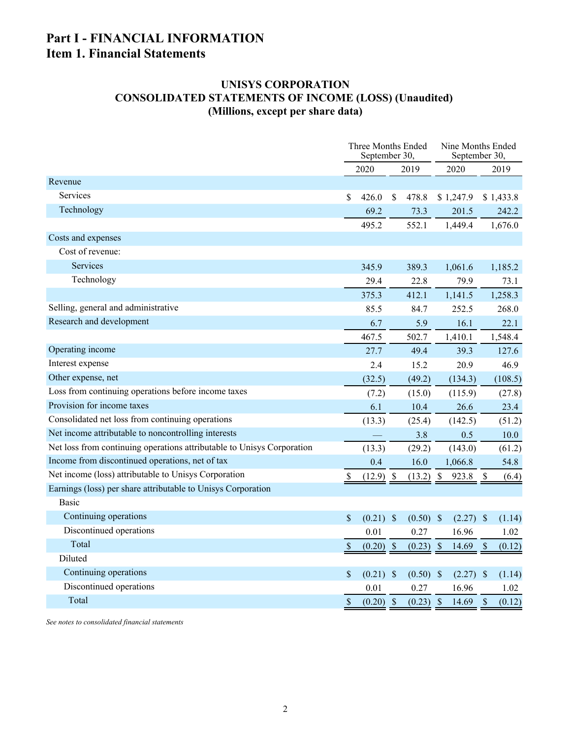# Part I - FINANCIAL INFORMATION
## Item 1. Financial Statements

### UNISYS CORPORATION
### CONSOLIDATED STATEMENTS OF INCOME (LOSS) (Unaudited)
### (Millions, except per share data)

| | Three Months Ended September 30, | | Nine Months Ended September 30, | |
|---|---|---|---|---|
| | 2020 | 2019 | 2020 | 2019 |
| Revenue | | | | |
| Services | $ 426.0 | $ 478.8 | $ 1,247.9 | $ 1,433.8 |
| Technology | 69.2 | 73.3 | 201.5 | 242.2 |
| | 495.2 | 552.1 | 1,449.4 | 1,676.0 |
| Costs and expenses | | | | |
| Cost of revenue: | | | | |
| Services | 345.9 | 389.3 | 1,061.6 | 1,185.2 |
| Technology | 29.4 | 22.8 | 79.9 | 73.1 |
| | 375.3 | 412.1 | 1,141.5 | 1,258.3 |
| Selling, general and administrative | 85.5 | 84.7 | 252.5 | 268.0 |
| Research and development | 6.7 | 5.9 | 16.1 | 22.1 |
| | 467.5 | 502.7 | 1,410.1 | 1,548.4 |
| Operating income | 27.7 | 49.4 | 39.3 | 127.6 |
| Interest expense | 2.4 | 15.2 | 20.9 | 46.9 |
| Other expense, net | (32.5) | (49.2) | (134.3) | (108.5) |
| Loss from continuing operations before income taxes | (7.2) | (15.0) | (115.9) | (27.8) |
| Provision for income taxes | 6.1 | 10.4 | 26.6 | 23.4 |
| Consolidated net loss from continuing operations | (13.3) | (25.4) | (142.5) | (51.2) |
| Net income attributable to noncontrolling interests | — | 3.8 | 0.5 | 10.0 |
| Net loss from continuing operations attributable to Unisys Corporation | (13.3) | (29.2) | (143.0) | (61.2) |
| Income from discontinued operations, net of tax | 0.4 | 16.0 | 1,066.8 | 54.8 |
| Net income (loss) attributable to Unisys Corporation | $ (12.9) | $ (13.2) | $ 923.8 | $ (6.4) |
| Earnings (loss) per share attributable to Unisys Corporation | | | | |
| Basic | | | | |
| Continuing operations | $ (0.21) | $ (0.50) | $ (2.27) | $ (1.14) |
| Discontinued operations | 0.01 | 0.27 | 16.96 | 1.02 |
| Total | $ (0.20) | $ (0.23) | $ 14.69 | $ (0.12) |
| Diluted | | | | |
| Continuing operations | $ (0.21) | $ (0.50) | $ (2.27) | $ (1.14) |
| Discontinued operations | 0.01 | 0.27 | 16.96 | 1.02 |
| Total | $ (0.20) | $ (0.23) | $ 14.69 | $ (0.12) |

*See notes to consolidated financial statements*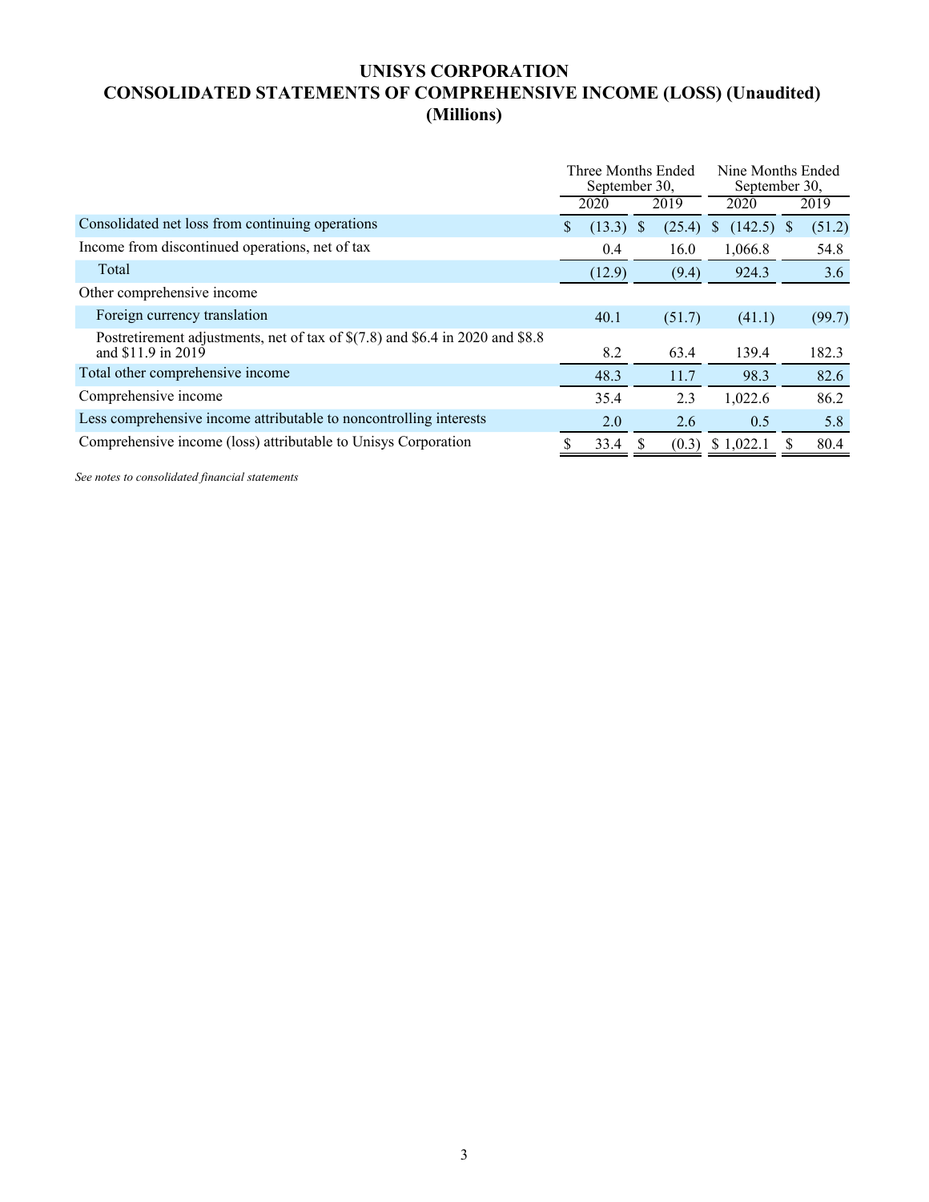# UNISYS CORPORATION
## CONSOLIDATED STATEMENTS OF COMPREHENSIVE INCOME (LOSS) (Unaudited)
### (Millions)

| | Three Months Ended September 30, | | Nine Months Ended September 30, | |
|---|---|---|---|---|
| | 2020 | 2019 | 2020 | 2019 |
| Consolidated net loss from continuing operations | $ (13.3) | $ (25.4) | $ (142.5) | $ (51.2) |
| Income from discontinued operations, net of tax | 0.4 | 16.0 | 1,066.8 | 54.8 |
| Total | (12.9) | (9.4) | 924.3 | 3.6 |
| Other comprehensive income | | | | |
| Foreign currency translation | 40.1 | (51.7) | (41.1) | (99.7) |
| Postretirement adjustments, net of tax of $(7.8) and $6.4 in 2020 and $8.8 and $11.9 in 2019 | 8.2 | 63.4 | 139.4 | 182.3 |
| Total other comprehensive income | 48.3 | 11.7 | 98.3 | 82.6 |
| Comprehensive income | 35.4 | 2.3 | 1,022.6 | 86.2 |
| Less comprehensive income attributable to noncontrolling interests | 2.0 | 2.6 | 0.5 | 5.8 |
| Comprehensive income (loss) attributable to Unisys Corporation | $ 33.4 | $ (0.3) | $ 1,022.1 | $ 80.4 |

*See notes to consolidated financial statements*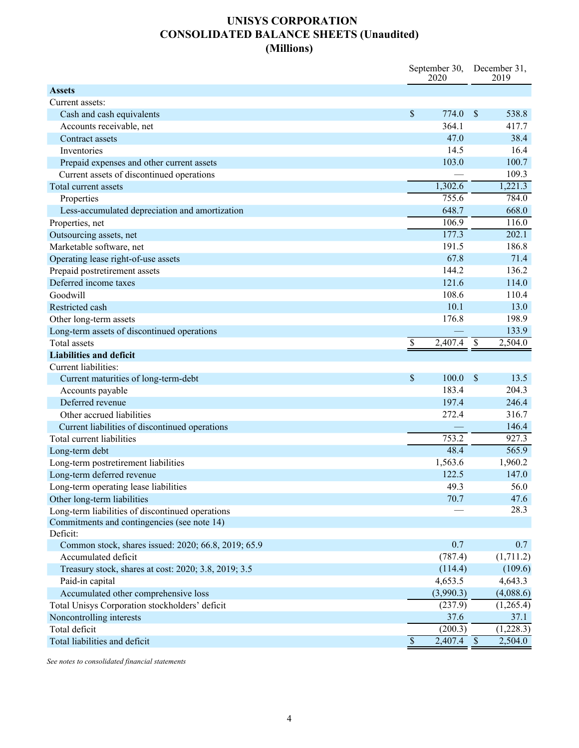# UNISYS CORPORATION
# CONSOLIDATED BALANCE SHEETS (Unaudited)
# (Millions)

| | September 30, 2020 | December 31, 2019 |
|---|---|---|
| **Assets** | | |
| Current assets: | | |
| Cash and cash equivalents | $ 774.0 | $ 538.8 |
| Accounts receivable, net | 364.1 | 417.7 |
| Contract assets | 47.0 | 38.4 |
| Inventories | 14.5 | 16.4 |
| Prepaid expenses and other current assets | 103.0 | 100.7 |
| Current assets of discontinued operations | — | 109.3 |
| Total current assets | 1,302.6 | 1,221.3 |
| Properties | 755.6 | 784.0 |
| Less-accumulated depreciation and amortization | 648.7 | 668.0 |
| Properties, net | 106.9 | 116.0 |
| Outsourcing assets, net | 177.3 | 202.1 |
| Marketable software, net | 191.5 | 186.8 |
| Operating lease right-of-use assets | 67.8 | 71.4 |
| Prepaid postretirement assets | 144.2 | 136.2 |
| Deferred income taxes | 121.6 | 114.0 |
| Goodwill | 108.6 | 110.4 |
| Restricted cash | 10.1 | 13.0 |
| Other long-term assets | 176.8 | 198.9 |
| Long-term assets of discontinued operations | — | 133.9 |
| Total assets | $ 2,407.4 | $ 2,504.0 |
| **Liabilities and deficit** | | |
| Current liabilities: | | |
| Current maturities of long-term-debt | $ 100.0 | $ 13.5 |
| Accounts payable | 183.4 | 204.3 |
| Deferred revenue | 197.4 | 246.4 |
| Other accrued liabilities | 272.4 | 316.7 |
| Current liabilities of discontinued operations | — | 146.4 |
| Total current liabilities | 753.2 | 927.3 |
| Long-term debt | 48.4 | 565.9 |
| Long-term postretirement liabilities | 1,563.6 | 1,960.2 |
| Long-term deferred revenue | 122.5 | 147.0 |
| Long-term operating lease liabilities | 49.3 | 56.0 |
| Other long-term liabilities | 70.7 | 47.6 |
| Long-term liabilities of discontinued operations | — | 28.3 |
| Commitments and contingencies (see note 14) | | |
| Deficit: | | |
| Common stock, shares issued: 2020; 66.8, 2019; 65.9 | 0.7 | 0.7 |
| Accumulated deficit | (787.4) | (1,711.2) |
| Treasury stock, shares at cost: 2020; 3.8, 2019; 3.5 | (114.4) | (109.6) |
| Paid-in capital | 4,653.5 | 4,643.3 |
| Accumulated other comprehensive loss | (3,990.3) | (4,088.6) |
| Total Unisys Corporation stockholders' deficit | (237.9) | (1,265.4) |
| Noncontrolling interests | 37.6 | 37.1 |
| Total deficit | (200.3) | (1,228.3) |
| Total liabilities and deficit | $ 2,407.4 | $ 2,504.0 |

*See notes to consolidated financial statements*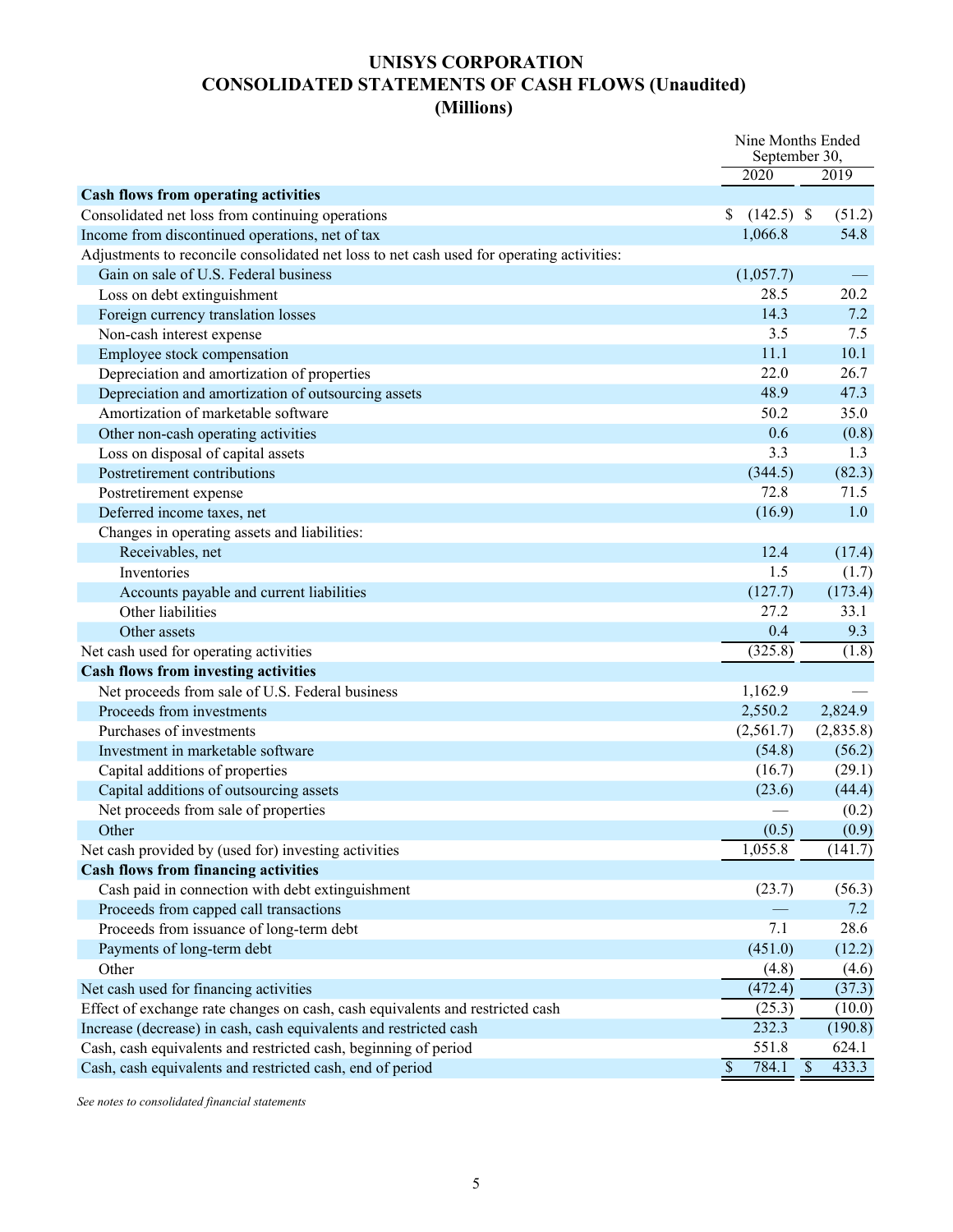# UNISYS CORPORATION
## CONSOLIDATED STATEMENTS OF CASH FLOWS (Unaudited)
### (Millions)

| | Nine Months Ended September 30, | |
|---|---|---|
| | 2020 | 2019 |
| **Cash flows from operating activities** | | |
| Consolidated net loss from continuing operations | $ (142.5) | $ (51.2) |
| Income from discontinued operations, net of tax | 1,066.8 | 54.8 |
| Adjustments to reconcile consolidated net loss to net cash used for operating activities: | | |
| Gain on sale of U.S. Federal business | (1,057.7) | — |
| Loss on debt extinguishment | 28.5 | 20.2 |
| Foreign currency translation losses | 14.3 | 7.2 |
| Non-cash interest expense | 3.5 | 7.5 |
| Employee stock compensation | 11.1 | 10.1 |
| Depreciation and amortization of properties | 22.0 | 26.7 |
| Depreciation and amortization of outsourcing assets | 48.9 | 47.3 |
| Amortization of marketable software | 50.2 | 35.0 |
| Other non-cash operating activities | 0.6 | (0.8) |
| Loss on disposal of capital assets | 3.3 | 1.3 |
| Postretirement contributions | (344.5) | (82.3) |
| Postretirement expense | 72.8 | 71.5 |
| Deferred income taxes, net | (16.9) | 1.0 |
| Changes in operating assets and liabilities: | | |
| Receivables, net | 12.4 | (17.4) |
| Inventories | 1.5 | (1.7) |
| Accounts payable and current liabilities | (127.7) | (173.4) |
| Other liabilities | 27.2 | 33.1 |
| Other assets | 0.4 | 9.3 |
| Net cash used for operating activities | (325.8) | (1.8) |
| **Cash flows from investing activities** | | |
| Net proceeds from sale of U.S. Federal business | 1,162.9 | — |
| Proceeds from investments | 2,550.2 | 2,824.9 |
| Purchases of investments | (2,561.7) | (2,835.8) |
| Investment in marketable software | (54.8) | (56.2) |
| Capital additions of properties | (16.7) | (29.1) |
| Capital additions of outsourcing assets | (23.6) | (44.4) |
| Net proceeds from sale of properties | — | (0.2) |
| Other | (0.5) | (0.9) |
| Net cash provided by (used for) investing activities | 1,055.8 | (141.7) |
| **Cash flows from financing activities** | | |
| Cash paid in connection with debt extinguishment | (23.7) | (56.3) |
| Proceeds from capped call transactions | — | 7.2 |
| Proceeds from issuance of long-term debt | 7.1 | 28.6 |
| Payments of long-term debt | (451.0) | (12.2) |
| Other | (4.8) | (4.6) |
| Net cash used for financing activities | (472.4) | (37.3) |
| Effect of exchange rate changes on cash, cash equivalents and restricted cash | (25.3) | (10.0) |
| Increase (decrease) in cash, cash equivalents and restricted cash | 232.3 | (190.8) |
| Cash, cash equivalents and restricted cash, beginning of period | 551.8 | 624.1 |
| Cash, cash equivalents and restricted cash, end of period | $ 784.1 | $ 433.3 |

*See notes to consolidated financial statements*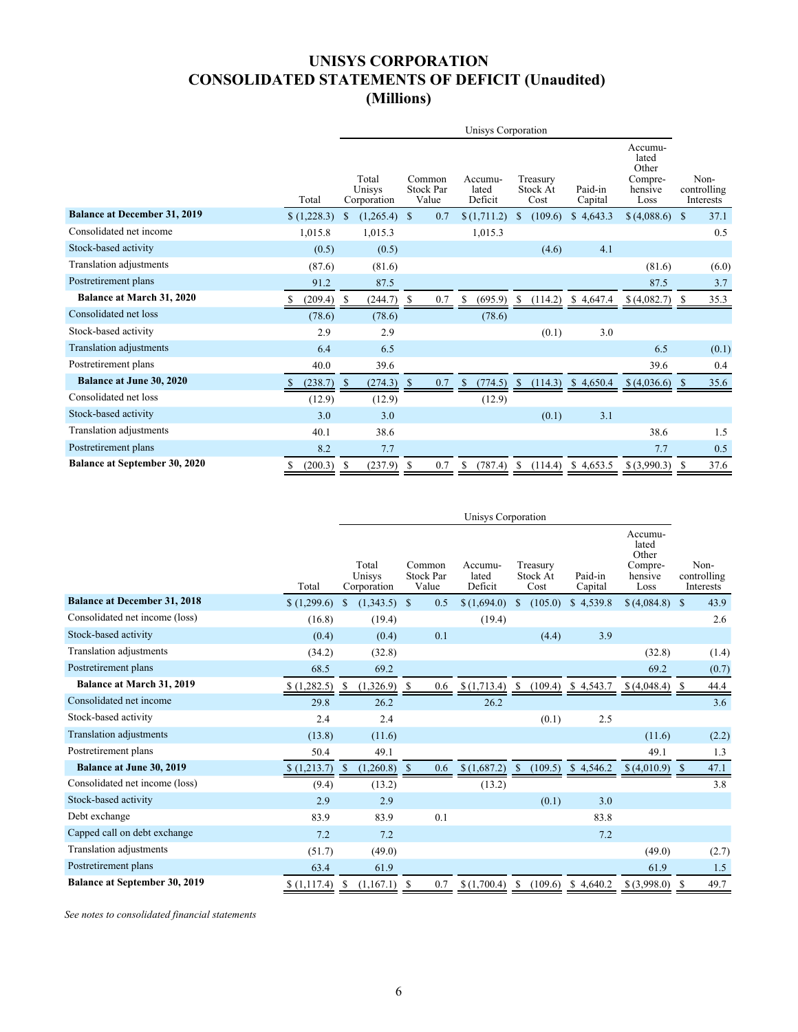# UNISYS CORPORATION
# CONSOLIDATED STATEMENTS OF DEFICIT (Unaudited)
# (Millions)

| | | Unisys Corporation | | | | | | |
|---|---|---|---|---|---|---|---|---|
| | Total | Total Unisys Corporation | Common Stock Par Value | Accumulated Deficit | Treasury Stock At Cost | Paid-in Capital | Accumulated Other Comprehensive Loss | Non-controlling Interests |
| **Balance at December 31, 2019** | $ (1,228.3) | $ (1,265.4) | $ 0.7 | $ (1,711.2) | $ (109.6) | $ 4,643.3 | $ (4,088.6) | $ 37.1 |
| Consolidated net income | 1,015.8 | 1,015.3 | | 1,015.3 | | | | 0.5 |
| Stock-based activity | (0.5) | (0.5) | | | (4.6) | 4.1 | | |
| Translation adjustments | (87.6) | (81.6) | | | | | (81.6) | (6.0) |
| Postretirement plans | 91.2 | 87.5 | | | | | 87.5 | 3.7 |
| **Balance at March 31, 2020** | $ (209.4) | $ (244.7) | $ 0.7 | $ (695.9) | $ (114.2) | $ 4,647.4 | $ (4,082.7) | $ 35.3 |
| Consolidated net loss | (78.6) | (78.6) | | (78.6) | | | | |
| Stock-based activity | 2.9 | 2.9 | | | (0.1) | 3.0 | | |
| Translation adjustments | 6.4 | 6.5 | | | | | 6.5 | (0.1) |
| Postretirement plans | 40.0 | 39.6 | | | | | 39.6 | 0.4 |
| **Balance at June 30, 2020** | $ (238.7) | $ (274.3) | $ 0.7 | $ (774.5) | $ (114.3) | $ 4,650.4 | $ (4,036.6) | $ 35.6 |
| Consolidated net loss | (12.9) | (12.9) | | (12.9) | | | | |
| Stock-based activity | 3.0 | 3.0 | | | (0.1) | 3.1 | | |
| Translation adjustments | 40.1 | 38.6 | | | | | 38.6 | 1.5 |
| Postretirement plans | 8.2 | 7.7 | | | | | 7.7 | 0.5 |
| **Balance at September 30, 2020** | $ (200.3) | $ (237.9) | $ 0.7 | $ (787.4) | $ (114.4) | $ 4,653.5 | $ (3,990.3) | $ 37.6 |

| | | Unisys Corporation | | | | | | |
|---|---|---|---|---|---|---|---|---|
| | Total | Total Unisys Corporation | Common Stock Par Value | Accumulated Deficit | Treasury Stock At Cost | Paid-in Capital | Accumulated Other Comprehensive Loss | Non-controlling Interests |
| **Balance at December 31, 2018** | $ (1,299.6) | $ (1,343.5) | $ 0.5 | $ (1,694.0) | $ (105.0) | $ 4,539.8 | $ (4,084.8) | $ 43.9 |
| Consolidated net income (loss) | (16.8) | (19.4) | | (19.4) | | | | 2.6 |
| Stock-based activity | (0.4) | (0.4) | 0.1 | | (4.4) | 3.9 | | |
| Translation adjustments | (34.2) | (32.8) | | | | | (32.8) | (1.4) |
| Postretirement plans | 68.5 | 69.2 | | | | | 69.2 | (0.7) |
| **Balance at March 31, 2019** | $ (1,282.5) | $ (1,326.9) | $ 0.6 | $ (1,713.4) | $ (109.4) | $ 4,543.7 | $ (4,048.4) | $ 44.4 |
| Consolidated net income | 29.8 | 26.2 | | 26.2 | | | | 3.6 |
| Stock-based activity | 2.4 | 2.4 | | | (0.1) | 2.5 | | |
| Translation adjustments | (13.8) | (11.6) | | | | | (11.6) | (2.2) |
| Postretirement plans | 50.4 | 49.1 | | | | | 49.1 | 1.3 |
| **Balance at June 30, 2019** | $ (1,213.7) | $ (1,260.8) | $ 0.6 | $ (1,687.2) | $ (109.5) | $ 4,546.2 | $ (4,010.9) | $ 47.1 |
| Consolidated net income (loss) | (9.4) | (13.2) | | (13.2) | | | | 3.8 |
| Stock-based activity | 2.9 | 2.9 | | | (0.1) | 3.0 | | |
| Debt exchange | 83.9 | 83.9 | 0.1 | | | 83.8 | | |
| Capped call on debt exchange | 7.2 | 7.2 | | | | 7.2 | | |
| Translation adjustments | (51.7) | (49.0) | | | | | (49.0) | (2.7) |
| Postretirement plans | 63.4 | 61.9 | | | | | 61.9 | 1.5 |
| **Balance at September 30, 2019** | $ (1,117.4) | $ (1,167.1) | $ 0.7 | $ (1,700.4) | $ (109.6) | $ 4,640.2 | $ (3,998.0) | $ 49.7 |

*See notes to consolidated financial statements*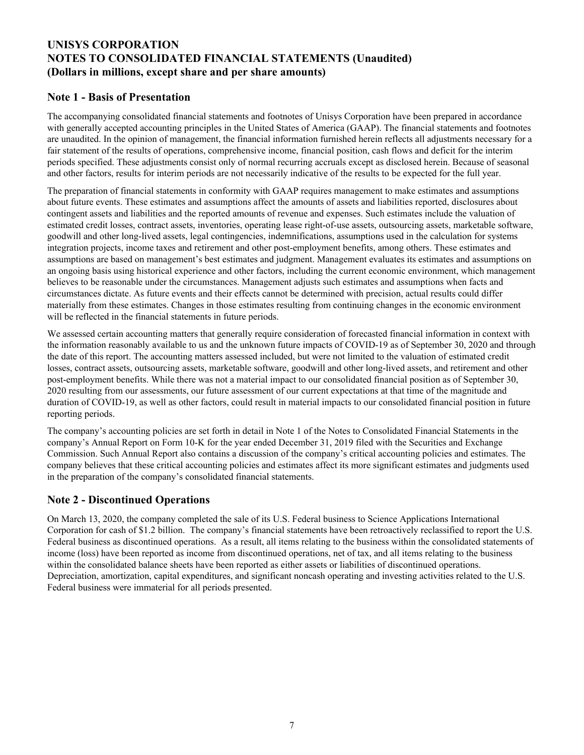**UNISYS CORPORATION**
**NOTES TO CONSOLIDATED FINANCIAL STATEMENTS (Unaudited)**
**(Dollars in millions, except share and per share amounts)**

## Note 1 - Basis of Presentation

The accompanying consolidated financial statements and footnotes of Unisys Corporation have been prepared in accordance with generally accepted accounting principles in the United States of America (GAAP). The financial statements and footnotes are unaudited. In the opinion of management, the financial information furnished herein reflects all adjustments necessary for a fair statement of the results of operations, comprehensive income, financial position, cash flows and deficit for the interim periods specified. These adjustments consist only of normal recurring accruals except as disclosed herein. Because of seasonal and other factors, results for interim periods are not necessarily indicative of the results to be expected for the full year.

The preparation of financial statements in conformity with GAAP requires management to make estimates and assumptions about future events. These estimates and assumptions affect the amounts of assets and liabilities reported, disclosures about contingent assets and liabilities and the reported amounts of revenue and expenses. Such estimates include the valuation of estimated credit losses, contract assets, inventories, operating lease right-of-use assets, outsourcing assets, marketable software, goodwill and other long-lived assets, legal contingencies, indemnifications, assumptions used in the calculation for systems integration projects, income taxes and retirement and other post-employment benefits, among others. These estimates and assumptions are based on management's best estimates and judgment. Management evaluates its estimates and assumptions on an ongoing basis using historical experience and other factors, including the current economic environment, which management believes to be reasonable under the circumstances. Management adjusts such estimates and assumptions when facts and circumstances dictate. As future events and their effects cannot be determined with precision, actual results could differ materially from these estimates. Changes in those estimates resulting from continuing changes in the economic environment will be reflected in the financial statements in future periods.

We assessed certain accounting matters that generally require consideration of forecasted financial information in context with the information reasonably available to us and the unknown future impacts of COVID-19 as of September 30, 2020 and through the date of this report. The accounting matters assessed included, but were not limited to the valuation of estimated credit losses, contract assets, outsourcing assets, marketable software, goodwill and other long-lived assets, and retirement and other post-employment benefits. While there was not a material impact to our consolidated financial position as of September 30, 2020 resulting from our assessments, our future assessment of our current expectations at that time of the magnitude and duration of COVID-19, as well as other factors, could result in material impacts to our consolidated financial position in future reporting periods.

The company's accounting policies are set forth in detail in Note 1 of the Notes to Consolidated Financial Statements in the company's Annual Report on Form 10-K for the year ended December 31, 2019 filed with the Securities and Exchange Commission. Such Annual Report also contains a discussion of the company's critical accounting policies and estimates. The company believes that these critical accounting policies and estimates affect its more significant estimates and judgments used in the preparation of the company's consolidated financial statements.

## Note 2 - Discontinued Operations

On March 13, 2020, the company completed the sale of its U.S. Federal business to Science Applications International Corporation for cash of $1.2 billion. The company's financial statements have been retroactively reclassified to report the U.S. Federal business as discontinued operations. As a result, all items relating to the business within the consolidated statements of income (loss) have been reported as income from discontinued operations, net of tax, and all items relating to the business within the consolidated balance sheets have been reported as either assets or liabilities of discontinued operations. Depreciation, amortization, capital expenditures, and significant noncash operating and investing activities related to the U.S. Federal business were immaterial for all periods presented.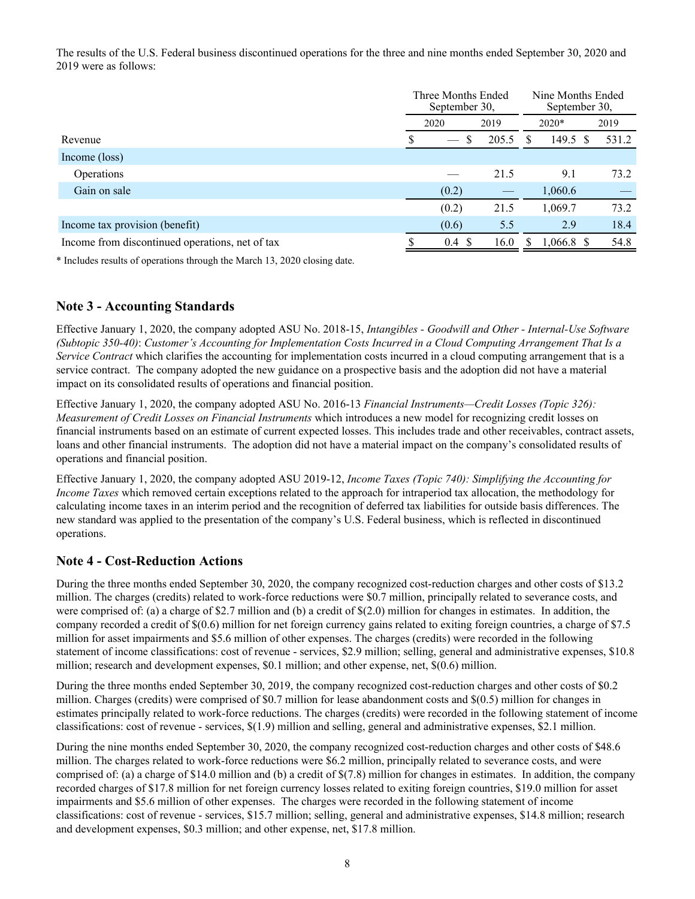The results of the U.S. Federal business discontinued operations for the three and nine months ended September 30, 2020 and 2019 were as follows:

| | Three Months Ended September 30, | | Nine Months Ended September 30, | |
|---|---|---|---|---|
| | 2020 | 2019 | 2020* | 2019 |
| Revenue | $ — | $ 205.5 | $ 149.5 | $ 531.2 |
| Income (loss) | | | | |
| Operations | — | 21.5 | 9.1 | 73.2 |
| Gain on sale | (0.2) | — | 1,060.6 | — |
| | (0.2) | 21.5 | 1,069.7 | 73.2 |
| Income tax provision (benefit) | (0.6) | 5.5 | 2.9 | 18.4 |
| Income from discontinued operations, net of tax | $ 0.4 | $ 16.0 | $ 1,066.8 | $ 54.8 |

* Includes results of operations through the March 13, 2020 closing date.

## Note 3 - Accounting Standards

Effective January 1, 2020, the company adopted ASU No. 2018-15, *Intangibles - Goodwill and Other - Internal-Use Software (Subtopic 350-40)*: *Customer's Accounting for Implementation Costs Incurred in a Cloud Computing Arrangement That Is a Service Contract* which clarifies the accounting for implementation costs incurred in a cloud computing arrangement that is a service contract. The company adopted the new guidance on a prospective basis and the adoption did not have a material impact on its consolidated results of operations and financial position.

Effective January 1, 2020, the company adopted ASU No. 2016-13 *Financial Instruments—Credit Losses (Topic 326): Measurement of Credit Losses on Financial Instruments* which introduces a new model for recognizing credit losses on financial instruments based on an estimate of current expected losses. This includes trade and other receivables, contract assets, loans and other financial instruments. The adoption did not have a material impact on the company's consolidated results of operations and financial position.

Effective January 1, 2020, the company adopted ASU 2019-12, *Income Taxes (Topic 740): Simplifying the Accounting for Income Taxes* which removed certain exceptions related to the approach for intraperiod tax allocation, the methodology for calculating income taxes in an interim period and the recognition of deferred tax liabilities for outside basis differences. The new standard was applied to the presentation of the company's U.S. Federal business, which is reflected in discontinued operations.

## Note 4 - Cost-Reduction Actions

During the three months ended September 30, 2020, the company recognized cost-reduction charges and other costs of $13.2 million. The charges (credits) related to work-force reductions were $0.7 million, principally related to severance costs, and were comprised of: (a) a charge of $2.7 million and (b) a credit of $(2.0) million for changes in estimates. In addition, the company recorded a credit of $(0.6) million for net foreign currency gains related to exiting foreign countries, a charge of $7.5 million for asset impairments and $5.6 million of other expenses. The charges (credits) were recorded in the following statement of income classifications: cost of revenue - services, $2.9 million; selling, general and administrative expenses, $10.8 million; research and development expenses, $0.1 million; and other expense, net, $(0.6) million.

During the three months ended September 30, 2019, the company recognized cost-reduction charges and other costs of $0.2 million. Charges (credits) were comprised of $0.7 million for lease abandonment costs and $(0.5) million for changes in estimates principally related to work-force reductions. The charges (credits) were recorded in the following statement of income classifications: cost of revenue - services, $(1.9) million and selling, general and administrative expenses, $2.1 million.

During the nine months ended September 30, 2020, the company recognized cost-reduction charges and other costs of $48.6 million. The charges related to work-force reductions were $6.2 million, principally related to severance costs, and were comprised of: (a) a charge of $14.0 million and (b) a credit of $(7.8) million for changes in estimates. In addition, the company recorded charges of $17.8 million for net foreign currency losses related to exiting foreign countries, $19.0 million for asset impairments and $5.6 million of other expenses. The charges were recorded in the following statement of income classifications: cost of revenue - services, $15.7 million; selling, general and administrative expenses, $14.8 million; research and development expenses, $0.3 million; and other expense, net, $17.8 million.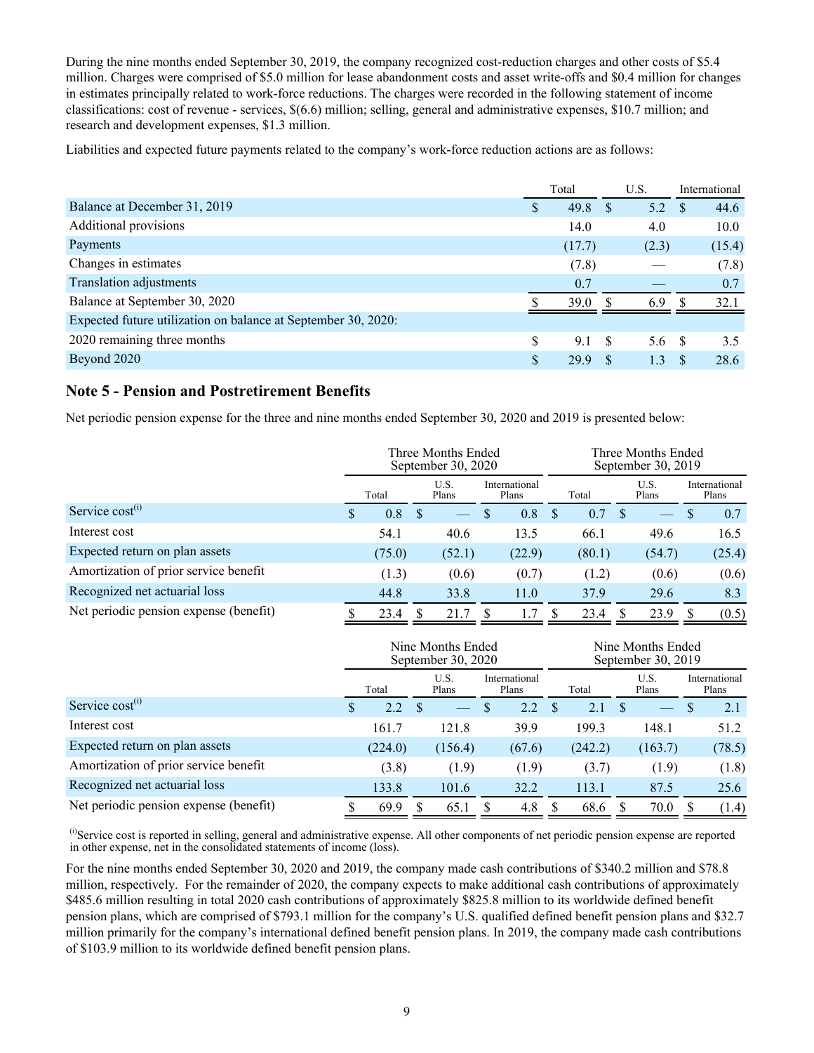During the nine months ended September 30, 2019, the company recognized cost-reduction charges and other costs of $5.4 million. Charges were comprised of $5.0 million for lease abandonment costs and asset write-offs and $0.4 million for changes in estimates principally related to work-force reductions. The charges were recorded in the following statement of income classifications: cost of revenue - services, $(6.6) million; selling, general and administrative expenses, $10.7 million; and research and development expenses, $1.3 million.

Liabilities and expected future payments related to the company's work-force reduction actions are as follows:

| | Total | U.S. | International |
|---|---|---|---|
| Balance at December 31, 2019 | $ 49.8 | $ 5.2 | $ 44.6 |
| Additional provisions | 14.0 | 4.0 | 10.0 |
| Payments | (17.7) | (2.3) | (15.4) |
| Changes in estimates | (7.8) | — | (7.8) |
| Translation adjustments | 0.7 | — | 0.7 |
| Balance at September 30, 2020 | $ 39.0 | $ 6.9 | $ 32.1 |
| Expected future utilization on balance at September 30, 2020: | | | |
| 2020 remaining three months | $ 9.1 | $ 5.6 | $ 3.5 |
| Beyond 2020 | $ 29.9 | $ 1.3 | $ 28.6 |

## Note 5 - Pension and Postretirement Benefits

Net periodic pension expense for the three and nine months ended September 30, 2020 and 2019 is presented below:

| | Three Months Ended September 30, 2020 | | | Three Months Ended September 30, 2019 | | |
|---|---|---|---|---|---|---|
| | Total | U.S. Plans | International Plans | Total | U.S. Plans | International Plans |
| Service cost[(i)] | $ 0.8 | $ — | $ 0.8 | $ 0.7 | $ — | $ 0.7 |
| Interest cost | 54.1 | 40.6 | 13.5 | 66.1 | 49.6 | 16.5 |
| Expected return on plan assets | (75.0) | (52.1) | (22.9) | (80.1) | (54.7) | (25.4) |
| Amortization of prior service benefit | (1.3) | (0.6) | (0.7) | (1.2) | (0.6) | (0.6) |
| Recognized net actuarial loss | 44.8 | 33.8 | 11.0 | 37.9 | 29.6 | 8.3 |
| Net periodic pension expense (benefit) | $ 23.4 | $ 21.7 | $ 1.7 | $ 23.4 | $ 23.9 | $ (0.5) |

| | Nine Months Ended September 30, 2020 | | | Nine Months Ended September 30, 2019 | | |
|---|---|---|---|---|---|---|
| | Total | U.S. Plans | International Plans | Total | U.S. Plans | International Plans |
| Service cost[(i)] | $ 2.2 | $ — | $ 2.2 | $ 2.1 | $ — | $ 2.1 |
| Interest cost | 161.7 | 121.8 | 39.9 | 199.3 | 148.1 | 51.2 |
| Expected return on plan assets | (224.0) | (156.4) | (67.6) | (242.2) | (163.7) | (78.5) |
| Amortization of prior service benefit | (3.8) | (1.9) | (1.9) | (3.7) | (1.9) | (1.8) |
| Recognized net actuarial loss | 133.8 | 101.6 | 32.2 | 113.1 | 87.5 | 25.6 |
| Net periodic pension expense (benefit) | $ 69.9 | $ 65.1 | $ 4.8 | $ 68.6 | $ 70.0 | $ (1.4) |

[(i)]Service cost is reported in selling, general and administrative expense. All other components of net periodic pension expense are reported in other expense, net in the consolidated statements of income (loss).

For the nine months ended September 30, 2020 and 2019, the company made cash contributions of $340.2 million and $78.8 million, respectively. For the remainder of 2020, the company expects to make additional cash contributions of approximately $485.6 million resulting in total 2020 cash contributions of approximately $825.8 million to its worldwide defined benefit pension plans, which are comprised of $793.1 million for the company's U.S. qualified defined benefit pension plans and $32.7 million primarily for the company's international defined benefit pension plans. In 2019, the company made cash contributions of $103.9 million to its worldwide defined benefit pension plans.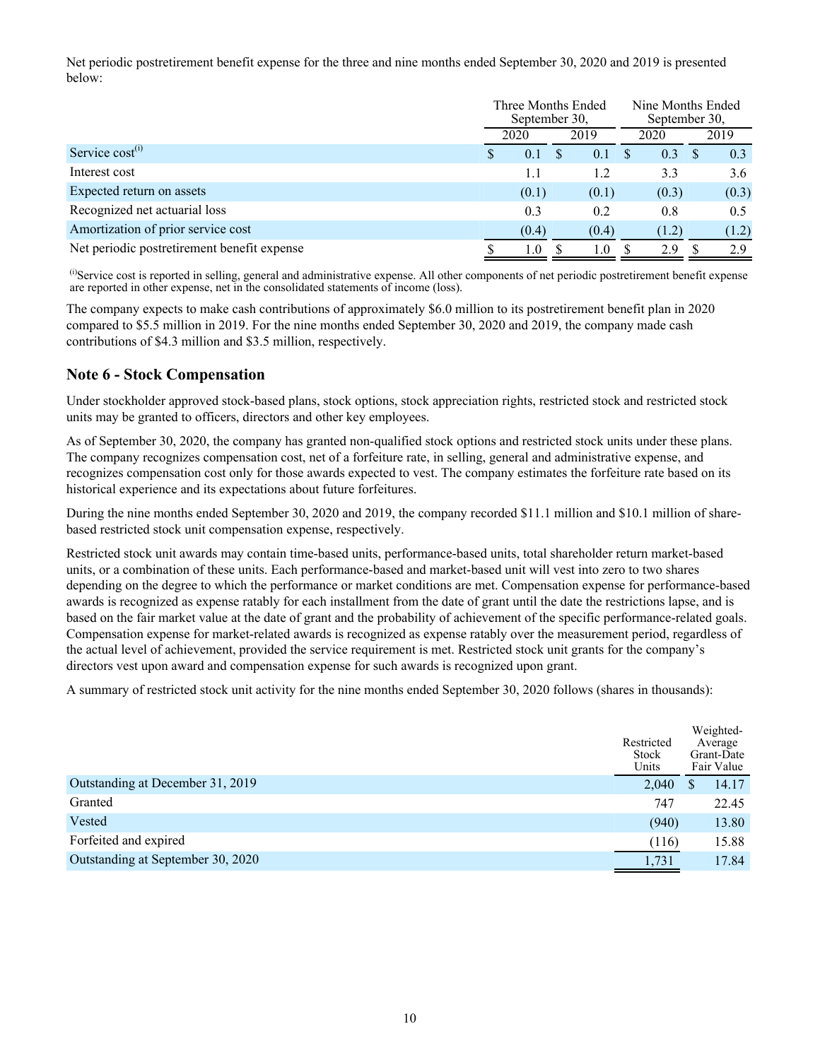Net periodic postretirement benefit expense for the three and nine months ended September 30, 2020 and 2019 is presented below:

| | Three Months Ended September 30, | | Nine Months Ended September 30, | |
|---|---|---|---|---|
| | 2020 | 2019 | 2020 | 2019 |
| Service cost[(i)] | $ 0.1 | $ 0.1 | $ 0.3 | $ 0.3 |
| Interest cost | 1.1 | 1.2 | 3.3 | 3.6 |
| Expected return on assets | (0.1) | (0.1) | (0.3) | (0.3) |
| Recognized net actuarial loss | 0.3 | 0.2 | 0.8 | 0.5 |
| Amortization of prior service cost | (0.4) | (0.4) | (1.2) | (1.2) |
| Net periodic postretirement benefit expense | $ 1.0 | $ 1.0 | $ 2.9 | $ 2.9 |

[(i)]Service cost is reported in selling, general and administrative expense. All other components of net periodic postretirement benefit expense are reported in other expense, net in the consolidated statements of income (loss).

The company expects to make cash contributions of approximately $6.0 million to its postretirement benefit plan in 2020 compared to $5.5 million in 2019. For the nine months ended September 30, 2020 and 2019, the company made cash contributions of $4.3 million and $3.5 million, respectively.

## Note 6 - Stock Compensation

Under stockholder approved stock-based plans, stock options, stock appreciation rights, restricted stock and restricted stock units may be granted to officers, directors and other key employees.

As of September 30, 2020, the company has granted non-qualified stock options and restricted stock units under these plans. The company recognizes compensation cost, net of a forfeiture rate, in selling, general and administrative expense, and recognizes compensation cost only for those awards expected to vest. The company estimates the forfeiture rate based on its historical experience and its expectations about future forfeitures.

During the nine months ended September 30, 2020 and 2019, the company recorded $11.1 million and $10.1 million of share-based restricted stock unit compensation expense, respectively.

Restricted stock unit awards may contain time-based units, performance-based units, total shareholder return market-based units, or a combination of these units. Each performance-based and market-based unit will vest into zero to two shares depending on the degree to which the performance or market conditions are met. Compensation expense for performance-based awards is recognized as expense ratably for each installment from the date of grant until the date the restrictions lapse, and is based on the fair market value at the date of grant and the probability of achievement of the specific performance-related goals. Compensation expense for market-related awards is recognized as expense ratably over the measurement period, regardless of the actual level of achievement, provided the service requirement is met. Restricted stock unit grants for the company's directors vest upon award and compensation expense for such awards is recognized upon grant.

A summary of restricted stock unit activity for the nine months ended September 30, 2020 follows (shares in thousands):

| | Restricted Stock Units | Weighted-Average Grant-Date Fair Value |
|---|---|---|
| Outstanding at December 31, 2019 | 2,040 | $ 14.17 |
| Granted | 747 | 22.45 |
| Vested | (940) | 13.80 |
| Forfeited and expired | (116) | 15.88 |
| Outstanding at September 30, 2020 | 1,731 | 17.84 |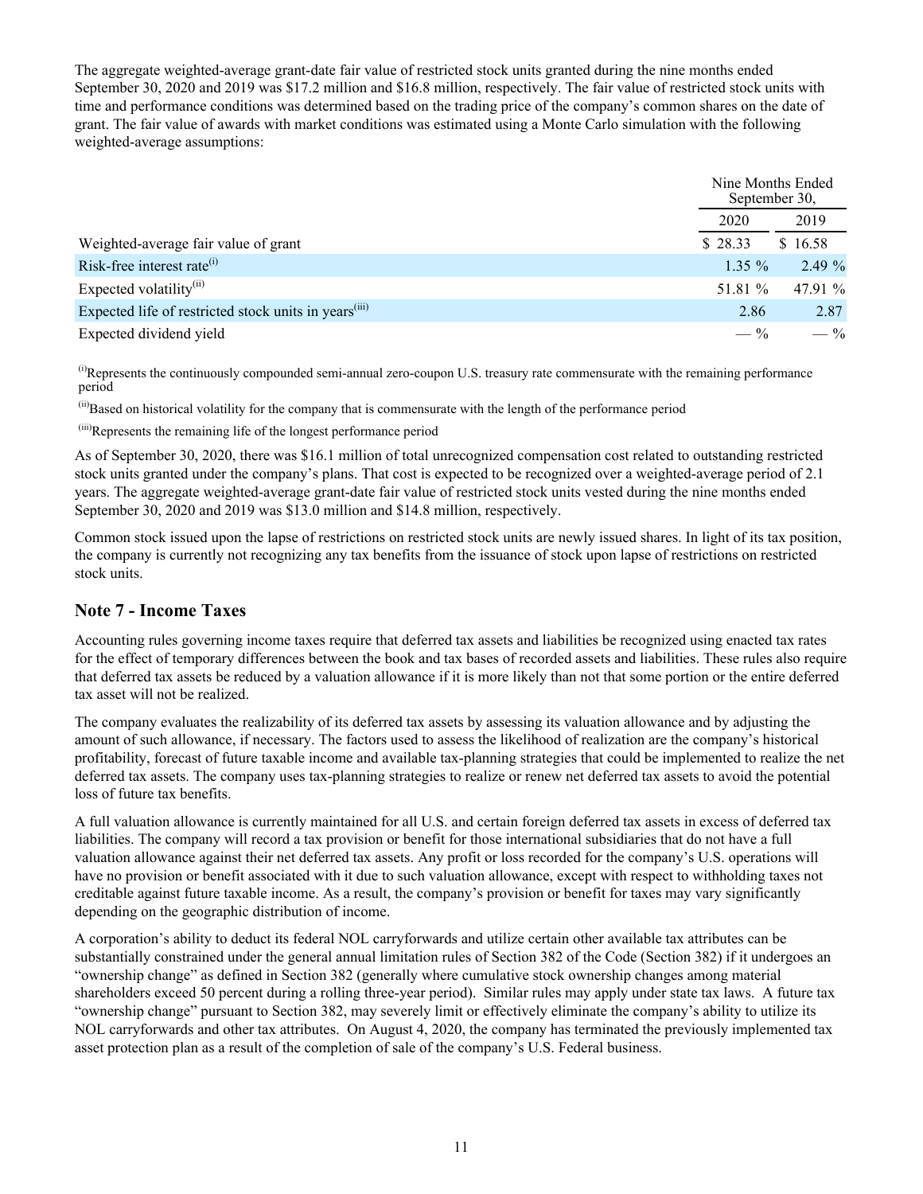The aggregate weighted-average grant-date fair value of restricted stock units granted during the nine months ended September 30, 2020 and 2019 was $17.2 million and $16.8 million, respectively. The fair value of restricted stock units with time and performance conditions was determined based on the trading price of the company's common shares on the date of grant. The fair value of awards with market conditions was estimated using a Monte Carlo simulation with the following weighted-average assumptions:

| | Nine Months Ended September 30, | |
|---|---|---|
| | 2020 | 2019 |
| Weighted-average fair value of grant | $ 28.33 | $ 16.58 |
| Risk-free interest rate[(i)] | 1.35 % | 2.49 % |
| Expected volatility[(ii)] | 51.81 % | 47.91 % |
| Expected life of restricted stock units in years[(iii)] | 2.86 | 2.87 |
| Expected dividend yield | — % | — % |

[(i)]Represents the continuously compounded semi-annual zero-coupon U.S. treasury rate commensurate with the remaining performance period

[(ii)]Based on historical volatility for the company that is commensurate with the length of the performance period

[(iii)]Represents the remaining life of the longest performance period

As of September 30, 2020, there was $16.1 million of total unrecognized compensation cost related to outstanding restricted stock units granted under the company's plans. That cost is expected to be recognized over a weighted-average period of 2.1 years. The aggregate weighted-average grant-date fair value of restricted stock units vested during the nine months ended September 30, 2020 and 2019 was $13.0 million and $14.8 million, respectively.

Common stock issued upon the lapse of restrictions on restricted stock units are newly issued shares. In light of its tax position, the company is currently not recognizing any tax benefits from the issuance of stock upon lapse of restrictions on restricted stock units.

## Note 7 - Income Taxes

Accounting rules governing income taxes require that deferred tax assets and liabilities be recognized using enacted tax rates for the effect of temporary differences between the book and tax bases of recorded assets and liabilities. These rules also require that deferred tax assets be reduced by a valuation allowance if it is more likely than not that some portion or the entire deferred tax asset will not be realized.

The company evaluates the realizability of its deferred tax assets by assessing its valuation allowance and by adjusting the amount of such allowance, if necessary. The factors used to assess the likelihood of realization are the company's historical profitability, forecast of future taxable income and available tax-planning strategies that could be implemented to realize the net deferred tax assets. The company uses tax-planning strategies to realize or renew net deferred tax assets to avoid the potential loss of future tax benefits.

A full valuation allowance is currently maintained for all U.S. and certain foreign deferred tax assets in excess of deferred tax liabilities. The company will record a tax provision or benefit for those international subsidiaries that do not have a full valuation allowance against their net deferred tax assets. Any profit or loss recorded for the company's U.S. operations will have no provision or benefit associated with it due to such valuation allowance, except with respect to withholding taxes not creditable against future taxable income. As a result, the company's provision or benefit for taxes may vary significantly depending on the geographic distribution of income.

A corporation's ability to deduct its federal NOL carryforwards and utilize certain other available tax attributes can be substantially constrained under the general annual limitation rules of Section 382 of the Code (Section 382) if it undergoes an "ownership change" as defined in Section 382 (generally where cumulative stock ownership changes among material shareholders exceed 50 percent during a rolling three-year period). Similar rules may apply under state tax laws. A future tax "ownership change" pursuant to Section 382, may severely limit or effectively eliminate the company's ability to utilize its NOL carryforwards and other tax attributes. On August 4, 2020, the company has terminated the previously implemented tax asset protection plan as a result of the completion of sale of the company's U.S. Federal business.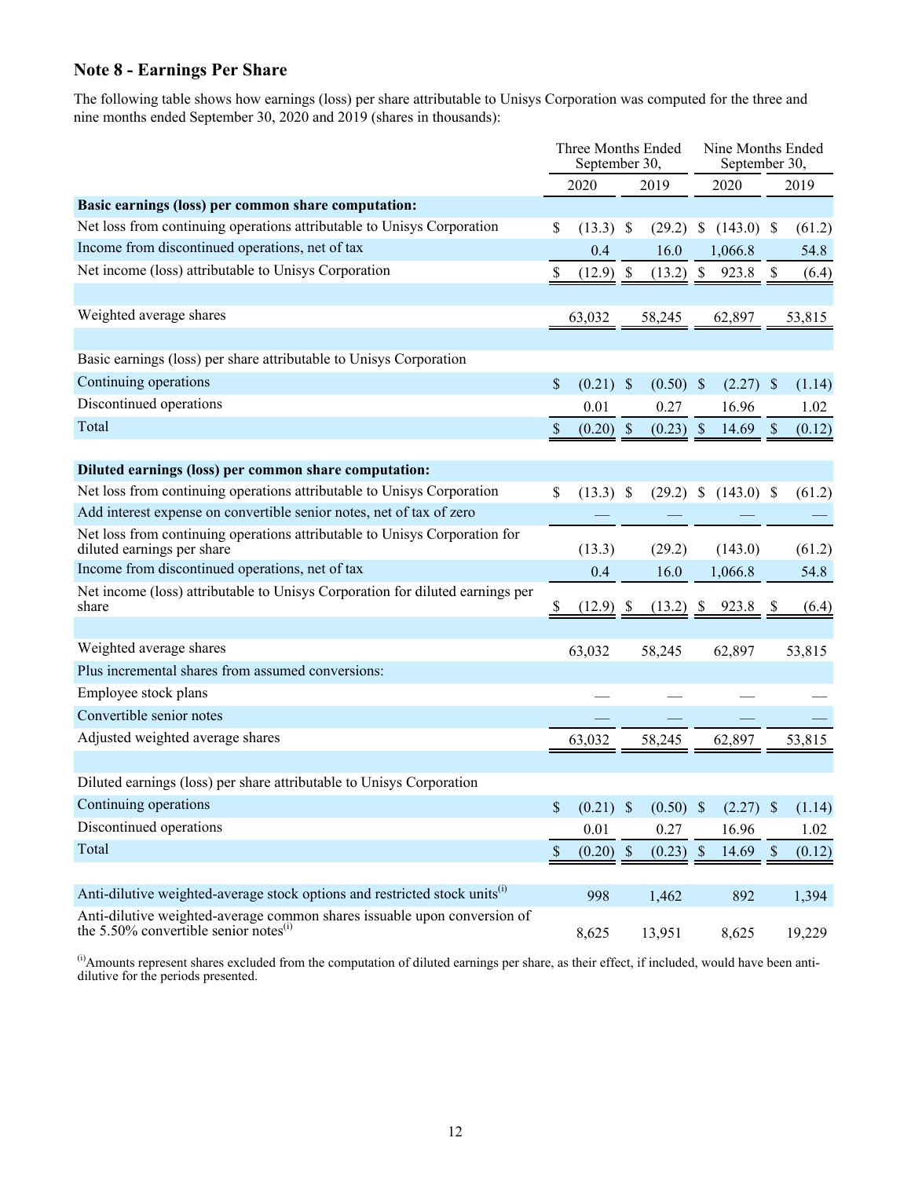## Note 8 - Earnings Per Share

The following table shows how earnings (loss) per share attributable to Unisys Corporation was computed for the three and nine months ended September 30, 2020 and 2019 (shares in thousands):

| | Three Months Ended September 30, | | Nine Months Ended September 30, | |
|---|---|---|---|---|
| | 2020 | 2019 | 2020 | 2019 |
| **Basic earnings (loss) per common share computation:** | | | | |
| Net loss from continuing operations attributable to Unisys Corporation | $ (13.3) | $ (29.2) | $ (143.0) | $ (61.2) |
| Income from discontinued operations, net of tax | 0.4 | 16.0 | 1,066.8 | 54.8 |
| Net income (loss) attributable to Unisys Corporation | $ (12.9) | $ (13.2) | $ 923.8 | $ (6.4) |
| | | | | |
| Weighted average shares | 63,032 | 58,245 | 62,897 | 53,815 |
| | | | | |
| Basic earnings (loss) per share attributable to Unisys Corporation | | | | |
| Continuing operations | $ (0.21) | $ (0.50) | $ (2.27) | $ (1.14) |
| Discontinued operations | 0.01 | 0.27 | 16.96 | 1.02 |
| Total | $ (0.20) | $ (0.23) | $ 14.69 | $ (0.12) |
| | | | | |
| **Diluted earnings (loss) per common share computation:** | | | | |
| Net loss from continuing operations attributable to Unisys Corporation | $ (13.3) | $ (29.2) | $ (143.0) | $ (61.2) |
| Add interest expense on convertible senior notes, net of tax of zero | — | — | — | — |
| Net loss from continuing operations attributable to Unisys Corporation for diluted earnings per share | (13.3) | (29.2) | (143.0) | (61.2) |
| Income from discontinued operations, net of tax | 0.4 | 16.0 | 1,066.8 | 54.8 |
| Net income (loss) attributable to Unisys Corporation for diluted earnings per share | $ (12.9) | $ (13.2) | $ 923.8 | $ (6.4) |
| | | | | |
| Weighted average shares | 63,032 | 58,245 | 62,897 | 53,815 |
| Plus incremental shares from assumed conversions: | | | | |
| Employee stock plans | — | — | — | — |
| Convertible senior notes | — | — | — | — |
| Adjusted weighted average shares | 63,032 | 58,245 | 62,897 | 53,815 |
| | | | | |
| Diluted earnings (loss) per share attributable to Unisys Corporation | | | | |
| Continuing operations | $ (0.21) | $ (0.50) | $ (2.27) | $ (1.14) |
| Discontinued operations | 0.01 | 0.27 | 16.96 | 1.02 |
| Total | $ (0.20) | $ (0.23) | $ 14.69 | $ (0.12) |
| | | | | |
| Anti-dilutive weighted-average stock options and restricted stock units[i] | 998 | 1,462 | 892 | 1,394 |
| Anti-dilutive weighted-average common shares issuable upon conversion of the 5.50% convertible senior notes[i] | 8,625 | 13,951 | 8,625 | 19,229 |

[i]Amounts represent shares excluded from the computation of diluted earnings per share, as their effect, if included, would have been anti-dilutive for the periods presented.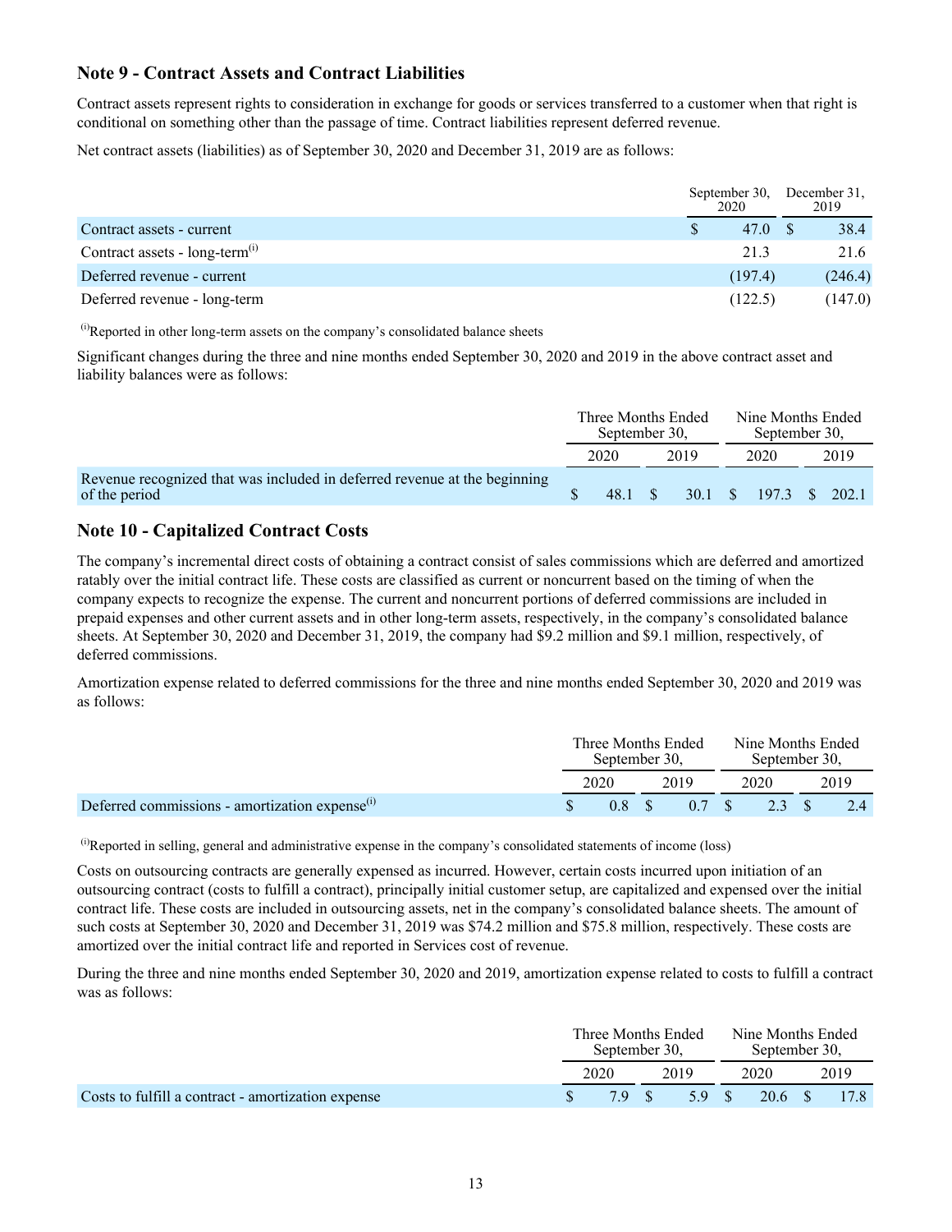## Note 9 - Contract Assets and Contract Liabilities

Contract assets represent rights to consideration in exchange for goods or services transferred to a customer when that right is conditional on something other than the passage of time. Contract liabilities represent deferred revenue.

Net contract assets (liabilities) as of September 30, 2020 and December 31, 2019 are as follows:

| | September 30, 2020 | December 31, 2019 |
|---|---|---|
| Contract assets - current | $ 47.0 | $ 38.4 |
| Contract assets - long-term[(i)] | 21.3 | 21.6 |
| Deferred revenue - current | (197.4) | (246.4) |
| Deferred revenue - long-term | (122.5) | (147.0) |

[(i)]Reported in other long-term assets on the company's consolidated balance sheets

Significant changes during the three and nine months ended September 30, 2020 and 2019 in the above contract asset and liability balances were as follows:

| | Three Months Ended September 30, | | Nine Months Ended September 30, | |
|---|---|---|---|---|
| | 2020 | 2019 | 2020 | 2019 |
| Revenue recognized that was included in deferred revenue at the beginning of the period | $ 48.1 | $ 30.1 | $ 197.3 | $ 202.1 |

## Note 10 - Capitalized Contract Costs

The company's incremental direct costs of obtaining a contract consist of sales commissions which are deferred and amortized ratably over the initial contract life. These costs are classified as current or noncurrent based on the timing of when the company expects to recognize the expense. The current and noncurrent portions of deferred commissions are included in prepaid expenses and other current assets and in other long-term assets, respectively, in the company's consolidated balance sheets. At September 30, 2020 and December 31, 2019, the company had $9.2 million and $9.1 million, respectively, of deferred commissions.

Amortization expense related to deferred commissions for the three and nine months ended September 30, 2020 and 2019 was as follows:

| | Three Months Ended September 30, | | Nine Months Ended September 30, | |
|---|---|---|---|---|
| | 2020 | 2019 | 2020 | 2019 |
| Deferred commissions - amortization expense[(i)] | $ 0.8 | $ 0.7 | $ 2.3 | $ 2.4 |

[(i)]Reported in selling, general and administrative expense in the company's consolidated statements of income (loss)

Costs on outsourcing contracts are generally expensed as incurred. However, certain costs incurred upon initiation of an outsourcing contract (costs to fulfill a contract), principally initial customer setup, are capitalized and expensed over the initial contract life. These costs are included in outsourcing assets, net in the company's consolidated balance sheets. The amount of such costs at September 30, 2020 and December 31, 2019 was $74.2 million and $75.8 million, respectively. These costs are amortized over the initial contract life and reported in Services cost of revenue.

During the three and nine months ended September 30, 2020 and 2019, amortization expense related to costs to fulfill a contract was as follows:

| | Three Months Ended September 30, | | Nine Months Ended September 30, | |
|---|---|---|---|---|
| | 2020 | 2019 | 2020 | 2019 |
| Costs to fulfill a contract - amortization expense | $ 7.9 | $ 5.9 | $ 20.6 | $ 17.8 |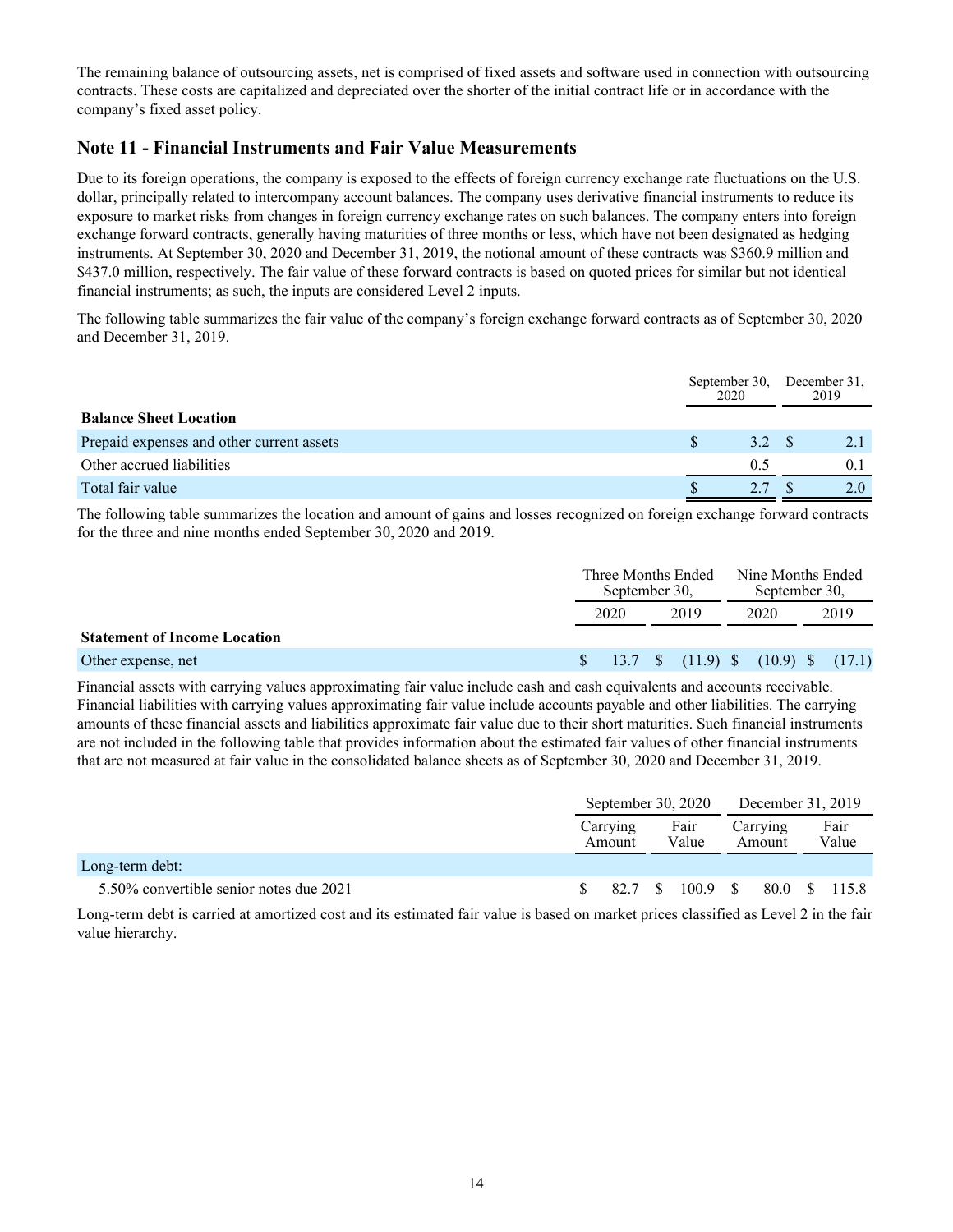The remaining balance of outsourcing assets, net is comprised of fixed assets and software used in connection with outsourcing contracts. These costs are capitalized and depreciated over the shorter of the initial contract life or in accordance with the company's fixed asset policy.

## Note 11 - Financial Instruments and Fair Value Measurements

Due to its foreign operations, the company is exposed to the effects of foreign currency exchange rate fluctuations on the U.S. dollar, principally related to intercompany account balances. The company uses derivative financial instruments to reduce its exposure to market risks from changes in foreign currency exchange rates on such balances. The company enters into foreign exchange forward contracts, generally having maturities of three months or less, which have not been designated as hedging instruments. At September 30, 2020 and December 31, 2019, the notional amount of these contracts was $360.9 million and $437.0 million, respectively. The fair value of these forward contracts is based on quoted prices for similar but not identical financial instruments; as such, the inputs are considered Level 2 inputs.

The following table summarizes the fair value of the company's foreign exchange forward contracts as of September 30, 2020 and December 31, 2019.

| | September 30, 2020 | December 31, 2019 |
|---|---|---|
| **Balance Sheet Location** | | |
| Prepaid expenses and other current assets | $ 3.2 | $ 2.1 |
| Other accrued liabilities | 0.5 | 0.1 |
| Total fair value | $ 2.7 | $ 2.0 |

The following table summarizes the location and amount of gains and losses recognized on foreign exchange forward contracts for the three and nine months ended September 30, 2020 and 2019.

| | Three Months Ended September 30, | | Nine Months Ended September 30, | |
|---|---|---|---|---|
| | 2020 | 2019 | 2020 | 2019 |
| **Statement of Income Location** | | | | |
| Other expense, net | $ 13.7 | $ (11.9) | $ (10.9) | $ (17.1) |

Financial assets with carrying values approximating fair value include cash and cash equivalents and accounts receivable. Financial liabilities with carrying values approximating fair value include accounts payable and other liabilities. The carrying amounts of these financial assets and liabilities approximate fair value due to their short maturities. Such financial instruments are not included in the following table that provides information about the estimated fair values of other financial instruments that are not measured at fair value in the consolidated balance sheets as of September 30, 2020 and December 31, 2019.

| | September 30, 2020 | | December 31, 2019 | |
|---|---|---|---|---|
| | Carrying Amount | Fair Value | Carrying Amount | Fair Value |
| Long-term debt: | | | | |
| 5.50% convertible senior notes due 2021 | $ 82.7 | $ 100.9 | $ 80.0 | $ 115.8 |

Long-term debt is carried at amortized cost and its estimated fair value is based on market prices classified as Level 2 in the fair value hierarchy.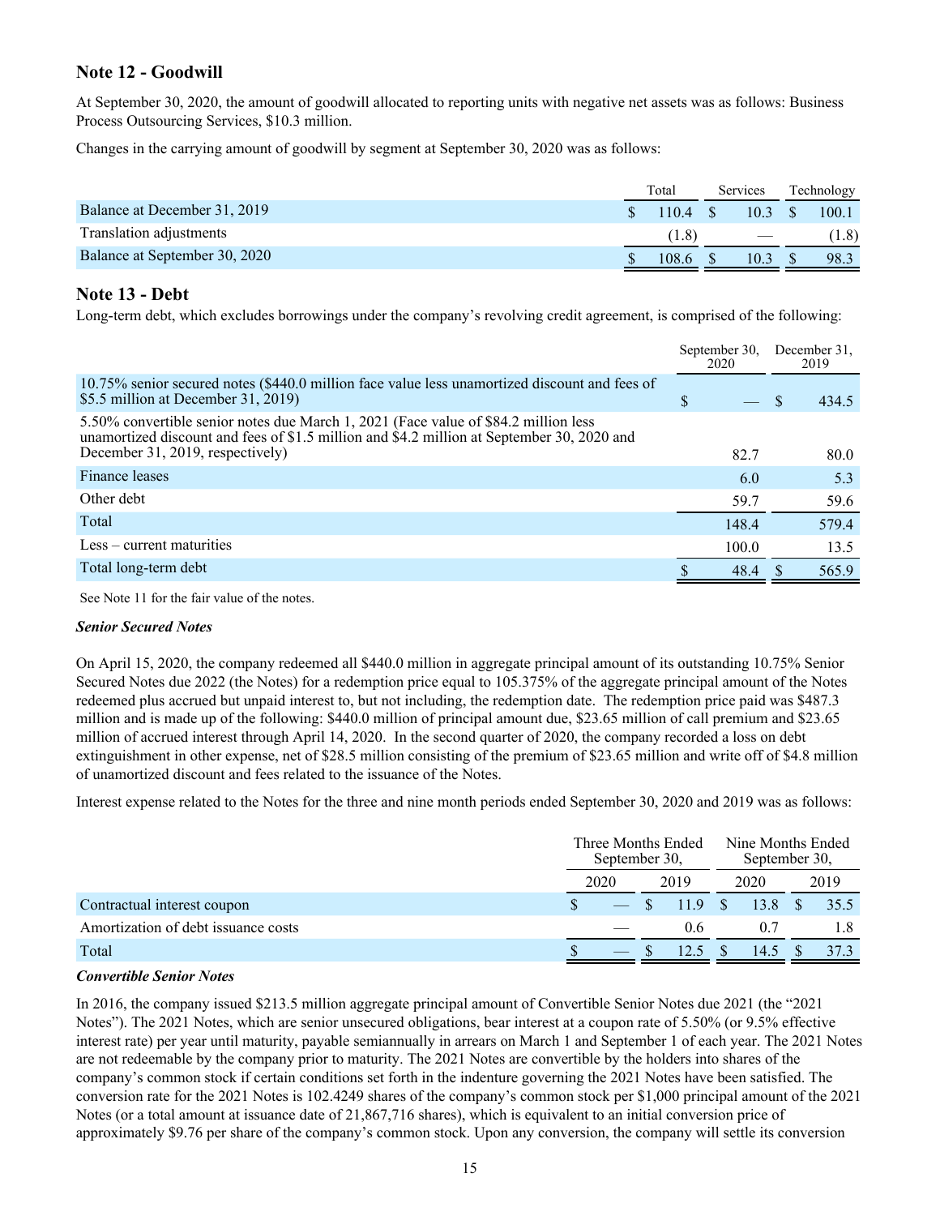## Note 12 - Goodwill

At September 30, 2020, the amount of goodwill allocated to reporting units with negative net assets was as follows: Business Process Outsourcing Services, $10.3 million.

Changes in the carrying amount of goodwill by segment at September 30, 2020 was as follows:

| | Total | Services | Technology |
|---|---|---|---|
| Balance at December 31, 2019 | $ 110.4 | $ 10.3 | $ 100.1 |
| Translation adjustments | (1.8) | — | (1.8) |
| Balance at September 30, 2020 | $ 108.6 | $ 10.3 | $ 98.3 |

## Note 13 - Debt

Long-term debt, which excludes borrowings under the company's revolving credit agreement, is comprised of the following:

| | September 30, 2020 | December 31, 2019 |
|---|---|---|
| 10.75% senior secured notes ($440.0 million face value less unamortized discount and fees of $5.5 million at December 31, 2019) | $ — | $ 434.5 |
| 5.50% convertible senior notes due March 1, 2021 (Face value of $84.2 million less unamortized discount and fees of $1.5 million and $4.2 million at September 30, 2020 and December 31, 2019, respectively) | 82.7 | 80.0 |
| Finance leases | 6.0 | 5.3 |
| Other debt | 59.7 | 59.6 |
| Total | 148.4 | 579.4 |
| Less – current maturities | 100.0 | 13.5 |
| Total long-term debt | $ 48.4 | $ 565.9 |

See Note 11 for the fair value of the notes.

***Senior Secured Notes***

On April 15, 2020, the company redeemed all $440.0 million in aggregate principal amount of its outstanding 10.75% Senior Secured Notes due 2022 (the Notes) for a redemption price equal to 105.375% of the aggregate principal amount of the Notes redeemed plus accrued but unpaid interest to, but not including, the redemption date. The redemption price paid was $487.3 million and is made up of the following: $440.0 million of principal amount due, $23.65 million of call premium and $23.65 million of accrued interest through April 14, 2020. In the second quarter of 2020, the company recorded a loss on debt extinguishment in other expense, net of $28.5 million consisting of the premium of $23.65 million and write off of $4.8 million of unamortized discount and fees related to the issuance of the Notes.

Interest expense related to the Notes for the three and nine month periods ended September 30, 2020 and 2019 was as follows:

| | Three Months Ended September 30, | | Nine Months Ended September 30, | |
|---|---|---|---|---|
| | 2020 | 2019 | 2020 | 2019 |
| Contractual interest coupon | $ — | $ 11.9 | $ 13.8 | $ 35.5 |
| Amortization of debt issuance costs | — | 0.6 | 0.7 | 1.8 |
| Total | $ — | $ 12.5 | $ 14.5 | $ 37.3 |

***Convertible Senior Notes***

In 2016, the company issued $213.5 million aggregate principal amount of Convertible Senior Notes due 2021 (the "2021 Notes"). The 2021 Notes, which are senior unsecured obligations, bear interest at a coupon rate of 5.50% (or 9.5% effective interest rate) per year until maturity, payable semiannually in arrears on March 1 and September 1 of each year. The 2021 Notes are not redeemable by the company prior to maturity. The 2021 Notes are convertible by the holders into shares of the company's common stock if certain conditions set forth in the indenture governing the 2021 Notes have been satisfied. The conversion rate for the 2021 Notes is 102.4249 shares of the company's common stock per $1,000 principal amount of the 2021 Notes (or a total amount at issuance date of 21,867,716 shares), which is equivalent to an initial conversion price of approximately $9.76 per share of the company's common stock. Upon any conversion, the company will settle its conversion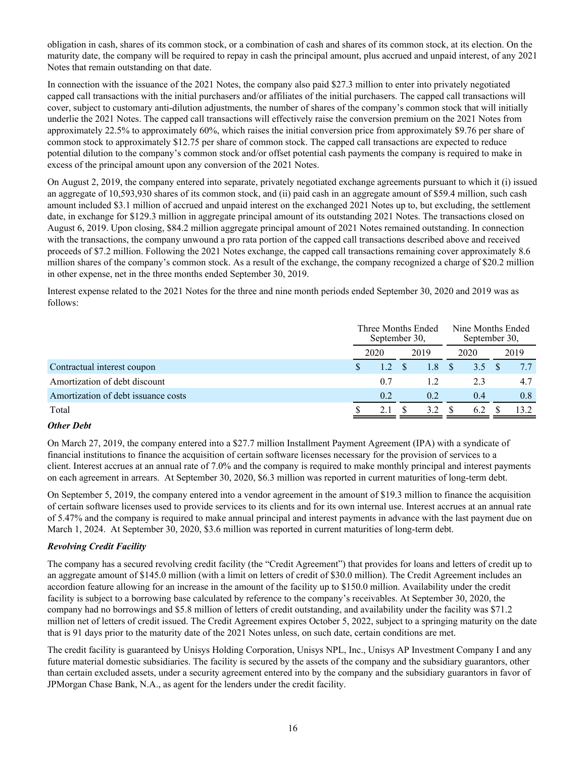obligation in cash, shares of its common stock, or a combination of cash and shares of its common stock, at its election. On the maturity date, the company will be required to repay in cash the principal amount, plus accrued and unpaid interest, of any 2021 Notes that remain outstanding on that date.

In connection with the issuance of the 2021 Notes, the company also paid $27.3 million to enter into privately negotiated capped call transactions with the initial purchasers and/or affiliates of the initial purchasers. The capped call transactions will cover, subject to customary anti-dilution adjustments, the number of shares of the company's common stock that will initially underlie the 2021 Notes. The capped call transactions will effectively raise the conversion premium on the 2021 Notes from approximately 22.5% to approximately 60%, which raises the initial conversion price from approximately $9.76 per share of common stock to approximately $12.75 per share of common stock. The capped call transactions are expected to reduce potential dilution to the company's common stock and/or offset potential cash payments the company is required to make in excess of the principal amount upon any conversion of the 2021 Notes.

On August 2, 2019, the company entered into separate, privately negotiated exchange agreements pursuant to which it (i) issued an aggregate of 10,593,930 shares of its common stock, and (ii) paid cash in an aggregate amount of $59.4 million, such cash amount included $3.1 million of accrued and unpaid interest on the exchanged 2021 Notes up to, but excluding, the settlement date, in exchange for $129.3 million in aggregate principal amount of its outstanding 2021 Notes. The transactions closed on August 6, 2019. Upon closing, $84.2 million aggregate principal amount of 2021 Notes remained outstanding. In connection with the transactions, the company unwound a pro rata portion of the capped call transactions described above and received proceeds of $7.2 million. Following the 2021 Notes exchange, the capped call transactions remaining cover approximately 8.6 million shares of the company's common stock. As a result of the exchange, the company recognized a charge of $20.2 million in other expense, net in the three months ended September 30, 2019.

Interest expense related to the 2021 Notes for the three and nine month periods ended September 30, 2020 and 2019 was as follows:

| | Three Months Ended September 30, | | Nine Months Ended September 30, | |
|---|---|---|---|---|
| | 2020 | 2019 | 2020 | 2019 |
| Contractual interest coupon | $ 1.2 | $ 1.8 | $ 3.5 | $ 7.7 |
| Amortization of debt discount | 0.7 | 1.2 | 2.3 | 4.7 |
| Amortization of debt issuance costs | 0.2 | 0.2 | 0.4 | 0.8 |
| Total | $ 2.1 | $ 3.2 | $ 6.2 | $ 13.2 |

***Other Debt***

On March 27, 2019, the company entered into a $27.7 million Installment Payment Agreement (IPA) with a syndicate of financial institutions to finance the acquisition of certain software licenses necessary for the provision of services to a client. Interest accrues at an annual rate of 7.0% and the company is required to make monthly principal and interest payments on each agreement in arrears. At September 30, 2020, $6.3 million was reported in current maturities of long-term debt.

On September 5, 2019, the company entered into a vendor agreement in the amount of $19.3 million to finance the acquisition of certain software licenses used to provide services to its clients and for its own internal use. Interest accrues at an annual rate of 5.47% and the company is required to make annual principal and interest payments in advance with the last payment due on March 1, 2024. At September 30, 2020, $3.6 million was reported in current maturities of long-term debt.

***Revolving Credit Facility***

The company has a secured revolving credit facility (the "Credit Agreement") that provides for loans and letters of credit up to an aggregate amount of $145.0 million (with a limit on letters of credit of $30.0 million). The Credit Agreement includes an accordion feature allowing for an increase in the amount of the facility up to $150.0 million. Availability under the credit facility is subject to a borrowing base calculated by reference to the company's receivables. At September 30, 2020, the company had no borrowings and $5.8 million of letters of credit outstanding, and availability under the facility was $71.2 million net of letters of credit issued. The Credit Agreement expires October 5, 2022, subject to a springing maturity on the date that is 91 days prior to the maturity date of the 2021 Notes unless, on such date, certain conditions are met.

The credit facility is guaranteed by Unisys Holding Corporation, Unisys NPL, Inc., Unisys AP Investment Company I and any future material domestic subsidiaries. The facility is secured by the assets of the company and the subsidiary guarantors, other than certain excluded assets, under a security agreement entered into by the company and the subsidiary guarantors in favor of JPMorgan Chase Bank, N.A., as agent for the lenders under the credit facility.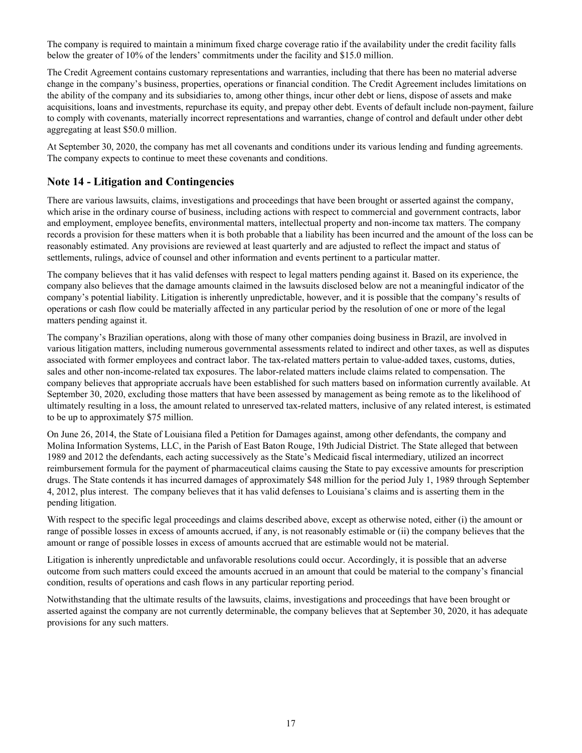The company is required to maintain a minimum fixed charge coverage ratio if the availability under the credit facility falls below the greater of 10% of the lenders' commitments under the facility and $15.0 million.

The Credit Agreement contains customary representations and warranties, including that there has been no material adverse change in the company's business, properties, operations or financial condition. The Credit Agreement includes limitations on the ability of the company and its subsidiaries to, among other things, incur other debt or liens, dispose of assets and make acquisitions, loans and investments, repurchase its equity, and prepay other debt. Events of default include non-payment, failure to comply with covenants, materially incorrect representations and warranties, change of control and default under other debt aggregating at least $50.0 million.

At September 30, 2020, the company has met all covenants and conditions under its various lending and funding agreements. The company expects to continue to meet these covenants and conditions.

## Note 14 - Litigation and Contingencies

There are various lawsuits, claims, investigations and proceedings that have been brought or asserted against the company, which arise in the ordinary course of business, including actions with respect to commercial and government contracts, labor and employment, employee benefits, environmental matters, intellectual property and non-income tax matters. The company records a provision for these matters when it is both probable that a liability has been incurred and the amount of the loss can be reasonably estimated. Any provisions are reviewed at least quarterly and are adjusted to reflect the impact and status of settlements, rulings, advice of counsel and other information and events pertinent to a particular matter.

The company believes that it has valid defenses with respect to legal matters pending against it. Based on its experience, the company also believes that the damage amounts claimed in the lawsuits disclosed below are not a meaningful indicator of the company's potential liability. Litigation is inherently unpredictable, however, and it is possible that the company's results of operations or cash flow could be materially affected in any particular period by the resolution of one or more of the legal matters pending against it.

The company's Brazilian operations, along with those of many other companies doing business in Brazil, are involved in various litigation matters, including numerous governmental assessments related to indirect and other taxes, as well as disputes associated with former employees and contract labor. The tax-related matters pertain to value-added taxes, customs, duties, sales and other non-income-related tax exposures. The labor-related matters include claims related to compensation. The company believes that appropriate accruals have been established for such matters based on information currently available. At September 30, 2020, excluding those matters that have been assessed by management as being remote as to the likelihood of ultimately resulting in a loss, the amount related to unreserved tax-related matters, inclusive of any related interest, is estimated to be up to approximately $75 million.

On June 26, 2014, the State of Louisiana filed a Petition for Damages against, among other defendants, the company and Molina Information Systems, LLC, in the Parish of East Baton Rouge, 19th Judicial District. The State alleged that between 1989 and 2012 the defendants, each acting successively as the State's Medicaid fiscal intermediary, utilized an incorrect reimbursement formula for the payment of pharmaceutical claims causing the State to pay excessive amounts for prescription drugs. The State contends it has incurred damages of approximately $48 million for the period July 1, 1989 through September 4, 2012, plus interest. The company believes that it has valid defenses to Louisiana's claims and is asserting them in the pending litigation.

With respect to the specific legal proceedings and claims described above, except as otherwise noted, either (i) the amount or range of possible losses in excess of amounts accrued, if any, is not reasonably estimable or (ii) the company believes that the amount or range of possible losses in excess of amounts accrued that are estimable would not be material.

Litigation is inherently unpredictable and unfavorable resolutions could occur. Accordingly, it is possible that an adverse outcome from such matters could exceed the amounts accrued in an amount that could be material to the company's financial condition, results of operations and cash flows in any particular reporting period.

Notwithstanding that the ultimate results of the lawsuits, claims, investigations and proceedings that have been brought or asserted against the company are not currently determinable, the company believes that at September 30, 2020, it has adequate provisions for any such matters.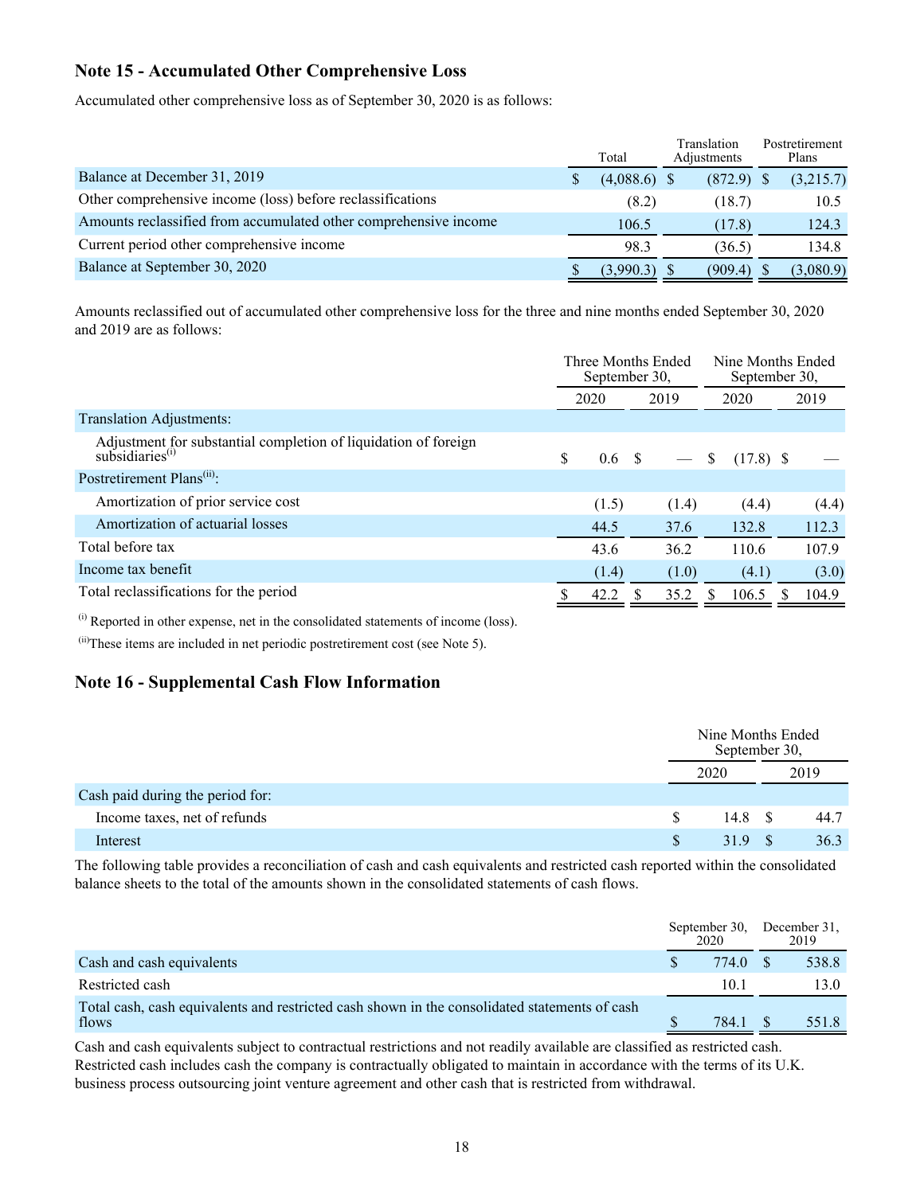## Note 15 - Accumulated Other Comprehensive Loss

Accumulated other comprehensive loss as of September 30, 2020 is as follows:

| | Total | Translation Adjustments | Postretirement Plans |
|---|---|---|---|
| Balance at December 31, 2019 | $ (4,088.6) | $ (872.9) | $ (3,215.7) |
| Other comprehensive income (loss) before reclassifications | (8.2) | (18.7) | 10.5 |
| Amounts reclassified from accumulated other comprehensive income | 106.5 | (17.8) | 124.3 |
| Current period other comprehensive income | 98.3 | (36.5) | 134.8 |
| Balance at September 30, 2020 | $ (3,990.3) | $ (909.4) | $ (3,080.9) |

Amounts reclassified out of accumulated other comprehensive loss for the three and nine months ended September 30, 2020 and 2019 are as follows:

| | Three Months Ended September 30, | | Nine Months Ended September 30, | |
|---|---|---|---|---|
| | 2020 | 2019 | 2020 | 2019 |
| Translation Adjustments: | | | | |
| Adjustment for substantial completion of liquidation of foreign subsidiaries[(i)] | $ 0.6 | $ — | $ (17.8) | $ — |
| Postretirement Plans[(ii)]: | | | | |
| Amortization of prior service cost | (1.5) | (1.4) | (4.4) | (4.4) |
| Amortization of actuarial losses | 44.5 | 37.6 | 132.8 | 112.3 |
| Total before tax | 43.6 | 36.2 | 110.6 | 107.9 |
| Income tax benefit | (1.4) | (1.0) | (4.1) | (3.0) |
| Total reclassifications for the period | $ 42.2 | $ 35.2 | $ 106.5 | $ 104.9 |

[(i)] Reported in other expense, net in the consolidated statements of income (loss).

[(ii)] These items are included in net periodic postretirement cost (see Note 5).

## Note 16 - Supplemental Cash Flow Information

| | Nine Months Ended September 30, | |
|---|---|---|
| | 2020 | 2019 |
| Cash paid during the period for: | | |
| Income taxes, net of refunds | $ 14.8 | $ 44.7 |
| Interest | $ 31.9 | $ 36.3 |

The following table provides a reconciliation of cash and cash equivalents and restricted cash reported within the consolidated balance sheets to the total of the amounts shown in the consolidated statements of cash flows.

| | September 30, 2020 | December 31, 2019 |
|---|---|---|
| Cash and cash equivalents | $ 774.0 | $ 538.8 |
| Restricted cash | 10.1 | 13.0 |
| Total cash, cash equivalents and restricted cash shown in the consolidated statements of cash flows | $ 784.1 | $ 551.8 |

Cash and cash equivalents subject to contractual restrictions and not readily available are classified as restricted cash. Restricted cash includes cash the company is contractually obligated to maintain in accordance with the terms of its U.K. business process outsourcing joint venture agreement and other cash that is restricted from withdrawal.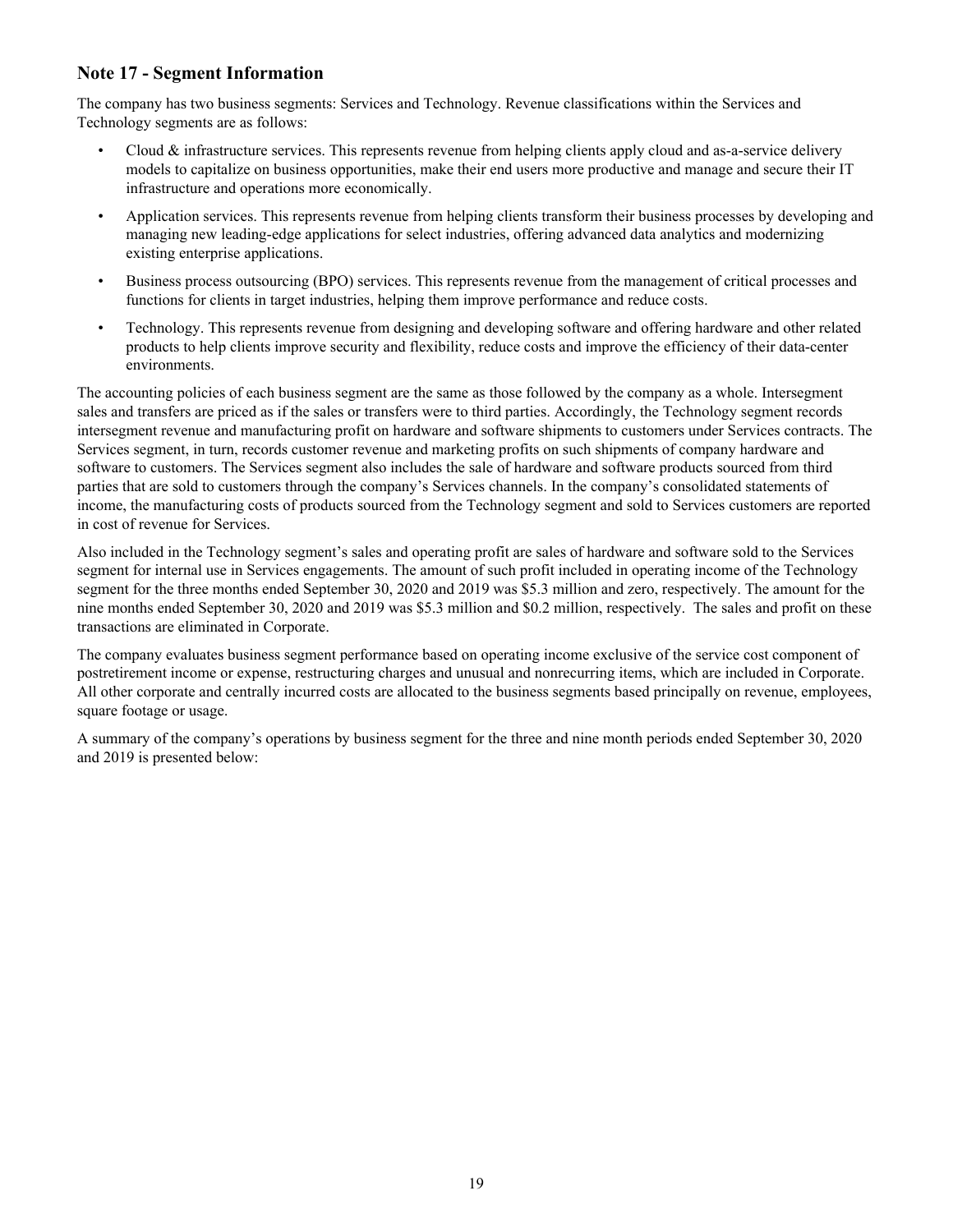## Note 17 - Segment Information

The company has two business segments: Services and Technology. Revenue classifications within the Services and Technology segments are as follows:

- Cloud & infrastructure services. This represents revenue from helping clients apply cloud and as-a-service delivery models to capitalize on business opportunities, make their end users more productive and manage and secure their IT infrastructure and operations more economically.
- Application services. This represents revenue from helping clients transform their business processes by developing and managing new leading-edge applications for select industries, offering advanced data analytics and modernizing existing enterprise applications.
- Business process outsourcing (BPO) services. This represents revenue from the management of critical processes and functions for clients in target industries, helping them improve performance and reduce costs.
- Technology. This represents revenue from designing and developing software and offering hardware and other related products to help clients improve security and flexibility, reduce costs and improve the efficiency of their data-center environments.

The accounting policies of each business segment are the same as those followed by the company as a whole. Intersegment sales and transfers are priced as if the sales or transfers were to third parties. Accordingly, the Technology segment records intersegment revenue and manufacturing profit on hardware and software shipments to customers under Services contracts. The Services segment, in turn, records customer revenue and marketing profits on such shipments of company hardware and software to customers. The Services segment also includes the sale of hardware and software products sourced from third parties that are sold to customers through the company's Services channels. In the company's consolidated statements of income, the manufacturing costs of products sourced from the Technology segment and sold to Services customers are reported in cost of revenue for Services.

Also included in the Technology segment's sales and operating profit are sales of hardware and software sold to the Services segment for internal use in Services engagements. The amount of such profit included in operating income of the Technology segment for the three months ended September 30, 2020 and 2019 was $5.3 million and zero, respectively. The amount for the nine months ended September 30, 2020 and 2019 was $5.3 million and $0.2 million, respectively. The sales and profit on these transactions are eliminated in Corporate.

The company evaluates business segment performance based on operating income exclusive of the service cost component of postretirement income or expense, restructuring charges and unusual and nonrecurring items, which are included in Corporate. All other corporate and centrally incurred costs are allocated to the business segments based principally on revenue, employees, square footage or usage.

A summary of the company's operations by business segment for the three and nine month periods ended September 30, 2020 and 2019 is presented below: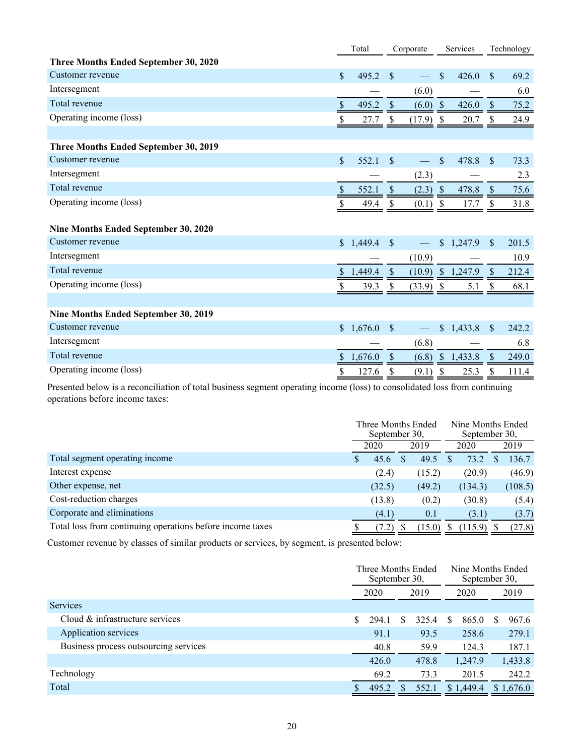| | Total | Corporate | Services | Technology |
|---|---|---|---|---|
| **Three Months Ended September 30, 2020** | | | | |
| Customer revenue | $ 495.2 | $ — | $ 426.0 | $ 69.2 |
| Intersegment | — | (6.0) | — | 6.0 |
| Total revenue | $ 495.2 | $ (6.0) | $ 426.0 | $ 75.2 |
| Operating income (loss) | $ 27.7 | $ (17.9) | $ 20.7 | $ 24.9 |
| | | | | |
| **Three Months Ended September 30, 2019** | | | | |
| Customer revenue | $ 552.1 | $ — | $ 478.8 | $ 73.3 |
| Intersegment | — | (2.3) | — | 2.3 |
| Total revenue | $ 552.1 | $ (2.3) | $ 478.8 | $ 75.6 |
| Operating income (loss) | $ 49.4 | $ (0.1) | $ 17.7 | $ 31.8 |
| | | | | |
| **Nine Months Ended September 30, 2020** | | | | |
| Customer revenue | $ 1,449.4 | $ — | $ 1,247.9 | $ 201.5 |
| Intersegment | — | (10.9) | — | 10.9 |
| Total revenue | $ 1,449.4 | $ (10.9) | $ 1,247.9 | $ 212.4 |
| Operating income (loss) | $ 39.3 | $ (33.9) | $ 5.1 | $ 68.1 |
| | | | | |
| **Nine Months Ended September 30, 2019** | | | | |
| Customer revenue | $ 1,676.0 | $ — | $ 1,433.8 | $ 242.2 |
| Intersegment | — | (6.8) | — | 6.8 |
| Total revenue | $ 1,676.0 | $ (6.8) | $ 1,433.8 | $ 249.0 |
| Operating income (loss) | $ 127.6 | $ (9.1) | $ 25.3 | $ 111.4 |

Presented below is a reconciliation of total business segment operating income (loss) to consolidated loss from continuing operations before income taxes:

| | Three Months Ended September 30, | | Nine Months Ended September 30, | |
|---|---|---|---|---|
| | 2020 | 2019 | 2020 | 2019 |
| Total segment operating income | $ 45.6 | $ 49.5 | $ 73.2 | $ 136.7 |
| Interest expense | (2.4) | (15.2) | (20.9) | (46.9) |
| Other expense, net | (32.5) | (49.2) | (134.3) | (108.5) |
| Cost-reduction charges | (13.8) | (0.2) | (30.8) | (5.4) |
| Corporate and eliminations | (4.1) | 0.1 | (3.1) | (3.7) |
| Total loss from continuing operations before income taxes | $ (7.2) | $ (15.0) | $ (115.9) | $ (27.8) |

Customer revenue by classes of similar products or services, by segment, is presented below:

| | Three Months Ended September 30, | | Nine Months Ended September 30, | |
|---|---|---|---|---|
| | 2020 | 2019 | 2020 | 2019 |
| Services | | | | |
| Cloud & infrastructure services | $ 294.1 | $ 325.4 | $ 865.0 | $ 967.6 |
| Application services | 91.1 | 93.5 | 258.6 | 279.1 |
| Business process outsourcing services | 40.8 | 59.9 | 124.3 | 187.1 |
| | 426.0 | 478.8 | 1,247.9 | 1,433.8 |
| Technology | 69.2 | 73.3 | 201.5 | 242.2 |
| Total | $ 495.2 | $ 552.1 | $ 1,449.4 | $ 1,676.0 |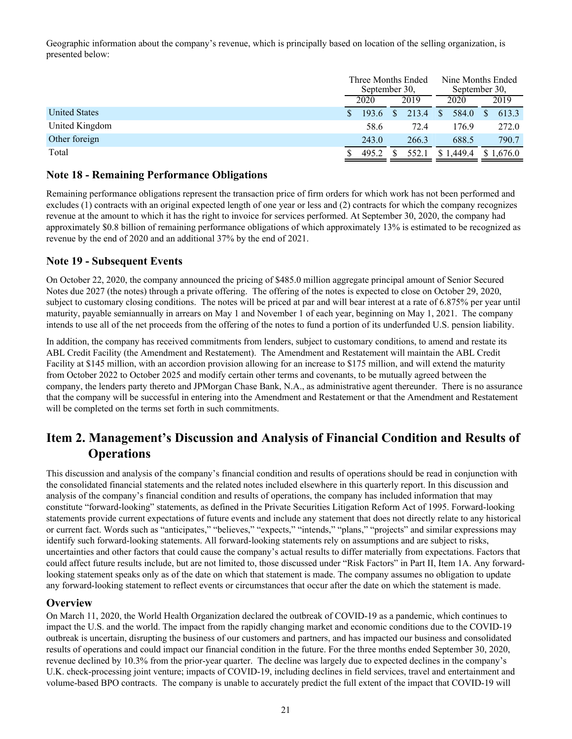Geographic information about the company's revenue, which is principally based on location of the selling organization, is presented below:

| | Three Months Ended September 30, | | Nine Months Ended September 30, | |
|---|---|---|---|---|
| | 2020 | 2019 | 2020 | 2019 |
| United States | $ 193.6 | $ 213.4 | $ 584.0 | $ 613.3 |
| United Kingdom | 58.6 | 72.4 | 176.9 | 272.0 |
| Other foreign | 243.0 | 266.3 | 688.5 | 790.7 |
| Total | $ 495.2 | $ 552.1 | $ 1,449.4 | $ 1,676.0 |

### Note 18 - Remaining Performance Obligations

Remaining performance obligations represent the transaction price of firm orders for which work has not been performed and excludes (1) contracts with an original expected length of one year or less and (2) contracts for which the company recognizes revenue at the amount to which it has the right to invoice for services performed. At September 30, 2020, the company had approximately $0.8 billion of remaining performance obligations of which approximately 13% is estimated to be recognized as revenue by the end of 2020 and an additional 37% by the end of 2021.

### Note 19 - Subsequent Events

On October 22, 2020, the company announced the pricing of $485.0 million aggregate principal amount of Senior Secured Notes due 2027 (the notes) through a private offering. The offering of the notes is expected to close on October 29, 2020, subject to customary closing conditions. The notes will be priced at par and will bear interest at a rate of 6.875% per year until maturity, payable semiannually in arrears on May 1 and November 1 of each year, beginning on May 1, 2021. The company intends to use all of the net proceeds from the offering of the notes to fund a portion of its underfunded U.S. pension liability.

In addition, the company has received commitments from lenders, subject to customary conditions, to amend and restate its ABL Credit Facility (the Amendment and Restatement). The Amendment and Restatement will maintain the ABL Credit Facility at $145 million, with an accordion provision allowing for an increase to $175 million, and will extend the maturity from October 2022 to October 2025 and modify certain other terms and covenants, to be mutually agreed between the company, the lenders party thereto and JPMorgan Chase Bank, N.A., as administrative agent thereunder. There is no assurance that the company will be successful in entering into the Amendment and Restatement or that the Amendment and Restatement will be completed on the terms set forth in such commitments.

## Item 2. Management's Discussion and Analysis of Financial Condition and Results of Operations

This discussion and analysis of the company's financial condition and results of operations should be read in conjunction with the consolidated financial statements and the related notes included elsewhere in this quarterly report. In this discussion and analysis of the company's financial condition and results of operations, the company has included information that may constitute "forward-looking" statements, as defined in the Private Securities Litigation Reform Act of 1995. Forward-looking statements provide current expectations of future events and include any statement that does not directly relate to any historical or current fact. Words such as "anticipates," "believes," "expects," "intends," "plans," "projects" and similar expressions may identify such forward-looking statements. All forward-looking statements rely on assumptions and are subject to risks, uncertainties and other factors that could cause the company's actual results to differ materially from expectations. Factors that could affect future results include, but are not limited to, those discussed under "Risk Factors" in Part II, Item 1A. Any forward-looking statement speaks only as of the date on which that statement is made. The company assumes no obligation to update any forward-looking statement to reflect events or circumstances that occur after the date on which the statement is made.

### Overview

On March 11, 2020, the World Health Organization declared the outbreak of COVID-19 as a pandemic, which continues to impact the U.S. and the world. The impact from the rapidly changing market and economic conditions due to the COVID-19 outbreak is uncertain, disrupting the business of our customers and partners, and has impacted our business and consolidated results of operations and could impact our financial condition in the future. For the three months ended September 30, 2020, revenue declined by 10.3% from the prior-year quarter. The decline was largely due to expected declines in the company's U.K. check-processing joint venture; impacts of COVID-19, including declines in field services, travel and entertainment and volume-based BPO contracts. The company is unable to accurately predict the full extent of the impact that COVID-19 will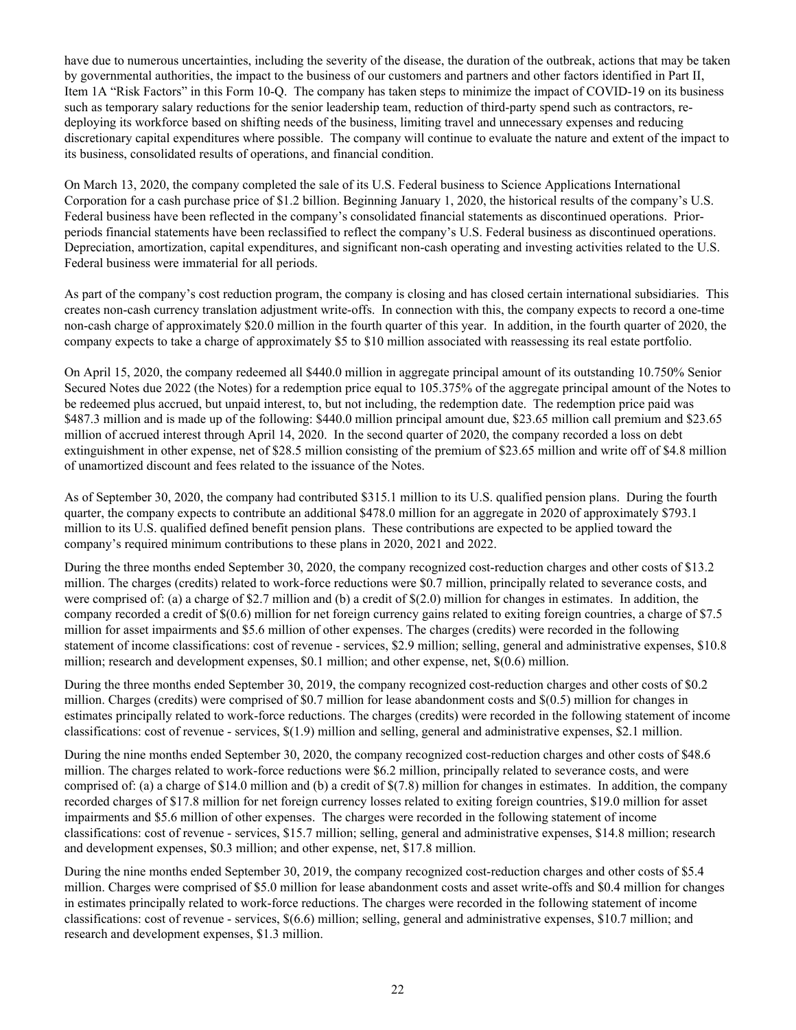have due to numerous uncertainties, including the severity of the disease, the duration of the outbreak, actions that may be taken by governmental authorities, the impact to the business of our customers and partners and other factors identified in Part II, Item 1A "Risk Factors" in this Form 10-Q. The company has taken steps to minimize the impact of COVID-19 on its business such as temporary salary reductions for the senior leadership team, reduction of third-party spend such as contractors, re-deploying its workforce based on shifting needs of the business, limiting travel and unnecessary expenses and reducing discretionary capital expenditures where possible. The company will continue to evaluate the nature and extent of the impact to its business, consolidated results of operations, and financial condition.

On March 13, 2020, the company completed the sale of its U.S. Federal business to Science Applications International Corporation for a cash purchase price of $1.2 billion. Beginning January 1, 2020, the historical results of the company's U.S. Federal business have been reflected in the company's consolidated financial statements as discontinued operations. Prior-periods financial statements have been reclassified to reflect the company's U.S. Federal business as discontinued operations. Depreciation, amortization, capital expenditures, and significant non-cash operating and investing activities related to the U.S. Federal business were immaterial for all periods.

As part of the company's cost reduction program, the company is closing and has closed certain international subsidiaries. This creates non-cash currency translation adjustment write-offs. In connection with this, the company expects to record a one-time non-cash charge of approximately $20.0 million in the fourth quarter of this year. In addition, in the fourth quarter of 2020, the company expects to take a charge of approximately $5 to $10 million associated with reassessing its real estate portfolio.

On April 15, 2020, the company redeemed all $440.0 million in aggregate principal amount of its outstanding 10.750% Senior Secured Notes due 2022 (the Notes) for a redemption price equal to 105.375% of the aggregate principal amount of the Notes to be redeemed plus accrued, but unpaid interest, to, but not including, the redemption date. The redemption price paid was $487.3 million and is made up of the following: $440.0 million principal amount due, $23.65 million call premium and $23.65 million of accrued interest through April 14, 2020. In the second quarter of 2020, the company recorded a loss on debt extinguishment in other expense, net of $28.5 million consisting of the premium of $23.65 million and write off of $4.8 million of unamortized discount and fees related to the issuance of the Notes.

As of September 30, 2020, the company had contributed $315.1 million to its U.S. qualified pension plans. During the fourth quarter, the company expects to contribute an additional $478.0 million for an aggregate in 2020 of approximately $793.1 million to its U.S. qualified defined benefit pension plans. These contributions are expected to be applied toward the company's required minimum contributions to these plans in 2020, 2021 and 2022.

During the three months ended September 30, 2020, the company recognized cost-reduction charges and other costs of $13.2 million. The charges (credits) related to work-force reductions were $0.7 million, principally related to severance costs, and were comprised of: (a) a charge of $2.7 million and (b) a credit of $(2.0) million for changes in estimates. In addition, the company recorded a credit of $(0.6) million for net foreign currency gains related to exiting foreign countries, a charge of $7.5 million for asset impairments and $5.6 million of other expenses. The charges (credits) were recorded in the following statement of income classifications: cost of revenue - services, $2.9 million; selling, general and administrative expenses, $10.8 million; research and development expenses, $0.1 million; and other expense, net, $(0.6) million.

During the three months ended September 30, 2019, the company recognized cost-reduction charges and other costs of $0.2 million. Charges (credits) were comprised of $0.7 million for lease abandonment costs and $(0.5) million for changes in estimates principally related to work-force reductions. The charges (credits) were recorded in the following statement of income classifications: cost of revenue - services, $(1.9) million and selling, general and administrative expenses, $2.1 million.

During the nine months ended September 30, 2020, the company recognized cost-reduction charges and other costs of $48.6 million. The charges related to work-force reductions were $6.2 million, principally related to severance costs, and were comprised of: (a) a charge of $14.0 million and (b) a credit of $(7.8) million for changes in estimates. In addition, the company recorded charges of $17.8 million for net foreign currency losses related to exiting foreign countries, $19.0 million for asset impairments and $5.6 million of other expenses. The charges were recorded in the following statement of income classifications: cost of revenue - services, $15.7 million; selling, general and administrative expenses, $14.8 million; research and development expenses, $0.3 million; and other expense, net, $17.8 million.

During the nine months ended September 30, 2019, the company recognized cost-reduction charges and other costs of $5.4 million. Charges were comprised of $5.0 million for lease abandonment costs and asset write-offs and $0.4 million for changes in estimates principally related to work-force reductions. The charges were recorded in the following statement of income classifications: cost of revenue - services, $(6.6) million; selling, general and administrative expenses, $10.7 million; and research and development expenses, $1.3 million.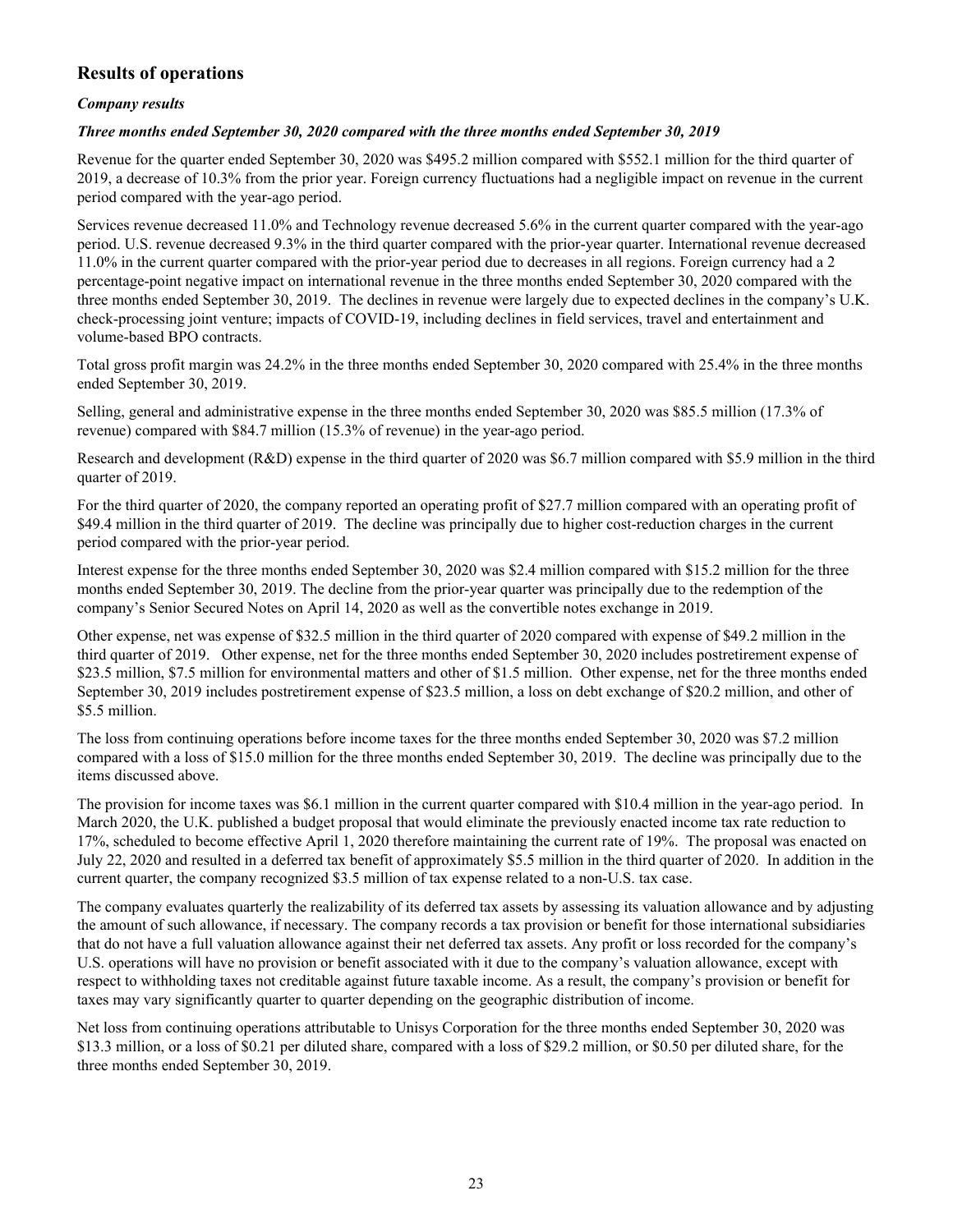## Results of operations

### *Company results*

***Three months ended September 30, 2020 compared with the three months ended September 30, 2019***

Revenue for the quarter ended September 30, 2020 was $495.2 million compared with $552.1 million for the third quarter of 2019, a decrease of 10.3% from the prior year. Foreign currency fluctuations had a negligible impact on revenue in the current period compared with the year-ago period.

Services revenue decreased 11.0% and Technology revenue decreased 5.6% in the current quarter compared with the year-ago period. U.S. revenue decreased 9.3% in the third quarter compared with the prior-year quarter. International revenue decreased 11.0% in the current quarter compared with the prior-year period due to decreases in all regions. Foreign currency had a 2 percentage-point negative impact on international revenue in the three months ended September 30, 2020 compared with the three months ended September 30, 2019. The declines in revenue were largely due to expected declines in the company's U.K. check-processing joint venture; impacts of COVID-19, including declines in field services, travel and entertainment and volume-based BPO contracts.

Total gross profit margin was 24.2% in the three months ended September 30, 2020 compared with 25.4% in the three months ended September 30, 2019.

Selling, general and administrative expense in the three months ended September 30, 2020 was $85.5 million (17.3% of revenue) compared with $84.7 million (15.3% of revenue) in the year-ago period.

Research and development (R&D) expense in the third quarter of 2020 was $6.7 million compared with $5.9 million in the third quarter of 2019.

For the third quarter of 2020, the company reported an operating profit of $27.7 million compared with an operating profit of $49.4 million in the third quarter of 2019. The decline was principally due to higher cost-reduction charges in the current period compared with the prior-year period.

Interest expense for the three months ended September 30, 2020 was $2.4 million compared with $15.2 million for the three months ended September 30, 2019. The decline from the prior-year quarter was principally due to the redemption of the company's Senior Secured Notes on April 14, 2020 as well as the convertible notes exchange in 2019.

Other expense, net was expense of $32.5 million in the third quarter of 2020 compared with expense of $49.2 million in the third quarter of 2019. Other expense, net for the three months ended September 30, 2020 includes postretirement expense of $23.5 million, $7.5 million for environmental matters and other of $1.5 million. Other expense, net for the three months ended September 30, 2019 includes postretirement expense of $23.5 million, a loss on debt exchange of $20.2 million, and other of $5.5 million.

The loss from continuing operations before income taxes for the three months ended September 30, 2020 was $7.2 million compared with a loss of $15.0 million for the three months ended September 30, 2019. The decline was principally due to the items discussed above.

The provision for income taxes was $6.1 million in the current quarter compared with $10.4 million in the year-ago period. In March 2020, the U.K. published a budget proposal that would eliminate the previously enacted income tax rate reduction to 17%, scheduled to become effective April 1, 2020 therefore maintaining the current rate of 19%. The proposal was enacted on July 22, 2020 and resulted in a deferred tax benefit of approximately $5.5 million in the third quarter of 2020. In addition in the current quarter, the company recognized $3.5 million of tax expense related to a non-U.S. tax case.

The company evaluates quarterly the realizability of its deferred tax assets by assessing its valuation allowance and by adjusting the amount of such allowance, if necessary. The company records a tax provision or benefit for those international subsidiaries that do not have a full valuation allowance against their net deferred tax assets. Any profit or loss recorded for the company's U.S. operations will have no provision or benefit associated with it due to the company's valuation allowance, except with respect to withholding taxes not creditable against future taxable income. As a result, the company's provision or benefit for taxes may vary significantly quarter to quarter depending on the geographic distribution of income.

Net loss from continuing operations attributable to Unisys Corporation for the three months ended September 30, 2020 was $13.3 million, or a loss of $0.21 per diluted share, compared with a loss of $29.2 million, or $0.50 per diluted share, for the three months ended September 30, 2019.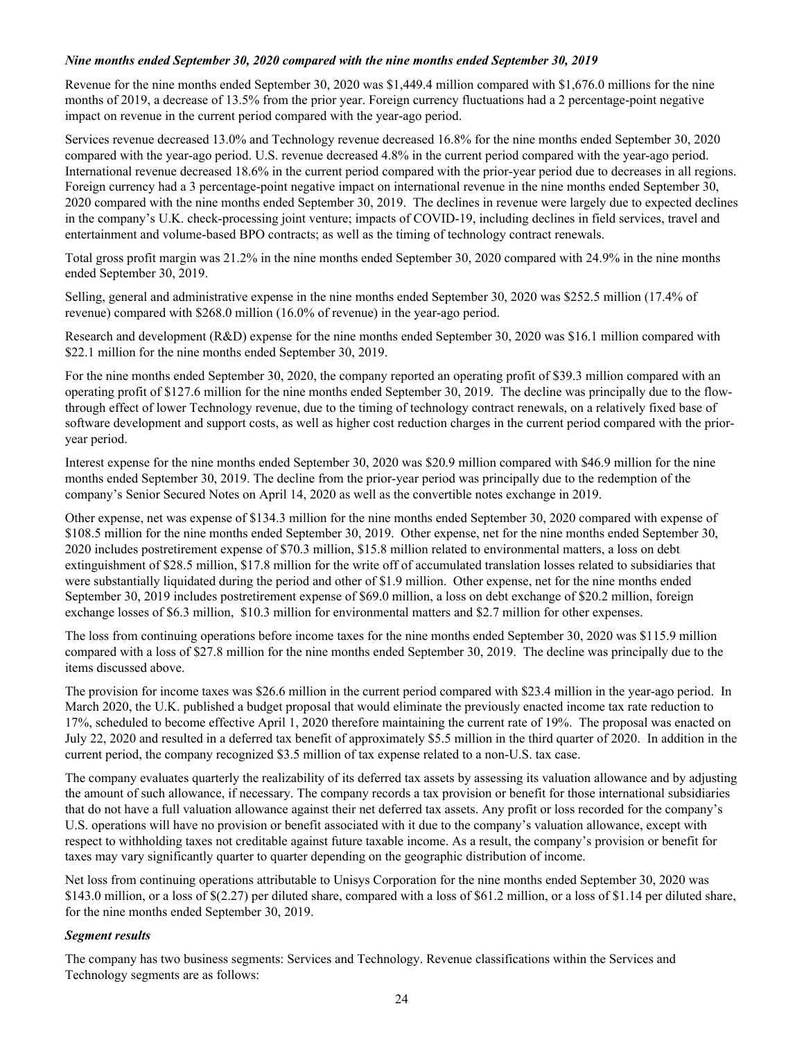***Nine months ended September 30, 2020 compared with the nine months ended September 30, 2019***

Revenue for the nine months ended September 30, 2020 was $1,449.4 million compared with $1,676.0 millions for the nine months of 2019, a decrease of 13.5% from the prior year. Foreign currency fluctuations had a 2 percentage-point negative impact on revenue in the current period compared with the year-ago period.

Services revenue decreased 13.0% and Technology revenue decreased 16.8% for the nine months ended September 30, 2020 compared with the year-ago period. U.S. revenue decreased 4.8% in the current period compared with the year-ago period. International revenue decreased 18.6% in the current period compared with the prior-year period due to decreases in all regions. Foreign currency had a 3 percentage-point negative impact on international revenue in the nine months ended September 30, 2020 compared with the nine months ended September 30, 2019. The declines in revenue were largely due to expected declines in the company's U.K. check-processing joint venture; impacts of COVID-19, including declines in field services, travel and entertainment and volume-based BPO contracts; as well as the timing of technology contract renewals.

Total gross profit margin was 21.2% in the nine months ended September 30, 2020 compared with 24.9% in the nine months ended September 30, 2019.

Selling, general and administrative expense in the nine months ended September 30, 2020 was $252.5 million (17.4% of revenue) compared with $268.0 million (16.0% of revenue) in the year-ago period.

Research and development (R&D) expense for the nine months ended September 30, 2020 was $16.1 million compared with $22.1 million for the nine months ended September 30, 2019.

For the nine months ended September 30, 2020, the company reported an operating profit of $39.3 million compared with an operating profit of $127.6 million for the nine months ended September 30, 2019. The decline was principally due to the flow-through effect of lower Technology revenue, due to the timing of technology contract renewals, on a relatively fixed base of software development and support costs, as well as higher cost reduction charges in the current period compared with the prior-year period.

Interest expense for the nine months ended September 30, 2020 was $20.9 million compared with $46.9 million for the nine months ended September 30, 2019. The decline from the prior-year period was principally due to the redemption of the company's Senior Secured Notes on April 14, 2020 as well as the convertible notes exchange in 2019.

Other expense, net was expense of $134.3 million for the nine months ended September 30, 2020 compared with expense of $108.5 million for the nine months ended September 30, 2019. Other expense, net for the nine months ended September 30, 2020 includes postretirement expense of $70.3 million, $15.8 million related to environmental matters, a loss on debt extinguishment of $28.5 million, $17.8 million for the write off of accumulated translation losses related to subsidiaries that were substantially liquidated during the period and other of $1.9 million. Other expense, net for the nine months ended September 30, 2019 includes postretirement expense of $69.0 million, a loss on debt exchange of $20.2 million, foreign exchange losses of $6.3 million, $10.3 million for environmental matters and $2.7 million for other expenses.

The loss from continuing operations before income taxes for the nine months ended September 30, 2020 was $115.9 million compared with a loss of $27.8 million for the nine months ended September 30, 2019. The decline was principally due to the items discussed above.

The provision for income taxes was $26.6 million in the current period compared with $23.4 million in the year-ago period. In March 2020, the U.K. published a budget proposal that would eliminate the previously enacted income tax rate reduction to 17%, scheduled to become effective April 1, 2020 therefore maintaining the current rate of 19%. The proposal was enacted on July 22, 2020 and resulted in a deferred tax benefit of approximately $5.5 million in the third quarter of 2020. In addition in the current period, the company recognized $3.5 million of tax expense related to a non-U.S. tax case.

The company evaluates quarterly the realizability of its deferred tax assets by assessing its valuation allowance and by adjusting the amount of such allowance, if necessary. The company records a tax provision or benefit for those international subsidiaries that do not have a full valuation allowance against their net deferred tax assets. Any profit or loss recorded for the company's U.S. operations will have no provision or benefit associated with it due to the company's valuation allowance, except with respect to withholding taxes not creditable against future taxable income. As a result, the company's provision or benefit for taxes may vary significantly quarter to quarter depending on the geographic distribution of income.

Net loss from continuing operations attributable to Unisys Corporation for the nine months ended September 30, 2020 was $143.0 million, or a loss of $(2.27) per diluted share, compared with a loss of $61.2 million, or a loss of $1.14 per diluted share, for the nine months ended September 30, 2019.

***Segment results***

The company has two business segments: Services and Technology. Revenue classifications within the Services and Technology segments are as follows: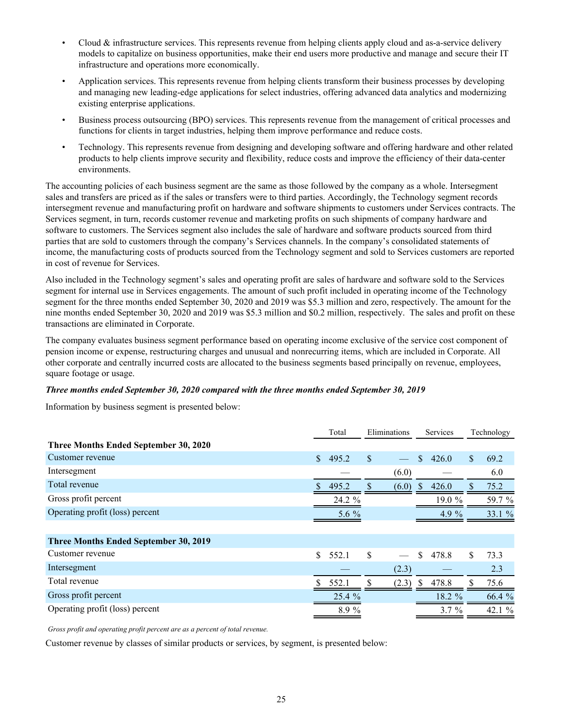- Cloud & infrastructure services. This represents revenue from helping clients apply cloud and as-a-service delivery models to capitalize on business opportunities, make their end users more productive and manage and secure their IT infrastructure and operations more economically.
- Application services. This represents revenue from helping clients transform their business processes by developing and managing new leading-edge applications for select industries, offering advanced data analytics and modernizing existing enterprise applications.
- Business process outsourcing (BPO) services. This represents revenue from the management of critical processes and functions for clients in target industries, helping them improve performance and reduce costs.
- Technology. This represents revenue from designing and developing software and offering hardware and other related products to help clients improve security and flexibility, reduce costs and improve the efficiency of their data-center environments.

The accounting policies of each business segment are the same as those followed by the company as a whole. Intersegment sales and transfers are priced as if the sales or transfers were to third parties. Accordingly, the Technology segment records intersegment revenue and manufacturing profit on hardware and software shipments to customers under Services contracts. The Services segment, in turn, records customer revenue and marketing profits on such shipments of company hardware and software to customers. The Services segment also includes the sale of hardware and software products sourced from third parties that are sold to customers through the company's Services channels. In the company's consolidated statements of income, the manufacturing costs of products sourced from the Technology segment and sold to Services customers are reported in cost of revenue for Services.

Also included in the Technology segment's sales and operating profit are sales of hardware and software sold to the Services segment for internal use in Services engagements. The amount of such profit included in operating income of the Technology segment for the three months ended September 30, 2020 and 2019 was $5.3 million and zero, respectively. The amount for the nine months ended September 30, 2020 and 2019 was $5.3 million and $0.2 million, respectively. The sales and profit on these transactions are eliminated in Corporate.

The company evaluates business segment performance based on operating income exclusive of the service cost component of pension income or expense, restructuring charges and unusual and nonrecurring items, which are included in Corporate. All other corporate and centrally incurred costs are allocated to the business segments based principally on revenue, employees, square footage or usage.

***Three months ended September 30, 2020 compared with the three months ended September 30, 2019***

Information by business segment is presented below:

| | Total | Eliminations | Services | Technology |
|---|---|---|---|---|
| **Three Months Ended September 30, 2020** | | | | |
| Customer revenue | $ 495.2 | $ — | $ 426.0 | $ 69.2 |
| Intersegment | — | (6.0) | — | 6.0 |
| Total revenue | $ 495.2 | $ (6.0) | $ 426.0 | $ 75.2 |
| Gross profit percent | 24.2 % | | 19.0 % | 59.7 % |
| Operating profit (loss) percent | 5.6 % | | 4.9 % | 33.1 % |
| | | | | |
| **Three Months Ended September 30, 2019** | | | | |
| Customer revenue | $ 552.1 | $ — | $ 478.8 | $ 73.3 |
| Intersegment | — | (2.3) | — | 2.3 |
| Total revenue | $ 552.1 | $ (2.3) | $ 478.8 | $ 75.6 |
| Gross profit percent | 25.4 % | | 18.2 % | 66.4 % |
| Operating profit (loss) percent | 8.9 % | | 3.7 % | 42.1 % |

*Gross profit and operating profit percent are as a percent of total revenue.*

Customer revenue by classes of similar products or services, by segment, is presented below: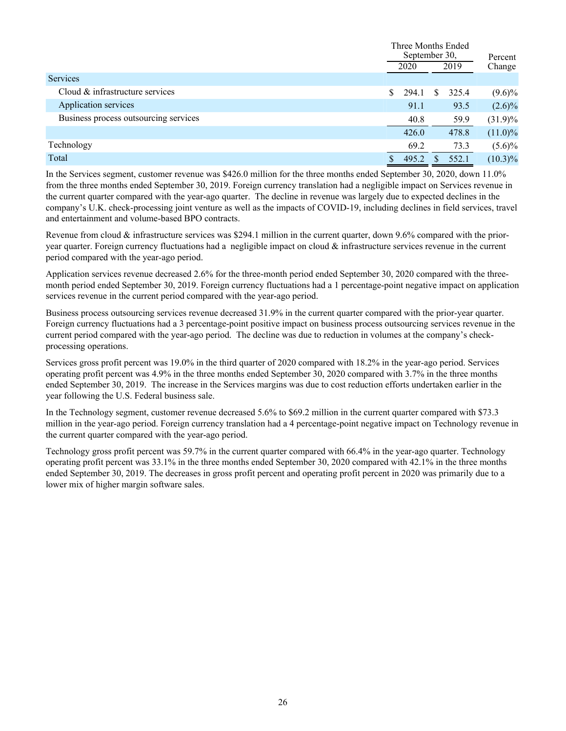| | Three Months Ended September 30, | | Percent Change |
|---|---|---|---|
| | 2020 | 2019 | |
| Services | | | |
| Cloud & infrastructure services | $ 294.1 | $ 325.4 | (9.6)% |
| Application services | 91.1 | 93.5 | (2.6)% |
| Business process outsourcing services | 40.8 | 59.9 | (31.9)% |
| | 426.0 | 478.8 | (11.0)% |
| Technology | 69.2 | 73.3 | (5.6)% |
| Total | $ 495.2 | $ 552.1 | (10.3)% |

In the Services segment, customer revenue was $426.0 million for the three months ended September 30, 2020, down 11.0% from the three months ended September 30, 2019. Foreign currency translation had a negligible impact on Services revenue in the current quarter compared with the year-ago quarter. The decline in revenue was largely due to expected declines in the company's U.K. check-processing joint venture as well as the impacts of COVID-19, including declines in field services, travel and entertainment and volume-based BPO contracts.

Revenue from cloud & infrastructure services was $294.1 million in the current quarter, down 9.6% compared with the prior-year quarter. Foreign currency fluctuations had a negligible impact on cloud & infrastructure services revenue in the current period compared with the year-ago period.

Application services revenue decreased 2.6% for the three-month period ended September 30, 2020 compared with the three-month period ended September 30, 2019. Foreign currency fluctuations had a 1 percentage-point negative impact on application services revenue in the current period compared with the year-ago period.

Business process outsourcing services revenue decreased 31.9% in the current quarter compared with the prior-year quarter. Foreign currency fluctuations had a 3 percentage-point positive impact on business process outsourcing services revenue in the current period compared with the year-ago period. The decline was due to reduction in volumes at the company's check-processing operations.

Services gross profit percent was 19.0% in the third quarter of 2020 compared with 18.2% in the year-ago period. Services operating profit percent was 4.9% in the three months ended September 30, 2020 compared with 3.7% in the three months ended September 30, 2019. The increase in the Services margins was due to cost reduction efforts undertaken earlier in the year following the U.S. Federal business sale.

In the Technology segment, customer revenue decreased 5.6% to $69.2 million in the current quarter compared with $73.3 million in the year-ago period. Foreign currency translation had a 4 percentage-point negative impact on Technology revenue in the current quarter compared with the year-ago period.

Technology gross profit percent was 59.7% in the current quarter compared with 66.4% in the year-ago quarter. Technology operating profit percent was 33.1% in the three months ended September 30, 2020 compared with 42.1% in the three months ended September 30, 2019. The decreases in gross profit percent and operating profit percent in 2020 was primarily due to a lower mix of higher margin software sales.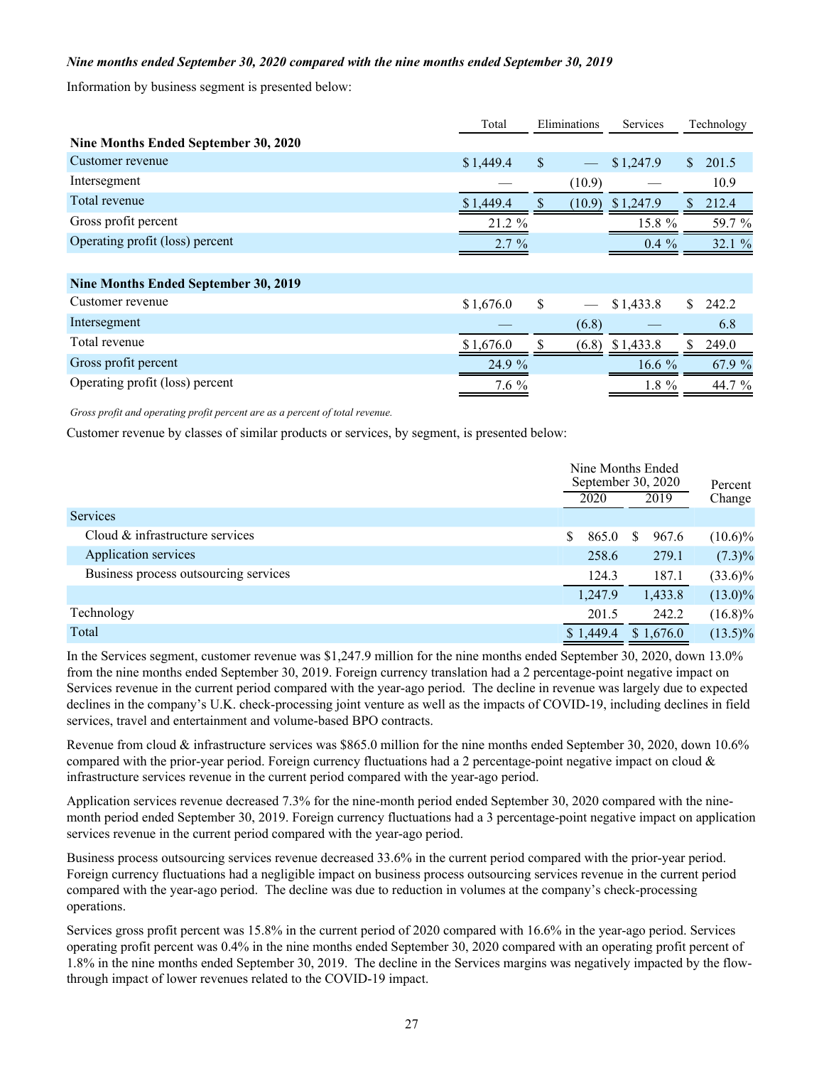***Nine months ended September 30, 2020 compared with the nine months ended September 30, 2019***

Information by business segment is presented below:

| | Total | Eliminations | Services | Technology |
|---|---|---|---|---|
| **Nine Months Ended September 30, 2020** | | | | |
| Customer revenue | $ 1,449.4 | $ — | $ 1,247.9 | $ 201.5 |
| Intersegment | — | (10.9) | — | 10.9 |
| Total revenue | $ 1,449.4 | $ (10.9) | $ 1,247.9 | $ 212.4 |
| Gross profit percent | 21.2 % | | 15.8 % | 59.7 % |
| Operating profit (loss) percent | 2.7 % | | 0.4 % | 32.1 % |
| | | | | |
| **Nine Months Ended September 30, 2019** | | | | |
| Customer revenue | $ 1,676.0 | $ — | $ 1,433.8 | $ 242.2 |
| Intersegment | — | (6.8) | — | 6.8 |
| Total revenue | $ 1,676.0 | $ (6.8) | $ 1,433.8 | $ 249.0 |
| Gross profit percent | 24.9 % | | 16.6 % | 67.9 % |
| Operating profit (loss) percent | 7.6 % | | 1.8 % | 44.7 % |

*Gross profit and operating profit percent are as a percent of total revenue.*

Customer revenue by classes of similar products or services, by segment, is presented below:

| | Nine Months Ended September 30, 2020 | | Percent Change |
|---|---|---|---|
| | 2020 | 2019 | |
| Services | | | |
| Cloud & infrastructure services | $ 865.0 | $ 967.6 | (10.6)% |
| Application services | 258.6 | 279.1 | (7.3)% |
| Business process outsourcing services | 124.3 | 187.1 | (33.6)% |
| | 1,247.9 | 1,433.8 | (13.0)% |
| Technology | 201.5 | 242.2 | (16.8)% |
| Total | $ 1,449.4 | $ 1,676.0 | (13.5)% |

In the Services segment, customer revenue was $1,247.9 million for the nine months ended September 30, 2020, down 13.0% from the nine months ended September 30, 2019. Foreign currency translation had a 2 percentage-point negative impact on Services revenue in the current period compared with the year-ago period. The decline in revenue was largely due to expected declines in the company's U.K. check-processing joint venture as well as the impacts of COVID-19, including declines in field services, travel and entertainment and volume-based BPO contracts.

Revenue from cloud & infrastructure services was $865.0 million for the nine months ended September 30, 2020, down 10.6% compared with the prior-year period. Foreign currency fluctuations had a 2 percentage-point negative impact on cloud & infrastructure services revenue in the current period compared with the year-ago period.

Application services revenue decreased 7.3% for the nine-month period ended September 30, 2020 compared with the nine-month period ended September 30, 2019. Foreign currency fluctuations had a 3 percentage-point negative impact on application services revenue in the current period compared with the year-ago period.

Business process outsourcing services revenue decreased 33.6% in the current period compared with the prior-year period. Foreign currency fluctuations had a negligible impact on business process outsourcing services revenue in the current period compared with the year-ago period. The decline was due to reduction in volumes at the company's check-processing operations.

Services gross profit percent was 15.8% in the current period of 2020 compared with 16.6% in the year-ago period. Services operating profit percent was 0.4% in the nine months ended September 30, 2020 compared with an operating profit percent of 1.8% in the nine months ended September 30, 2019. The decline in the Services margins was negatively impacted by the flow-through impact of lower revenues related to the COVID-19 impact.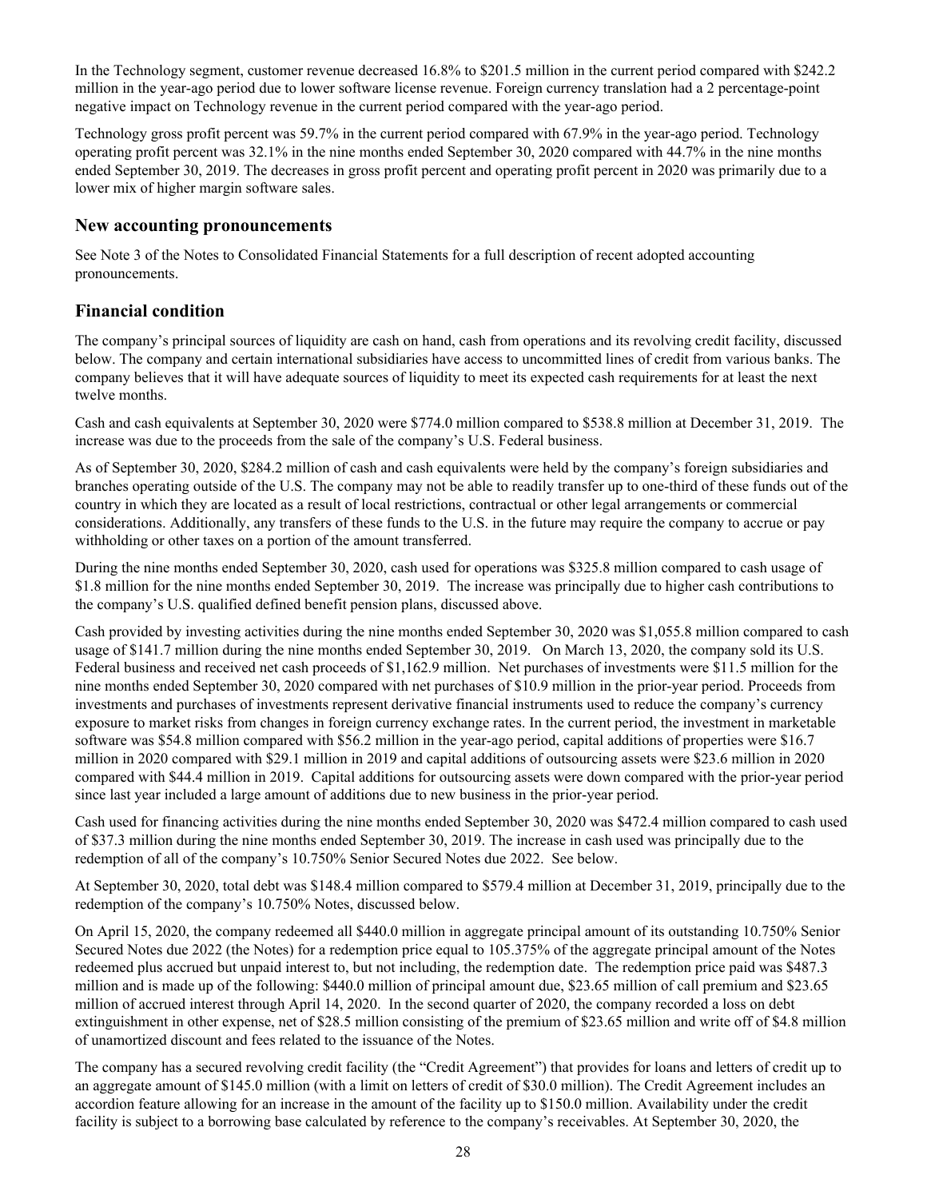In the Technology segment, customer revenue decreased 16.8% to $201.5 million in the current period compared with $242.2 million in the year-ago period due to lower software license revenue. Foreign currency translation had a 2 percentage-point negative impact on Technology revenue in the current period compared with the year-ago period.

Technology gross profit percent was 59.7% in the current period compared with 67.9% in the year-ago period. Technology operating profit percent was 32.1% in the nine months ended September 30, 2020 compared with 44.7% in the nine months ended September 30, 2019. The decreases in gross profit percent and operating profit percent in 2020 was primarily due to a lower mix of higher margin software sales.

## New accounting pronouncements

See Note 3 of the Notes to Consolidated Financial Statements for a full description of recent adopted accounting pronouncements.

## Financial condition

The company's principal sources of liquidity are cash on hand, cash from operations and its revolving credit facility, discussed below. The company and certain international subsidiaries have access to uncommitted lines of credit from various banks. The company believes that it will have adequate sources of liquidity to meet its expected cash requirements for at least the next twelve months.

Cash and cash equivalents at September 30, 2020 were $774.0 million compared to $538.8 million at December 31, 2019. The increase was due to the proceeds from the sale of the company's U.S. Federal business.

As of September 30, 2020, $284.2 million of cash and cash equivalents were held by the company's foreign subsidiaries and branches operating outside of the U.S. The company may not be able to readily transfer up to one-third of these funds out of the country in which they are located as a result of local restrictions, contractual or other legal arrangements or commercial considerations. Additionally, any transfers of these funds to the U.S. in the future may require the company to accrue or pay withholding or other taxes on a portion of the amount transferred.

During the nine months ended September 30, 2020, cash used for operations was $325.8 million compared to cash usage of $1.8 million for the nine months ended September 30, 2019. The increase was principally due to higher cash contributions to the company's U.S. qualified defined benefit pension plans, discussed above.

Cash provided by investing activities during the nine months ended September 30, 2020 was $1,055.8 million compared to cash usage of $141.7 million during the nine months ended September 30, 2019. On March 13, 2020, the company sold its U.S. Federal business and received net cash proceeds of $1,162.9 million. Net purchases of investments were $11.5 million for the nine months ended September 30, 2020 compared with net purchases of $10.9 million in the prior-year period. Proceeds from investments and purchases of investments represent derivative financial instruments used to reduce the company's currency exposure to market risks from changes in foreign currency exchange rates. In the current period, the investment in marketable software was $54.8 million compared with $56.2 million in the year-ago period, capital additions of properties were $16.7 million in 2020 compared with $29.1 million in 2019 and capital additions of outsourcing assets were $23.6 million in 2020 compared with $44.4 million in 2019. Capital additions for outsourcing assets were down compared with the prior-year period since last year included a large amount of additions due to new business in the prior-year period.

Cash used for financing activities during the nine months ended September 30, 2020 was $472.4 million compared to cash used of $37.3 million during the nine months ended September 30, 2019. The increase in cash used was principally due to the redemption of all of the company's 10.750% Senior Secured Notes due 2022. See below.

At September 30, 2020, total debt was $148.4 million compared to $579.4 million at December 31, 2019, principally due to the redemption of the company's 10.750% Notes, discussed below.

On April 15, 2020, the company redeemed all $440.0 million in aggregate principal amount of its outstanding 10.750% Senior Secured Notes due 2022 (the Notes) for a redemption price equal to 105.375% of the aggregate principal amount of the Notes redeemed plus accrued but unpaid interest to, but not including, the redemption date. The redemption price paid was $487.3 million and is made up of the following: $440.0 million of principal amount due, $23.65 million of call premium and $23.65 million of accrued interest through April 14, 2020. In the second quarter of 2020, the company recorded a loss on debt extinguishment in other expense, net of $28.5 million consisting of the premium of $23.65 million and write off of $4.8 million of unamortized discount and fees related to the issuance of the Notes.

The company has a secured revolving credit facility (the "Credit Agreement") that provides for loans and letters of credit up to an aggregate amount of $145.0 million (with a limit on letters of credit of $30.0 million). The Credit Agreement includes an accordion feature allowing for an increase in the amount of the facility up to $150.0 million. Availability under the credit facility is subject to a borrowing base calculated by reference to the company's receivables. At September 30, 2020, the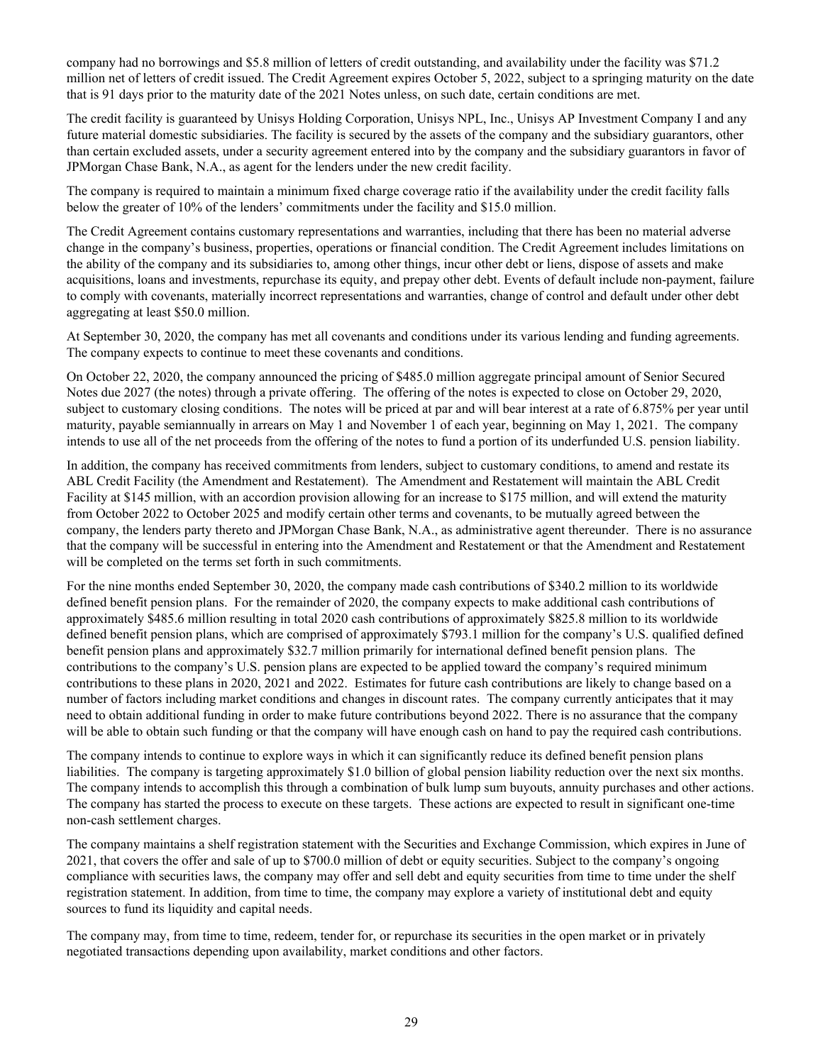company had no borrowings and $5.8 million of letters of credit outstanding, and availability under the facility was $71.2 million net of letters of credit issued. The Credit Agreement expires October 5, 2022, subject to a springing maturity on the date that is 91 days prior to the maturity date of the 2021 Notes unless, on such date, certain conditions are met.

The credit facility is guaranteed by Unisys Holding Corporation, Unisys NPL, Inc., Unisys AP Investment Company I and any future material domestic subsidiaries. The facility is secured by the assets of the company and the subsidiary guarantors, other than certain excluded assets, under a security agreement entered into by the company and the subsidiary guarantors in favor of JPMorgan Chase Bank, N.A., as agent for the lenders under the new credit facility.

The company is required to maintain a minimum fixed charge coverage ratio if the availability under the credit facility falls below the greater of 10% of the lenders' commitments under the facility and $15.0 million.

The Credit Agreement contains customary representations and warranties, including that there has been no material adverse change in the company's business, properties, operations or financial condition. The Credit Agreement includes limitations on the ability of the company and its subsidiaries to, among other things, incur other debt or liens, dispose of assets and make acquisitions, loans and investments, repurchase its equity, and prepay other debt. Events of default include non-payment, failure to comply with covenants, materially incorrect representations and warranties, change of control and default under other debt aggregating at least $50.0 million.

At September 30, 2020, the company has met all covenants and conditions under its various lending and funding agreements. The company expects to continue to meet these covenants and conditions.

On October 22, 2020, the company announced the pricing of $485.0 million aggregate principal amount of Senior Secured Notes due 2027 (the notes) through a private offering. The offering of the notes is expected to close on October 29, 2020, subject to customary closing conditions. The notes will be priced at par and will bear interest at a rate of 6.875% per year until maturity, payable semiannually in arrears on May 1 and November 1 of each year, beginning on May 1, 2021. The company intends to use all of the net proceeds from the offering of the notes to fund a portion of its underfunded U.S. pension liability.

In addition, the company has received commitments from lenders, subject to customary conditions, to amend and restate its ABL Credit Facility (the Amendment and Restatement). The Amendment and Restatement will maintain the ABL Credit Facility at $145 million, with an accordion provision allowing for an increase to $175 million, and will extend the maturity from October 2022 to October 2025 and modify certain other terms and covenants, to be mutually agreed between the company, the lenders party thereto and JPMorgan Chase Bank, N.A., as administrative agent thereunder. There is no assurance that the company will be successful in entering into the Amendment and Restatement or that the Amendment and Restatement will be completed on the terms set forth in such commitments.

For the nine months ended September 30, 2020, the company made cash contributions of $340.2 million to its worldwide defined benefit pension plans. For the remainder of 2020, the company expects to make additional cash contributions of approximately $485.6 million resulting in total 2020 cash contributions of approximately $825.8 million to its worldwide defined benefit pension plans, which are comprised of approximately $793.1 million for the company's U.S. qualified defined benefit pension plans and approximately $32.7 million primarily for international defined benefit pension plans. The contributions to the company's U.S. pension plans are expected to be applied toward the company's required minimum contributions to these plans in 2020, 2021 and 2022. Estimates for future cash contributions are likely to change based on a number of factors including market conditions and changes in discount rates. The company currently anticipates that it may need to obtain additional funding in order to make future contributions beyond 2022. There is no assurance that the company will be able to obtain such funding or that the company will have enough cash on hand to pay the required cash contributions.

The company intends to continue to explore ways in which it can significantly reduce its defined benefit pension plans liabilities. The company is targeting approximately $1.0 billion of global pension liability reduction over the next six months. The company intends to accomplish this through a combination of bulk lump sum buyouts, annuity purchases and other actions. The company has started the process to execute on these targets. These actions are expected to result in significant one-time non-cash settlement charges.

The company maintains a shelf registration statement with the Securities and Exchange Commission, which expires in June of 2021, that covers the offer and sale of up to $700.0 million of debt or equity securities. Subject to the company's ongoing compliance with securities laws, the company may offer and sell debt and equity securities from time to time under the shelf registration statement. In addition, from time to time, the company may explore a variety of institutional debt and equity sources to fund its liquidity and capital needs.

The company may, from time to time, redeem, tender for, or repurchase its securities in the open market or in privately negotiated transactions depending upon availability, market conditions and other factors.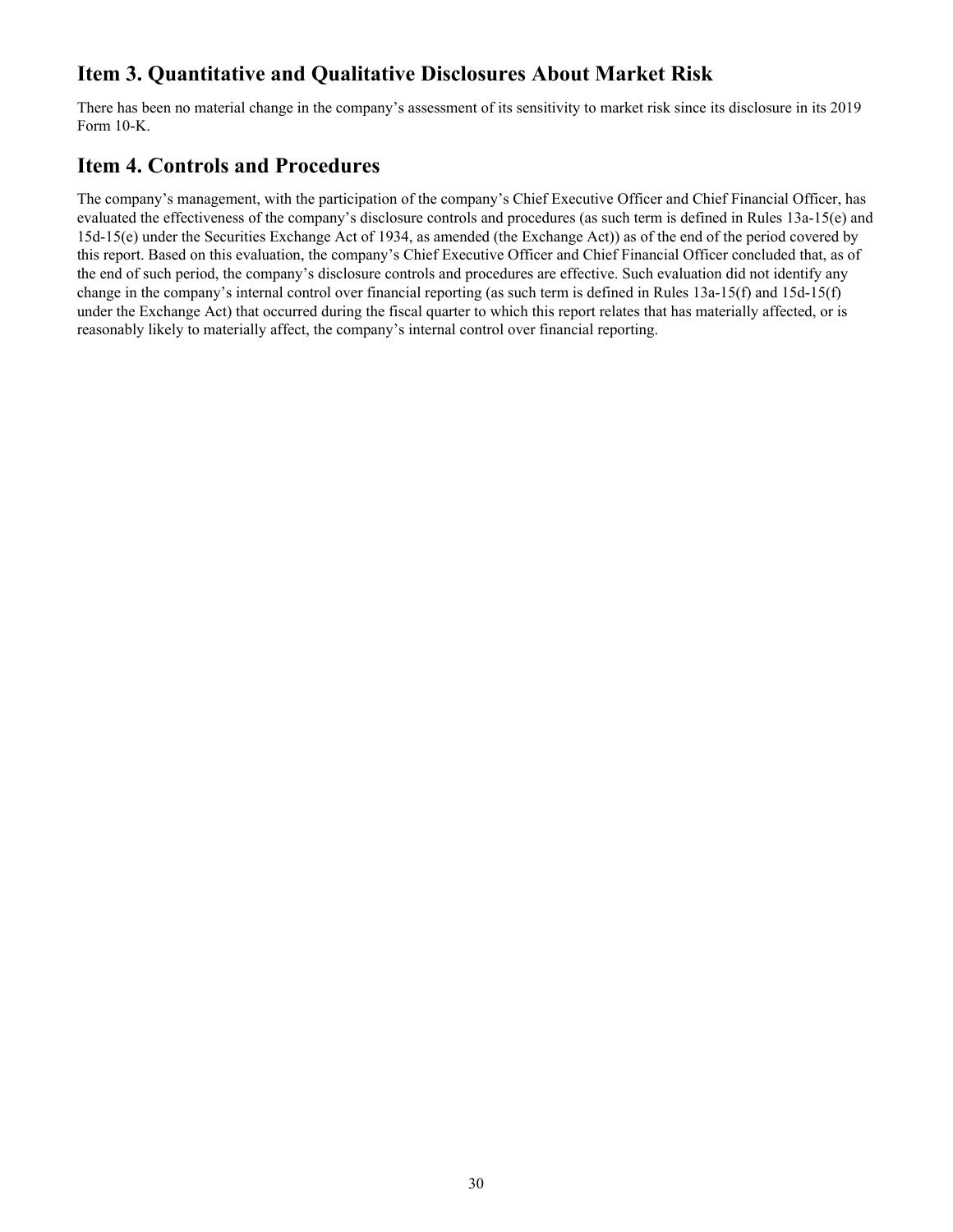## Item 3. Quantitative and Qualitative Disclosures About Market Risk

There has been no material change in the company's assessment of its sensitivity to market risk since its disclosure in its 2019 Form 10-K.

## Item 4. Controls and Procedures

The company's management, with the participation of the company's Chief Executive Officer and Chief Financial Officer, has evaluated the effectiveness of the company's disclosure controls and procedures (as such term is defined in Rules 13a-15(e) and 15d-15(e) under the Securities Exchange Act of 1934, as amended (the Exchange Act)) as of the end of the period covered by this report. Based on this evaluation, the company's Chief Executive Officer and Chief Financial Officer concluded that, as of the end of such period, the company's disclosure controls and procedures are effective. Such evaluation did not identify any change in the company's internal control over financial reporting (as such term is defined in Rules 13a-15(f) and 15d-15(f) under the Exchange Act) that occurred during the fiscal quarter to which this report relates that has materially affected, or is reasonably likely to materially affect, the company's internal control over financial reporting.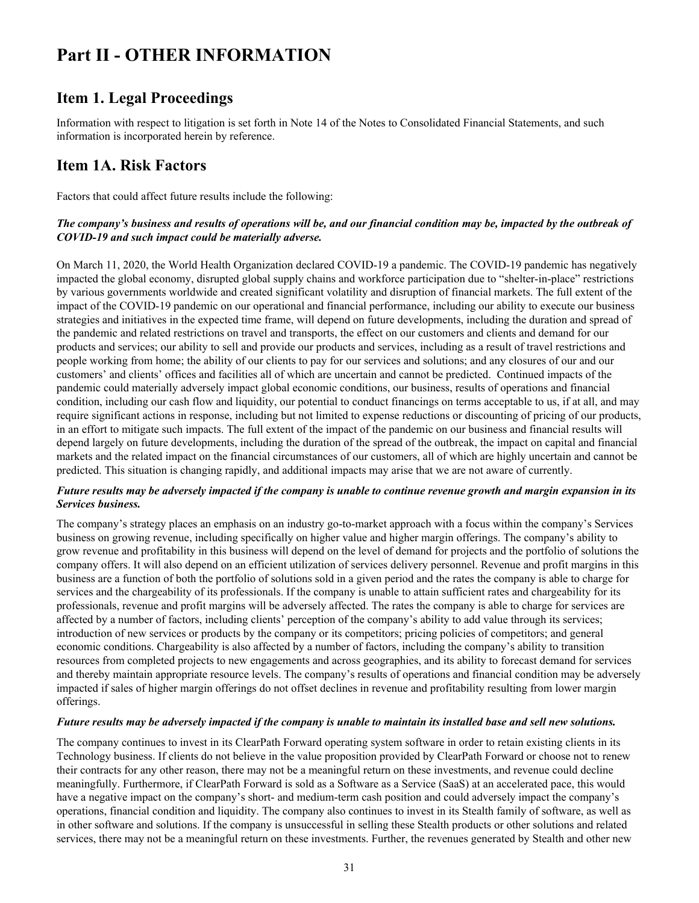# Part II - OTHER INFORMATION

## Item 1. Legal Proceedings

Information with respect to litigation is set forth in Note 14 of the Notes to Consolidated Financial Statements, and such information is incorporated herein by reference.

## Item 1A. Risk Factors

Factors that could affect future results include the following:

***The company's business and results of operations will be, and our financial condition may be, impacted by the outbreak of COVID-19 and such impact could be materially adverse.***

On March 11, 2020, the World Health Organization declared COVID-19 a pandemic. The COVID-19 pandemic has negatively impacted the global economy, disrupted global supply chains and workforce participation due to "shelter-in-place" restrictions by various governments worldwide and created significant volatility and disruption of financial markets. The full extent of the impact of the COVID-19 pandemic on our operational and financial performance, including our ability to execute our business strategies and initiatives in the expected time frame, will depend on future developments, including the duration and spread of the pandemic and related restrictions on travel and transports, the effect on our customers and clients and demand for our products and services; our ability to sell and provide our products and services, including as a result of travel restrictions and people working from home; the ability of our clients to pay for our services and solutions; and any closures of our and our customers' and clients' offices and facilities all of which are uncertain and cannot be predicted. Continued impacts of the pandemic could materially adversely impact global economic conditions, our business, results of operations and financial condition, including our cash flow and liquidity, our potential to conduct financings on terms acceptable to us, if at all, and may require significant actions in response, including but not limited to expense reductions or discounting of pricing of our products, in an effort to mitigate such impacts. The full extent of the impact of the pandemic on our business and financial results will depend largely on future developments, including the duration of the spread of the outbreak, the impact on capital and financial markets and the related impact on the financial circumstances of our customers, all of which are highly uncertain and cannot be predicted. This situation is changing rapidly, and additional impacts may arise that we are not aware of currently.

***Future results may be adversely impacted if the company is unable to continue revenue growth and margin expansion in its Services business.***

The company's strategy places an emphasis on an industry go-to-market approach with a focus within the company's Services business on growing revenue, including specifically on higher value and higher margin offerings. The company's ability to grow revenue and profitability in this business will depend on the level of demand for projects and the portfolio of solutions the company offers. It will also depend on an efficient utilization of services delivery personnel. Revenue and profit margins in this business are a function of both the portfolio of solutions sold in a given period and the rates the company is able to charge for services and the chargeability of its professionals. If the company is unable to attain sufficient rates and chargeability for its professionals, revenue and profit margins will be adversely affected. The rates the company is able to charge for services are affected by a number of factors, including clients' perception of the company's ability to add value through its services; introduction of new services or products by the company or its competitors; pricing policies of competitors; and general economic conditions. Chargeability is also affected by a number of factors, including the company's ability to transition resources from completed projects to new engagements and across geographies, and its ability to forecast demand for services and thereby maintain appropriate resource levels. The company's results of operations and financial condition may be adversely impacted if sales of higher margin offerings do not offset declines in revenue and profitability resulting from lower margin offerings.

***Future results may be adversely impacted if the company is unable to maintain its installed base and sell new solutions.***

The company continues to invest in its ClearPath Forward operating system software in order to retain existing clients in its Technology business. If clients do not believe in the value proposition provided by ClearPath Forward or choose not to renew their contracts for any other reason, there may not be a meaningful return on these investments, and revenue could decline meaningfully. Furthermore, if ClearPath Forward is sold as a Software as a Service (SaaS) at an accelerated pace, this would have a negative impact on the company's short- and medium-term cash position and could adversely impact the company's operations, financial condition and liquidity. The company also continues to invest in its Stealth family of software, as well as in other software and solutions. If the company is unsuccessful in selling these Stealth products or other solutions and related services, there may not be a meaningful return on these investments. Further, the revenues generated by Stealth and other new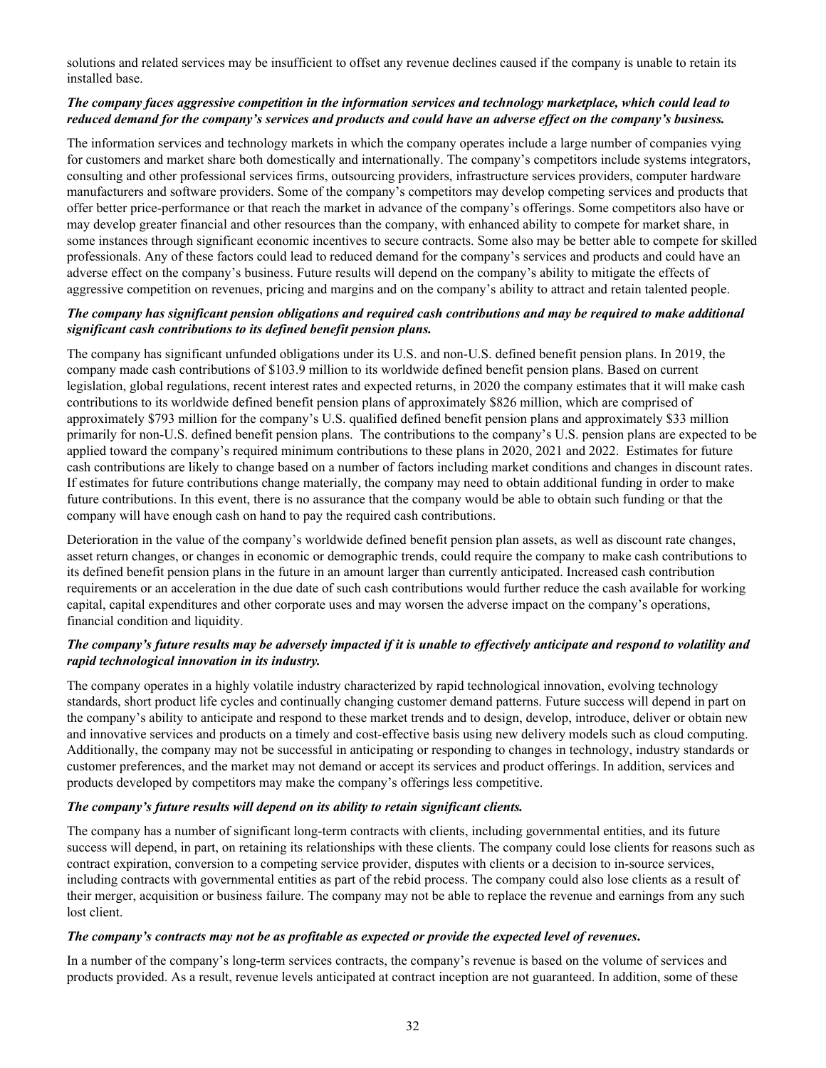solutions and related services may be insufficient to offset any revenue declines caused if the company is unable to retain its installed base.

***The company faces aggressive competition in the information services and technology marketplace, which could lead to reduced demand for the company's services and products and could have an adverse effect on the company's business.***

The information services and technology markets in which the company operates include a large number of companies vying for customers and market share both domestically and internationally. The company's competitors include systems integrators, consulting and other professional services firms, outsourcing providers, infrastructure services providers, computer hardware manufacturers and software providers. Some of the company's competitors may develop competing services and products that offer better price-performance or that reach the market in advance of the company's offerings. Some competitors also have or may develop greater financial and other resources than the company, with enhanced ability to compete for market share, in some instances through significant economic incentives to secure contracts. Some also may be better able to compete for skilled professionals. Any of these factors could lead to reduced demand for the company's services and products and could have an adverse effect on the company's business. Future results will depend on the company's ability to mitigate the effects of aggressive competition on revenues, pricing and margins and on the company's ability to attract and retain talented people.

***The company has significant pension obligations and required cash contributions and may be required to make additional significant cash contributions to its defined benefit pension plans.***

The company has significant unfunded obligations under its U.S. and non-U.S. defined benefit pension plans. In 2019, the company made cash contributions of $103.9 million to its worldwide defined benefit pension plans. Based on current legislation, global regulations, recent interest rates and expected returns, in 2020 the company estimates that it will make cash contributions to its worldwide defined benefit pension plans of approximately $826 million, which are comprised of approximately $793 million for the company's U.S. qualified defined benefit pension plans and approximately $33 million primarily for non-U.S. defined benefit pension plans. The contributions to the company's U.S. pension plans are expected to be applied toward the company's required minimum contributions to these plans in 2020, 2021 and 2022. Estimates for future cash contributions are likely to change based on a number of factors including market conditions and changes in discount rates. If estimates for future contributions change materially, the company may need to obtain additional funding in order to make future contributions. In this event, there is no assurance that the company would be able to obtain such funding or that the company will have enough cash on hand to pay the required cash contributions.

Deterioration in the value of the company's worldwide defined benefit pension plan assets, as well as discount rate changes, asset return changes, or changes in economic or demographic trends, could require the company to make cash contributions to its defined benefit pension plans in the future in an amount larger than currently anticipated. Increased cash contribution requirements or an acceleration in the due date of such cash contributions would further reduce the cash available for working capital, capital expenditures and other corporate uses and may worsen the adverse impact on the company's operations, financial condition and liquidity.

***The company's future results may be adversely impacted if it is unable to effectively anticipate and respond to volatility and rapid technological innovation in its industry.***

The company operates in a highly volatile industry characterized by rapid technological innovation, evolving technology standards, short product life cycles and continually changing customer demand patterns. Future success will depend in part on the company's ability to anticipate and respond to these market trends and to design, develop, introduce, deliver or obtain new and innovative services and products on a timely and cost-effective basis using new delivery models such as cloud computing. Additionally, the company may not be successful in anticipating or responding to changes in technology, industry standards or customer preferences, and the market may not demand or accept its services and product offerings. In addition, services and products developed by competitors may make the company's offerings less competitive.

***The company's future results will depend on its ability to retain significant clients.***

The company has a number of significant long-term contracts with clients, including governmental entities, and its future success will depend, in part, on retaining its relationships with these clients. The company could lose clients for reasons such as contract expiration, conversion to a competing service provider, disputes with clients or a decision to in-source services, including contracts with governmental entities as part of the rebid process. The company could also lose clients as a result of their merger, acquisition or business failure. The company may not be able to replace the revenue and earnings from any such lost client.

***The company's contracts may not be as profitable as expected or provide the expected level of revenues.***

In a number of the company's long-term services contracts, the company's revenue is based on the volume of services and products provided. As a result, revenue levels anticipated at contract inception are not guaranteed. In addition, some of these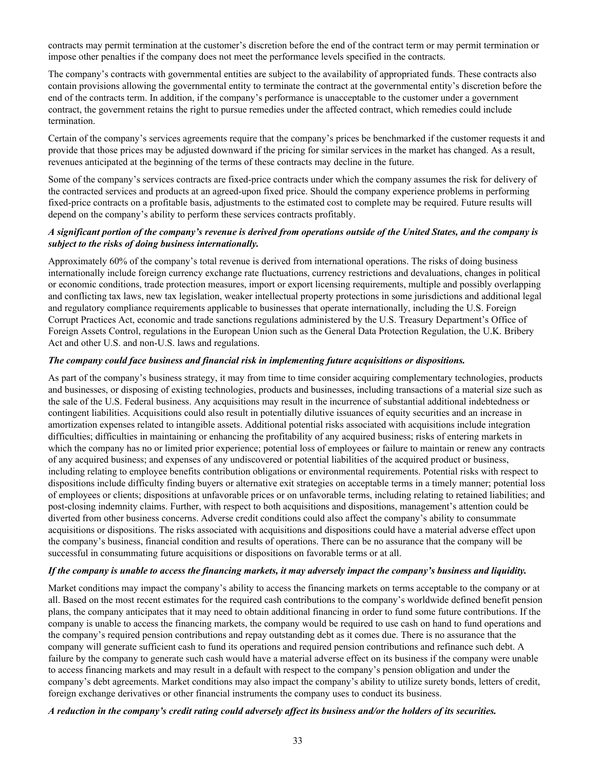contracts may permit termination at the customer's discretion before the end of the contract term or may permit termination or impose other penalties if the company does not meet the performance levels specified in the contracts.

The company's contracts with governmental entities are subject to the availability of appropriated funds. These contracts also contain provisions allowing the governmental entity to terminate the contract at the governmental entity's discretion before the end of the contracts term. In addition, if the company's performance is unacceptable to the customer under a government contract, the government retains the right to pursue remedies under the affected contract, which remedies could include termination.

Certain of the company's services agreements require that the company's prices be benchmarked if the customer requests it and provide that those prices may be adjusted downward if the pricing for similar services in the market has changed. As a result, revenues anticipated at the beginning of the terms of these contracts may decline in the future.

Some of the company's services contracts are fixed-price contracts under which the company assumes the risk for delivery of the contracted services and products at an agreed-upon fixed price. Should the company experience problems in performing fixed-price contracts on a profitable basis, adjustments to the estimated cost to complete may be required. Future results will depend on the company's ability to perform these services contracts profitably.

***A significant portion of the company's revenue is derived from operations outside of the United States, and the company is subject to the risks of doing business internationally.***

Approximately 60% of the company's total revenue is derived from international operations. The risks of doing business internationally include foreign currency exchange rate fluctuations, currency restrictions and devaluations, changes in political or economic conditions, trade protection measures, import or export licensing requirements, multiple and possibly overlapping and conflicting tax laws, new tax legislation, weaker intellectual property protections in some jurisdictions and additional legal and regulatory compliance requirements applicable to businesses that operate internationally, including the U.S. Foreign Corrupt Practices Act, economic and trade sanctions regulations administered by the U.S. Treasury Department's Office of Foreign Assets Control, regulations in the European Union such as the General Data Protection Regulation, the U.K. Bribery Act and other U.S. and non-U.S. laws and regulations.

***The company could face business and financial risk in implementing future acquisitions or dispositions.***

As part of the company's business strategy, it may from time to time consider acquiring complementary technologies, products and businesses, or disposing of existing technologies, products and businesses, including transactions of a material size such as the sale of the U.S. Federal business. Any acquisitions may result in the incurrence of substantial additional indebtedness or contingent liabilities. Acquisitions could also result in potentially dilutive issuances of equity securities and an increase in amortization expenses related to intangible assets. Additional potential risks associated with acquisitions include integration difficulties; difficulties in maintaining or enhancing the profitability of any acquired business; risks of entering markets in which the company has no or limited prior experience; potential loss of employees or failure to maintain or renew any contracts of any acquired business; and expenses of any undiscovered or potential liabilities of the acquired product or business, including relating to employee benefits contribution obligations or environmental requirements. Potential risks with respect to dispositions include difficulty finding buyers or alternative exit strategies on acceptable terms in a timely manner; potential loss of employees or clients; dispositions at unfavorable prices or on unfavorable terms, including relating to retained liabilities; and post-closing indemnity claims. Further, with respect to both acquisitions and dispositions, management's attention could be diverted from other business concerns. Adverse credit conditions could also affect the company's ability to consummate acquisitions or dispositions. The risks associated with acquisitions and dispositions could have a material adverse effect upon the company's business, financial condition and results of operations. There can be no assurance that the company will be successful in consummating future acquisitions or dispositions on favorable terms or at all.

***If the company is unable to access the financing markets, it may adversely impact the company's business and liquidity.***

Market conditions may impact the company's ability to access the financing markets on terms acceptable to the company or at all. Based on the most recent estimates for the required cash contributions to the company's worldwide defined benefit pension plans, the company anticipates that it may need to obtain additional financing in order to fund some future contributions. If the company is unable to access the financing markets, the company would be required to use cash on hand to fund operations and the company's required pension contributions and repay outstanding debt as it comes due. There is no assurance that the company will generate sufficient cash to fund its operations and required pension contributions and refinance such debt. A failure by the company to generate such cash would have a material adverse effect on its business if the company were unable to access financing markets and may result in a default with respect to the company's pension obligation and under the company's debt agreements. Market conditions may also impact the company's ability to utilize surety bonds, letters of credit, foreign exchange derivatives or other financial instruments the company uses to conduct its business.

***A reduction in the company's credit rating could adversely affect its business and/or the holders of its securities.***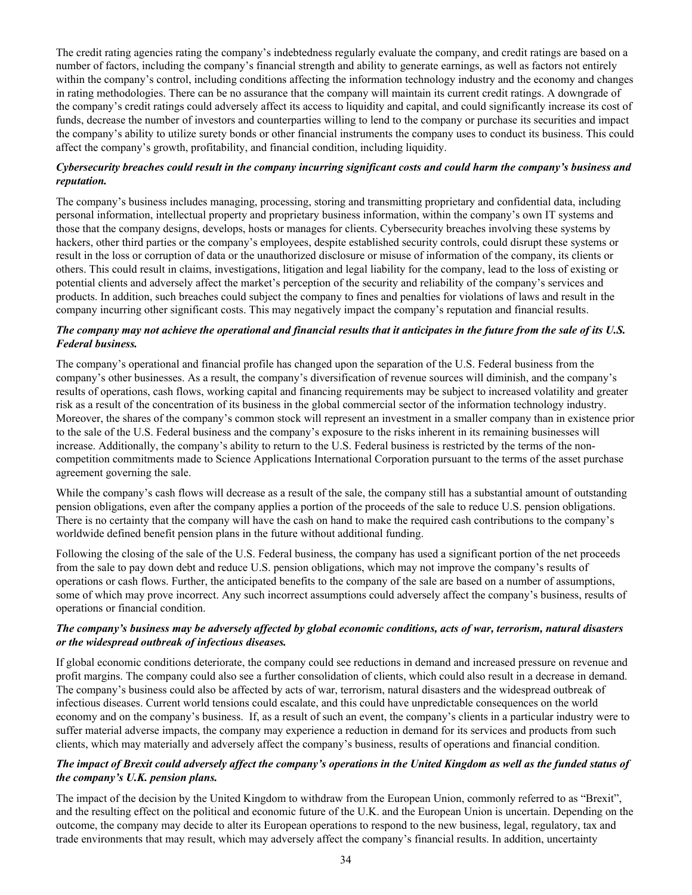The credit rating agencies rating the company's indebtedness regularly evaluate the company, and credit ratings are based on a number of factors, including the company's financial strength and ability to generate earnings, as well as factors not entirely within the company's control, including conditions affecting the information technology industry and the economy and changes in rating methodologies. There can be no assurance that the company will maintain its current credit ratings. A downgrade of the company's credit ratings could adversely affect its access to liquidity and capital, and could significantly increase its cost of funds, decrease the number of investors and counterparties willing to lend to the company or purchase its securities and impact the company's ability to utilize surety bonds or other financial instruments the company uses to conduct its business. This could affect the company's growth, profitability, and financial condition, including liquidity.

***Cybersecurity breaches could result in the company incurring significant costs and could harm the company's business and reputation.***

The company's business includes managing, processing, storing and transmitting proprietary and confidential data, including personal information, intellectual property and proprietary business information, within the company's own IT systems and those that the company designs, develops, hosts or manages for clients. Cybersecurity breaches involving these systems by hackers, other third parties or the company's employees, despite established security controls, could disrupt these systems or result in the loss or corruption of data or the unauthorized disclosure or misuse of information of the company, its clients or others. This could result in claims, investigations, litigation and legal liability for the company, lead to the loss of existing or potential clients and adversely affect the market's perception of the security and reliability of the company's services and products. In addition, such breaches could subject the company to fines and penalties for violations of laws and result in the company incurring other significant costs. This may negatively impact the company's reputation and financial results.

***The company may not achieve the operational and financial results that it anticipates in the future from the sale of its U.S. Federal business.***

The company's operational and financial profile has changed upon the separation of the U.S. Federal business from the company's other businesses. As a result, the company's diversification of revenue sources will diminish, and the company's results of operations, cash flows, working capital and financing requirements may be subject to increased volatility and greater risk as a result of the concentration of its business in the global commercial sector of the information technology industry. Moreover, the shares of the company's common stock will represent an investment in a smaller company than in existence prior to the sale of the U.S. Federal business and the company's exposure to the risks inherent in its remaining businesses will increase. Additionally, the company's ability to return to the U.S. Federal business is restricted by the terms of the non-competition commitments made to Science Applications International Corporation pursuant to the terms of the asset purchase agreement governing the sale.

While the company's cash flows will decrease as a result of the sale, the company still has a substantial amount of outstanding pension obligations, even after the company applies a portion of the proceeds of the sale to reduce U.S. pension obligations. There is no certainty that the company will have the cash on hand to make the required cash contributions to the company's worldwide defined benefit pension plans in the future without additional funding.

Following the closing of the sale of the U.S. Federal business, the company has used a significant portion of the net proceeds from the sale to pay down debt and reduce U.S. pension obligations, which may not improve the company's results of operations or cash flows. Further, the anticipated benefits to the company of the sale are based on a number of assumptions, some of which may prove incorrect. Any such incorrect assumptions could adversely affect the company's business, results of operations or financial condition.

***The company's business may be adversely affected by global economic conditions, acts of war, terrorism, natural disasters or the widespread outbreak of infectious diseases.***

If global economic conditions deteriorate, the company could see reductions in demand and increased pressure on revenue and profit margins. The company could also see a further consolidation of clients, which could also result in a decrease in demand. The company's business could also be affected by acts of war, terrorism, natural disasters and the widespread outbreak of infectious diseases. Current world tensions could escalate, and this could have unpredictable consequences on the world economy and on the company's business. If, as a result of such an event, the company's clients in a particular industry were to suffer material adverse impacts, the company may experience a reduction in demand for its services and products from such clients, which may materially and adversely affect the company's business, results of operations and financial condition.

***The impact of Brexit could adversely affect the company's operations in the United Kingdom as well as the funded status of the company's U.K. pension plans.***

The impact of the decision by the United Kingdom to withdraw from the European Union, commonly referred to as "Brexit", and the resulting effect on the political and economic future of the U.K. and the European Union is uncertain. Depending on the outcome, the company may decide to alter its European operations to respond to the new business, legal, regulatory, tax and trade environments that may result, which may adversely affect the company's financial results. In addition, uncertainty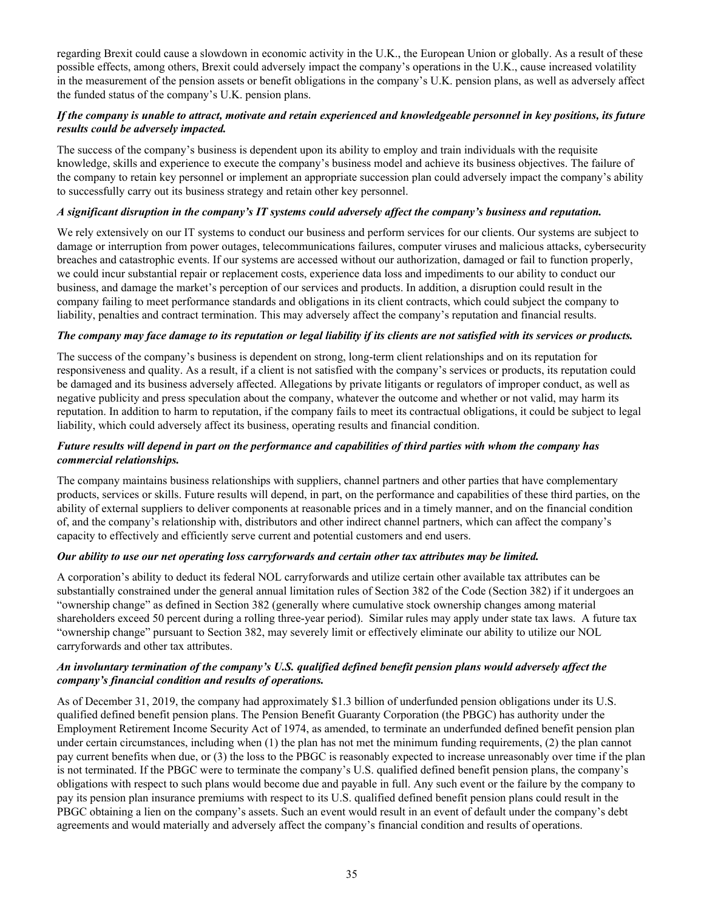regarding Brexit could cause a slowdown in economic activity in the U.K., the European Union or globally. As a result of these possible effects, among others, Brexit could adversely impact the company's operations in the U.K., cause increased volatility in the measurement of the pension assets or benefit obligations in the company's U.K. pension plans, as well as adversely affect the funded status of the company's U.K. pension plans.

***If the company is unable to attract, motivate and retain experienced and knowledgeable personnel in key positions, its future results could be adversely impacted.***

The success of the company's business is dependent upon its ability to employ and train individuals with the requisite knowledge, skills and experience to execute the company's business model and achieve its business objectives. The failure of the company to retain key personnel or implement an appropriate succession plan could adversely impact the company's ability to successfully carry out its business strategy and retain other key personnel.

***A significant disruption in the company's IT systems could adversely affect the company's business and reputation.***

We rely extensively on our IT systems to conduct our business and perform services for our clients. Our systems are subject to damage or interruption from power outages, telecommunications failures, computer viruses and malicious attacks, cybersecurity breaches and catastrophic events. If our systems are accessed without our authorization, damaged or fail to function properly, we could incur substantial repair or replacement costs, experience data loss and impediments to our ability to conduct our business, and damage the market's perception of our services and products. In addition, a disruption could result in the company failing to meet performance standards and obligations in its client contracts, which could subject the company to liability, penalties and contract termination. This may adversely affect the company's reputation and financial results.

***The company may face damage to its reputation or legal liability if its clients are not satisfied with its services or products.***

The success of the company's business is dependent on strong, long-term client relationships and on its reputation for responsiveness and quality. As a result, if a client is not satisfied with the company's services or products, its reputation could be damaged and its business adversely affected. Allegations by private litigants or regulators of improper conduct, as well as negative publicity and press speculation about the company, whatever the outcome and whether or not valid, may harm its reputation. In addition to harm to reputation, if the company fails to meet its contractual obligations, it could be subject to legal liability, which could adversely affect its business, operating results and financial condition.

***Future results will depend in part on the performance and capabilities of third parties with whom the company has commercial relationships.***

The company maintains business relationships with suppliers, channel partners and other parties that have complementary products, services or skills. Future results will depend, in part, on the performance and capabilities of these third parties, on the ability of external suppliers to deliver components at reasonable prices and in a timely manner, and on the financial condition of, and the company's relationship with, distributors and other indirect channel partners, which can affect the company's capacity to effectively and efficiently serve current and potential customers and end users.

***Our ability to use our net operating loss carryforwards and certain other tax attributes may be limited.***

A corporation's ability to deduct its federal NOL carryforwards and utilize certain other available tax attributes can be substantially constrained under the general annual limitation rules of Section 382 of the Code (Section 382) if it undergoes an "ownership change" as defined in Section 382 (generally where cumulative stock ownership changes among material shareholders exceed 50 percent during a rolling three-year period). Similar rules may apply under state tax laws. A future tax "ownership change" pursuant to Section 382, may severely limit or effectively eliminate our ability to utilize our NOL carryforwards and other tax attributes.

***An involuntary termination of the company's U.S. qualified defined benefit pension plans would adversely affect the company's financial condition and results of operations.***

As of December 31, 2019, the company had approximately $1.3 billion of underfunded pension obligations under its U.S. qualified defined benefit pension plans. The Pension Benefit Guaranty Corporation (the PBGC) has authority under the Employment Retirement Income Security Act of 1974, as amended, to terminate an underfunded defined benefit pension plan under certain circumstances, including when (1) the plan has not met the minimum funding requirements, (2) the plan cannot pay current benefits when due, or (3) the loss to the PBGC is reasonably expected to increase unreasonably over time if the plan is not terminated. If the PBGC were to terminate the company's U.S. qualified defined benefit pension plans, the company's obligations with respect to such plans would become due and payable in full. Any such event or the failure by the company to pay its pension plan insurance premiums with respect to its U.S. qualified defined benefit pension plans could result in the PBGC obtaining a lien on the company's assets. Such an event would result in an event of default under the company's debt agreements and would materially and adversely affect the company's financial condition and results of operations.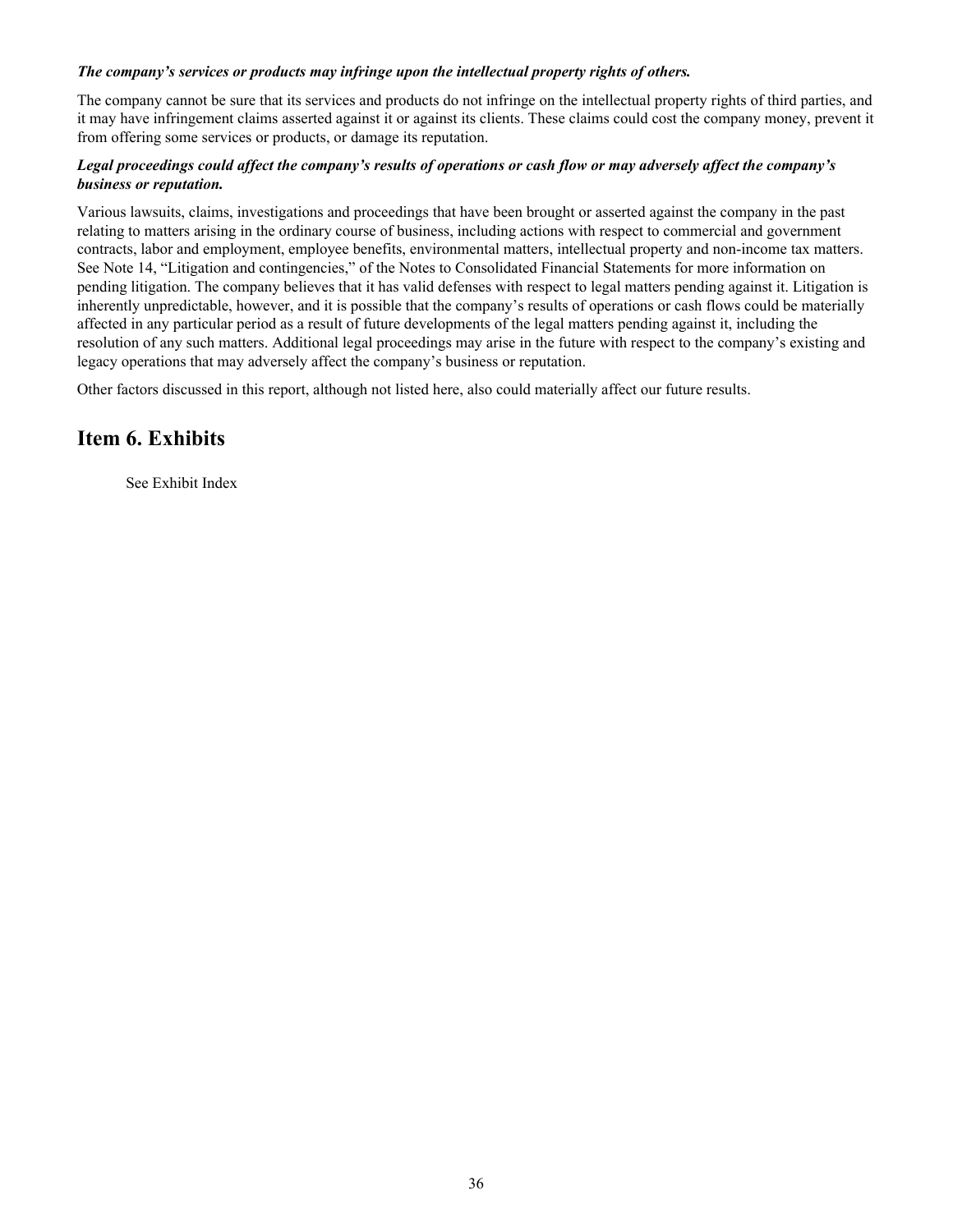***The company's services or products may infringe upon the intellectual property rights of others.***

The company cannot be sure that its services and products do not infringe on the intellectual property rights of third parties, and it may have infringement claims asserted against it or against its clients. These claims could cost the company money, prevent it from offering some services or products, or damage its reputation.

***Legal proceedings could affect the company's results of operations or cash flow or may adversely affect the company's business or reputation.***

Various lawsuits, claims, investigations and proceedings that have been brought or asserted against the company in the past relating to matters arising in the ordinary course of business, including actions with respect to commercial and government contracts, labor and employment, employee benefits, environmental matters, intellectual property and non-income tax matters. See Note 14, "Litigation and contingencies," of the Notes to Consolidated Financial Statements for more information on pending litigation. The company believes that it has valid defenses with respect to legal matters pending against it. Litigation is inherently unpredictable, however, and it is possible that the company's results of operations or cash flows could be materially affected in any particular period as a result of future developments of the legal matters pending against it, including the resolution of any such matters. Additional legal proceedings may arise in the future with respect to the company's existing and legacy operations that may adversely affect the company's business or reputation.

Other factors discussed in this report, although not listed here, also could materially affect our future results.

## Item 6. Exhibits

See Exhibit Index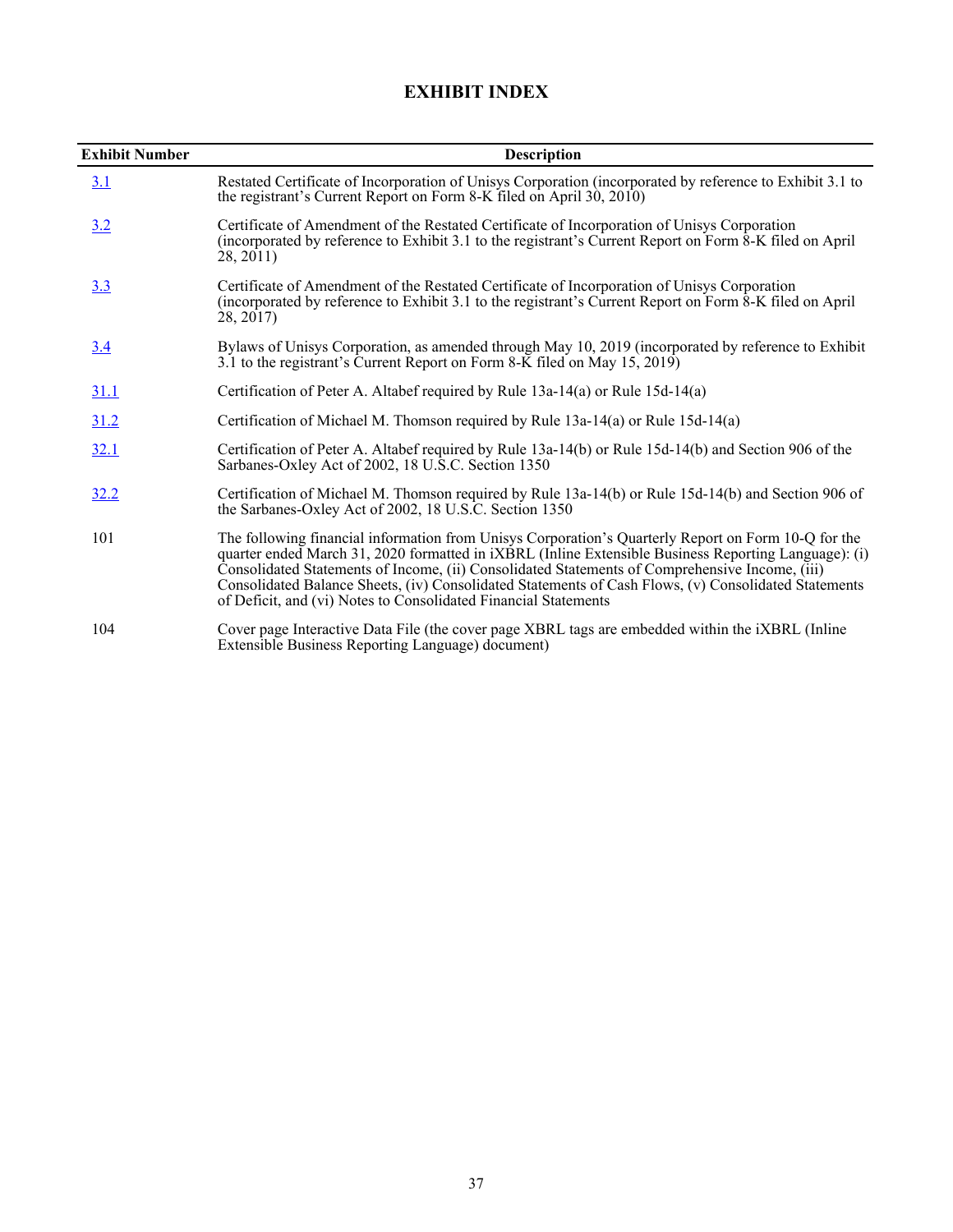# EXHIBIT INDEX

| Exhibit Number | Description |
|---|---|
| 3.1 | Restated Certificate of Incorporation of Unisys Corporation (incorporated by reference to Exhibit 3.1 to the registrant's Current Report on Form 8-K filed on April 30, 2010) |
| 3.2 | Certificate of Amendment of the Restated Certificate of Incorporation of Unisys Corporation (incorporated by reference to Exhibit 3.1 to the registrant's Current Report on Form 8-K filed on April 28, 2011) |
| 3.3 | Certificate of Amendment of the Restated Certificate of Incorporation of Unisys Corporation (incorporated by reference to Exhibit 3.1 to the registrant's Current Report on Form 8-K filed on April 28, 2017) |
| 3.4 | Bylaws of Unisys Corporation, as amended through May 10, 2019 (incorporated by reference to Exhibit 3.1 to the registrant's Current Report on Form 8-K filed on May 15, 2019) |
| 31.1 | Certification of Peter A. Altabef required by Rule 13a-14(a) or Rule 15d-14(a) |
| 31.2 | Certification of Michael M. Thomson required by Rule 13a-14(a) or Rule 15d-14(a) |
| 32.1 | Certification of Peter A. Altabef required by Rule 13a-14(b) or Rule 15d-14(b) and Section 906 of the Sarbanes-Oxley Act of 2002, 18 U.S.C. Section 1350 |
| 32.2 | Certification of Michael M. Thomson required by Rule 13a-14(b) or Rule 15d-14(b) and Section 906 of the Sarbanes-Oxley Act of 2002, 18 U.S.C. Section 1350 |
| 101 | The following financial information from Unisys Corporation's Quarterly Report on Form 10-Q for the quarter ended March 31, 2020 formatted in iXBRL (Inline Extensible Business Reporting Language): (i) Consolidated Statements of Income, (ii) Consolidated Statements of Comprehensive Income, (iii) Consolidated Balance Sheets, (iv) Consolidated Statements of Cash Flows, (v) Consolidated Statements of Deficit, and (vi) Notes to Consolidated Financial Statements |
| 104 | Cover page Interactive Data File (the cover page XBRL tags are embedded within the iXBRL (Inline Extensible Business Reporting Language) document) |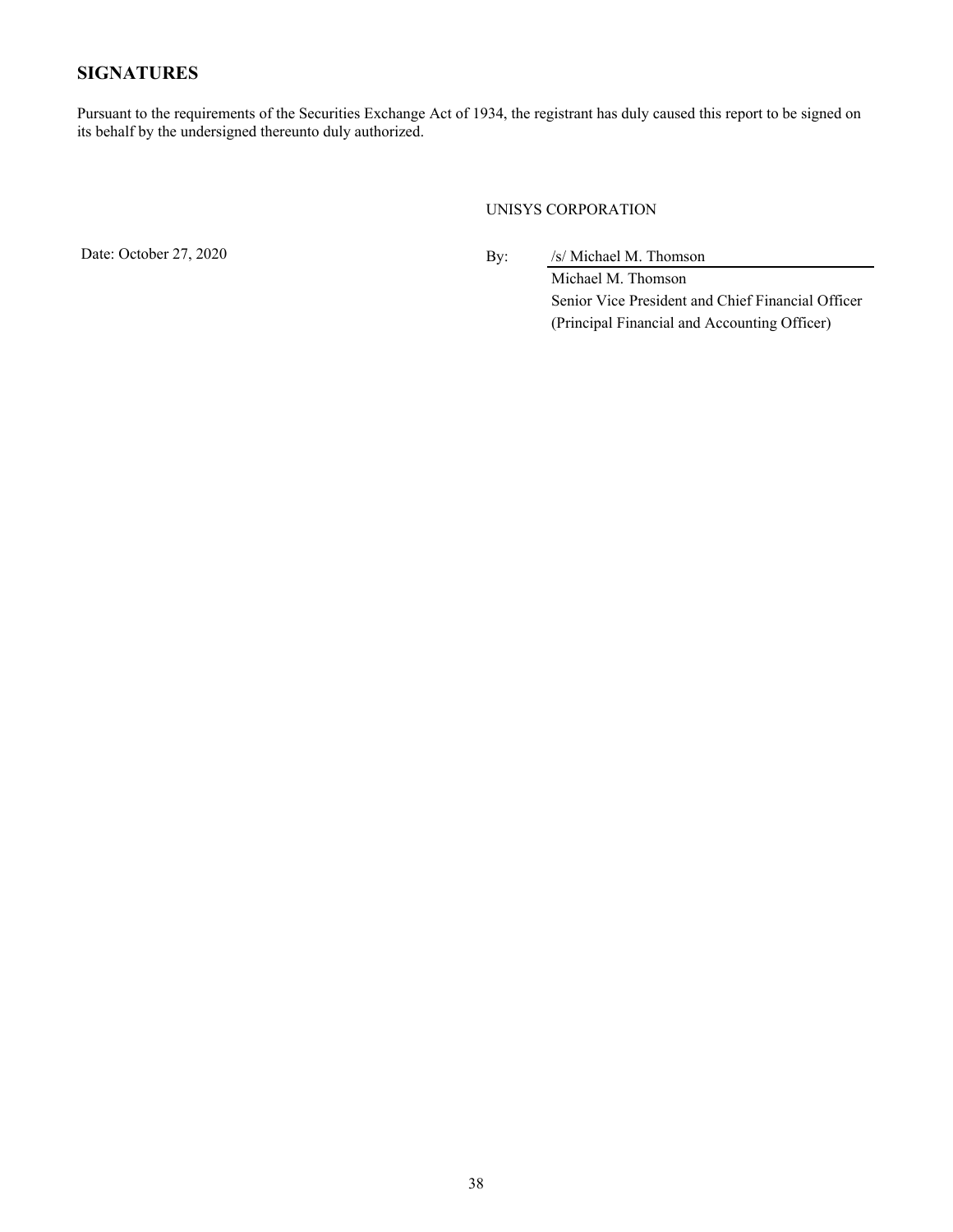## SIGNATURES

Pursuant to the requirements of the Securities Exchange Act of 1934, the registrant has duly caused this report to be signed on its behalf by the undersigned thereunto duly authorized.

UNISYS CORPORATION

Date: October 27, 2020

By: /s/ Michael M. Thomson

Michael M. Thomson
Senior Vice President and Chief Financial Officer
(Principal Financial and Accounting Officer)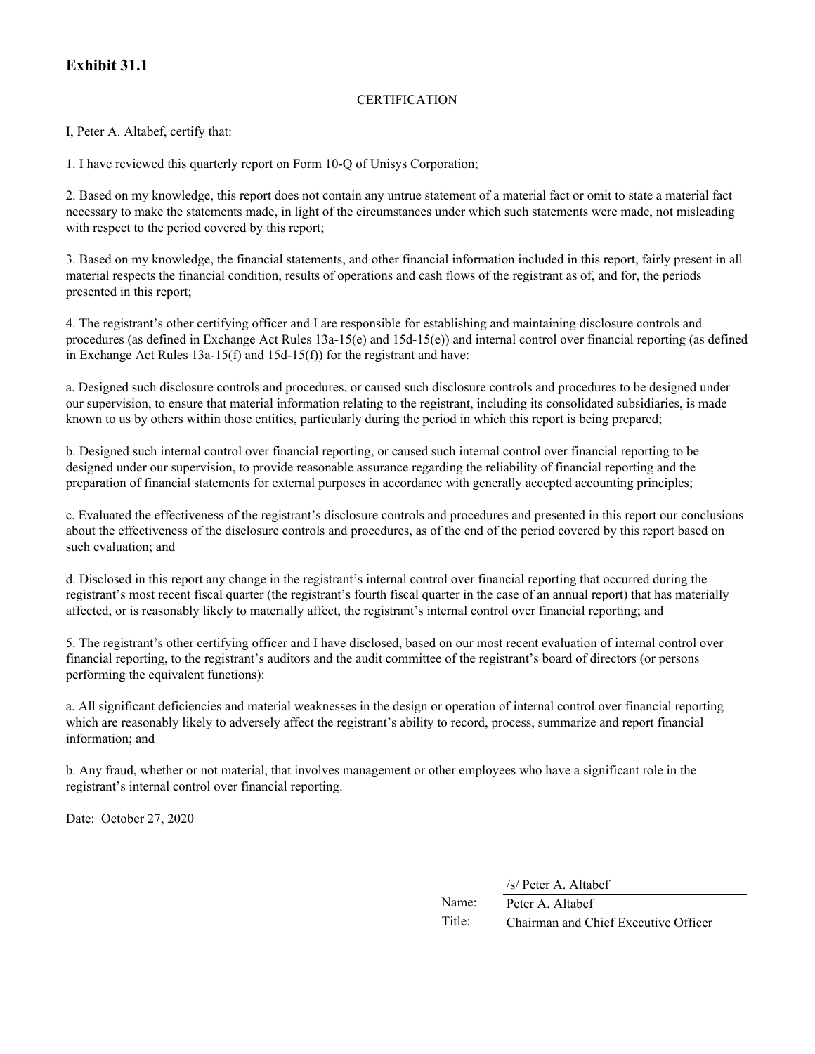# Exhibit 31.1

CERTIFICATION

I, Peter A. Altabef, certify that:

1. I have reviewed this quarterly report on Form 10-Q of Unisys Corporation;

2. Based on my knowledge, this report does not contain any untrue statement of a material fact or omit to state a material fact necessary to make the statements made, in light of the circumstances under which such statements were made, not misleading with respect to the period covered by this report;

3. Based on my knowledge, the financial statements, and other financial information included in this report, fairly present in all material respects the financial condition, results of operations and cash flows of the registrant as of, and for, the periods presented in this report;

4. The registrant's other certifying officer and I are responsible for establishing and maintaining disclosure controls and procedures (as defined in Exchange Act Rules 13a-15(e) and 15d-15(e)) and internal control over financial reporting (as defined in Exchange Act Rules 13a-15(f) and 15d-15(f)) for the registrant and have:

a. Designed such disclosure controls and procedures, or caused such disclosure controls and procedures to be designed under our supervision, to ensure that material information relating to the registrant, including its consolidated subsidiaries, is made known to us by others within those entities, particularly during the period in which this report is being prepared;

b. Designed such internal control over financial reporting, or caused such internal control over financial reporting to be designed under our supervision, to provide reasonable assurance regarding the reliability of financial reporting and the preparation of financial statements for external purposes in accordance with generally accepted accounting principles;

c. Evaluated the effectiveness of the registrant's disclosure controls and procedures and presented in this report our conclusions about the effectiveness of the disclosure controls and procedures, as of the end of the period covered by this report based on such evaluation; and

d. Disclosed in this report any change in the registrant's internal control over financial reporting that occurred during the registrant's most recent fiscal quarter (the registrant's fourth fiscal quarter in the case of an annual report) that has materially affected, or is reasonably likely to materially affect, the registrant's internal control over financial reporting; and

5. The registrant's other certifying officer and I have disclosed, based on our most recent evaluation of internal control over financial reporting, to the registrant's auditors and the audit committee of the registrant's board of directors (or persons performing the equivalent functions):

a. All significant deficiencies and material weaknesses in the design or operation of internal control over financial reporting which are reasonably likely to adversely affect the registrant's ability to record, process, summarize and report financial information; and

b. Any fraud, whether or not material, that involves management or other employees who have a significant role in the registrant's internal control over financial reporting.

Date: October 27, 2020

| | /s/ Peter A. Altabef |
|---|---|
| Name: | Peter A. Altabef |
| Title: | Chairman and Chief Executive Officer |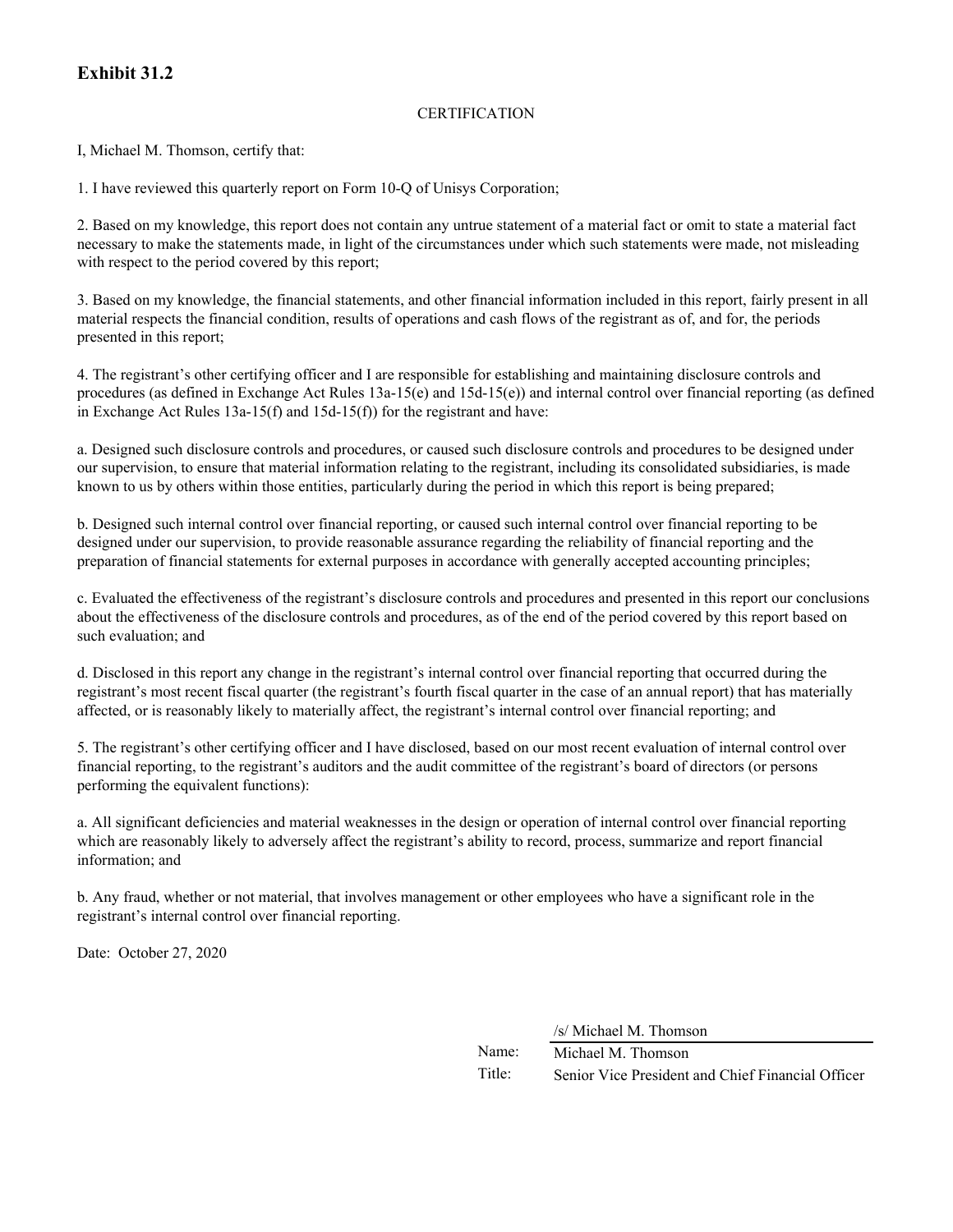# Exhibit 31.2

CERTIFICATION

I, Michael M. Thomson, certify that:

1. I have reviewed this quarterly report on Form 10-Q of Unisys Corporation;

2. Based on my knowledge, this report does not contain any untrue statement of a material fact or omit to state a material fact necessary to make the statements made, in light of the circumstances under which such statements were made, not misleading with respect to the period covered by this report;

3. Based on my knowledge, the financial statements, and other financial information included in this report, fairly present in all material respects the financial condition, results of operations and cash flows of the registrant as of, and for, the periods presented in this report;

4. The registrant's other certifying officer and I are responsible for establishing and maintaining disclosure controls and procedures (as defined in Exchange Act Rules 13a-15(e) and 15d-15(e)) and internal control over financial reporting (as defined in Exchange Act Rules 13a-15(f) and 15d-15(f)) for the registrant and have:

a. Designed such disclosure controls and procedures, or caused such disclosure controls and procedures to be designed under our supervision, to ensure that material information relating to the registrant, including its consolidated subsidiaries, is made known to us by others within those entities, particularly during the period in which this report is being prepared;

b. Designed such internal control over financial reporting, or caused such internal control over financial reporting to be designed under our supervision, to provide reasonable assurance regarding the reliability of financial reporting and the preparation of financial statements for external purposes in accordance with generally accepted accounting principles;

c. Evaluated the effectiveness of the registrant's disclosure controls and procedures and presented in this report our conclusions about the effectiveness of the disclosure controls and procedures, as of the end of the period covered by this report based on such evaluation; and

d. Disclosed in this report any change in the registrant's internal control over financial reporting that occurred during the registrant's most recent fiscal quarter (the registrant's fourth fiscal quarter in the case of an annual report) that has materially affected, or is reasonably likely to materially affect, the registrant's internal control over financial reporting; and

5. The registrant's other certifying officer and I have disclosed, based on our most recent evaluation of internal control over financial reporting, to the registrant's auditors and the audit committee of the registrant's board of directors (or persons performing the equivalent functions):

a. All significant deficiencies and material weaknesses in the design or operation of internal control over financial reporting which are reasonably likely to adversely affect the registrant's ability to record, process, summarize and report financial information; and

b. Any fraud, whether or not material, that involves management or other employees who have a significant role in the registrant's internal control over financial reporting.

Date: October 27, 2020

/s/ Michael M. Thomson

Name: Michael M. Thomson

Title: Senior Vice President and Chief Financial Officer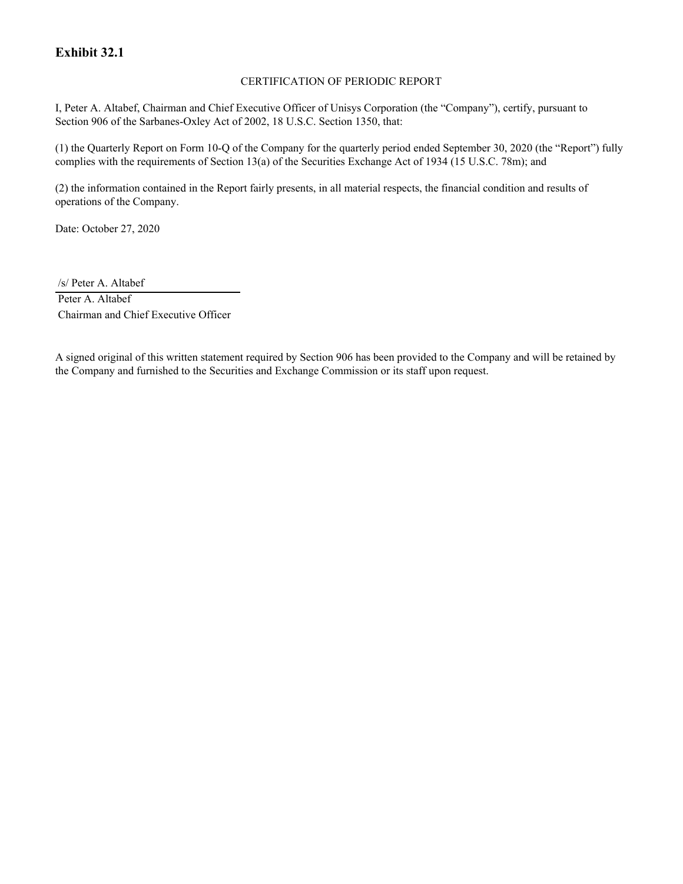## Exhibit 32.1

CERTIFICATION OF PERIODIC REPORT

I, Peter A. Altabef, Chairman and Chief Executive Officer of Unisys Corporation (the "Company"), certify, pursuant to Section 906 of the Sarbanes-Oxley Act of 2002, 18 U.S.C. Section 1350, that:

(1) the Quarterly Report on Form 10-Q of the Company for the quarterly period ended September 30, 2020 (the "Report") fully complies with the requirements of Section 13(a) of the Securities Exchange Act of 1934 (15 U.S.C. 78m); and

(2) the information contained in the Report fairly presents, in all material respects, the financial condition and results of operations of the Company.

Date: October 27, 2020

/s/ Peter A. Altabef

Peter A. Altabef
Chairman and Chief Executive Officer

A signed original of this written statement required by Section 906 has been provided to the Company and will be retained by the Company and furnished to the Securities and Exchange Commission or its staff upon request.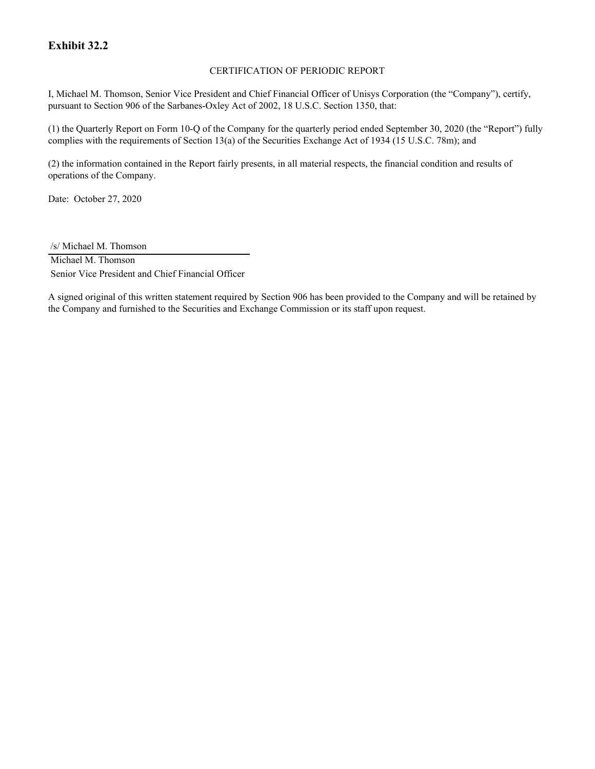**Exhibit 32.2**

CERTIFICATION OF PERIODIC REPORT

I, Michael M. Thomson, Senior Vice President and Chief Financial Officer of Unisys Corporation (the “Company”), certify, pursuant to Section 906 of the Sarbanes-Oxley Act of 2002, 18 U.S.C. Section 1350, that:

(1) the Quarterly Report on Form 10-Q of the Company for the quarterly period ended September 30, 2020 (the “Report”) fully complies with the requirements of Section 13(a) of the Securities Exchange Act of 1934 (15 U.S.C. 78m); and

(2) the information contained in the Report fairly presents, in all material respects, the financial condition and results of operations of the Company.

Date: October 27, 2020

/s/ Michael M. Thomson

Michael M. Thomson
Senior Vice President and Chief Financial Officer

A signed original of this written statement required by Section 906 has been provided to the Company and will be retained by the Company and furnished to the Securities and Exchange Commission or its staff upon request.